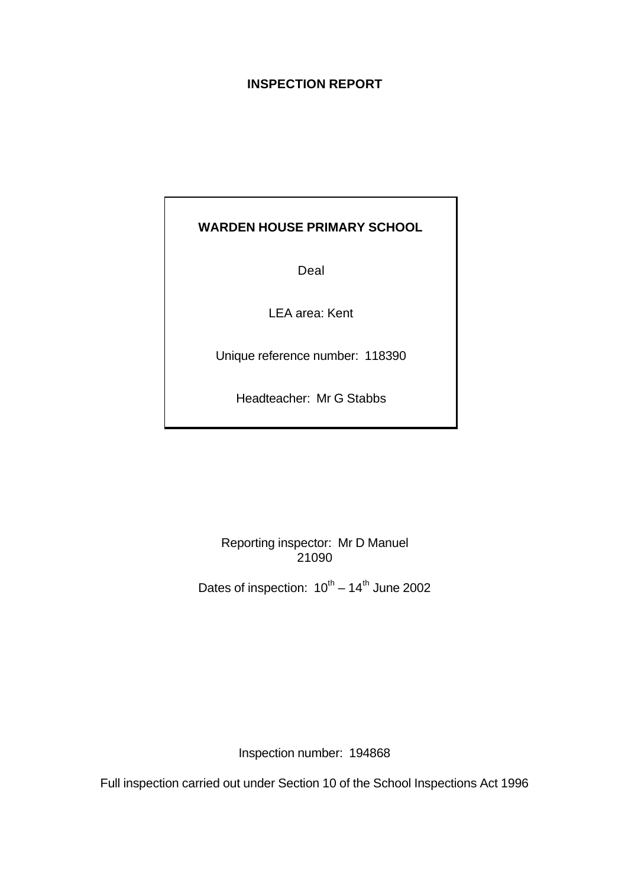**INSPECTION REPORT**

**WARDEN HOUSE PRIMARY SCHOOL**

Deal

LEA area: Kent

Unique reference number: 118390

Headteacher: Mr G Stabbs

Reporting inspector: Mr D Manuel
21090

Dates of inspection: 10th – 14th June 2002

Inspection number: 194868

Full inspection carried out under Section 10 of the School Inspections Act 1996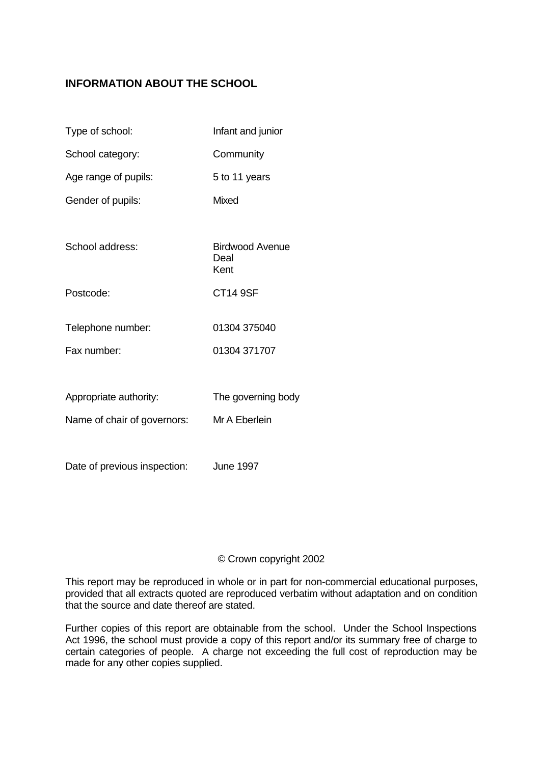## INFORMATION ABOUT THE SCHOOL

| | |
|---|---|
| Type of school: | Infant and junior |
| School category: | Community |
| Age range of pupils: | 5 to 11 years |
| Gender of pupils: | Mixed |
| School address: | Birdwood Avenue<br>Deal<br>Kent |
| Postcode: | CT14 9SF |
| Telephone number: | 01304 375040 |
| Fax number: | 01304 371707 |
| Appropriate authority: | The governing body |
| Name of chair of governors: | Mr A Eberlein |
| Date of previous inspection: | June 1997 |

© Crown copyright 2002

This report may be reproduced in whole or in part for non-commercial educational purposes, provided that all extracts quoted are reproduced verbatim without adaptation and on condition that the source and date thereof are stated.

Further copies of this report are obtainable from the school. Under the School Inspections Act 1996, the school must provide a copy of this report and/or its summary free of charge to certain categories of people. A charge not exceeding the full cost of reproduction may be made for any other copies supplied.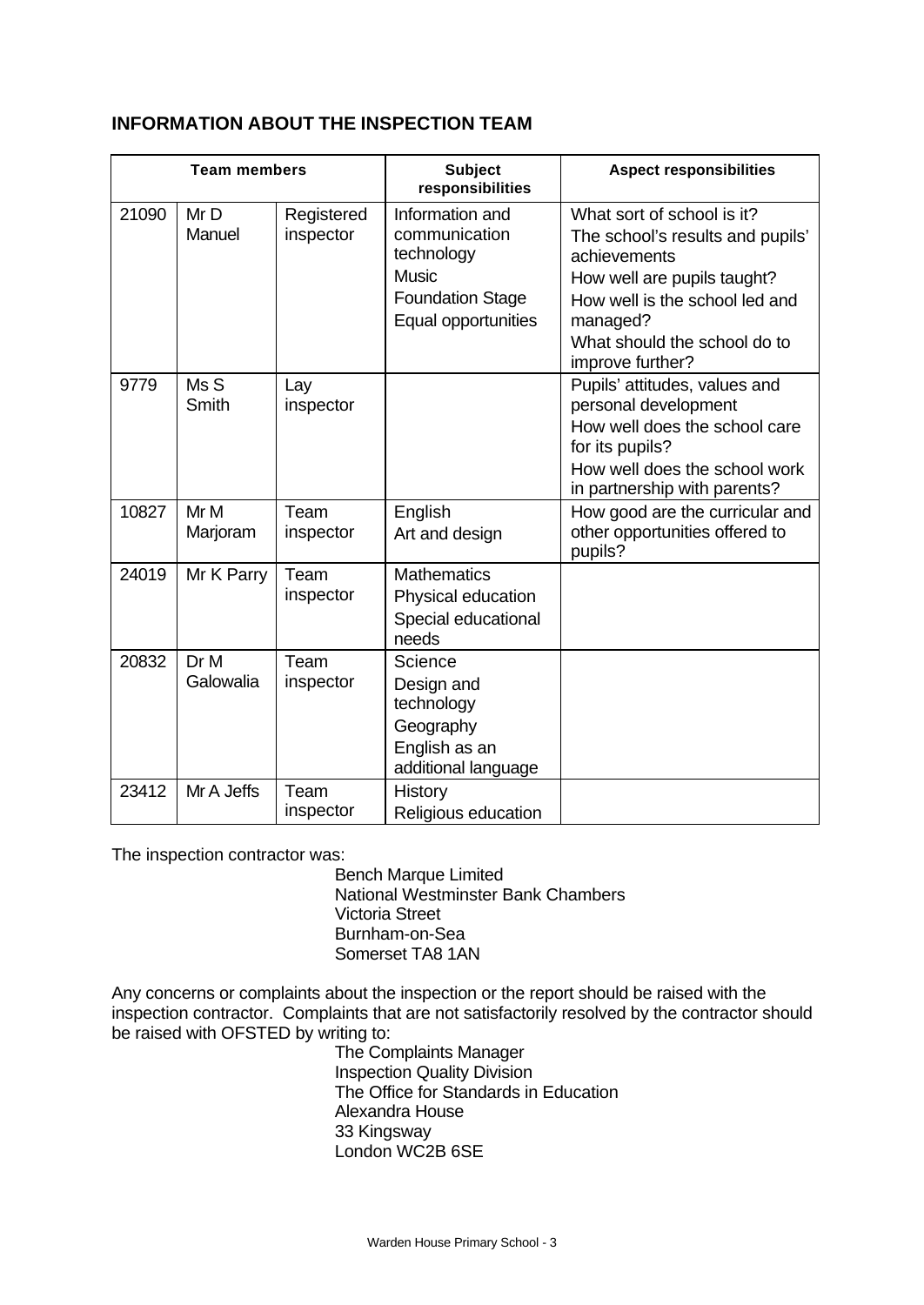## INFORMATION ABOUT THE INSPECTION TEAM

| Team members | | | Subject responsibilities | Aspect responsibilities |
|---|---|---|---|---|
| 21090 | Mr D Manuel | Registered inspector | Information and communication technology<br>Music<br>Foundation Stage<br>Equal opportunities | What sort of school is it?<br>The school's results and pupils' achievements<br>How well are pupils taught?<br>How well is the school led and managed?<br>What should the school do to improve further? |
| 9779 | Ms S Smith | Lay inspector | | Pupils' attitudes, values and personal development<br>How well does the school care for its pupils?<br>How well does the school work in partnership with parents? |
| 10827 | Mr M Marjoram | Team inspector | English<br>Art and design | How good are the curricular and other opportunities offered to pupils? |
| 24019 | Mr K Parry | Team inspector | Mathematics<br>Physical education<br>Special educational needs | |
| 20832 | Dr M Galowalia | Team inspector | Science<br>Design and technology<br>Geography<br>English as an additional language | |
| 23412 | Mr A Jeffs | Team inspector | History<br>Religious education | |

The inspection contractor was:

Bench Marque Limited
National Westminster Bank Chambers
Victoria Street
Burnham-on-Sea
Somerset TA8 1AN

Any concerns or complaints about the inspection or the report should be raised with the inspection contractor. Complaints that are not satisfactorily resolved by the contractor should be raised with OFSTED by writing to:

The Complaints Manager
Inspection Quality Division
The Office for Standards in Education
Alexandra House
33 Kingsway
London WC2B 6SE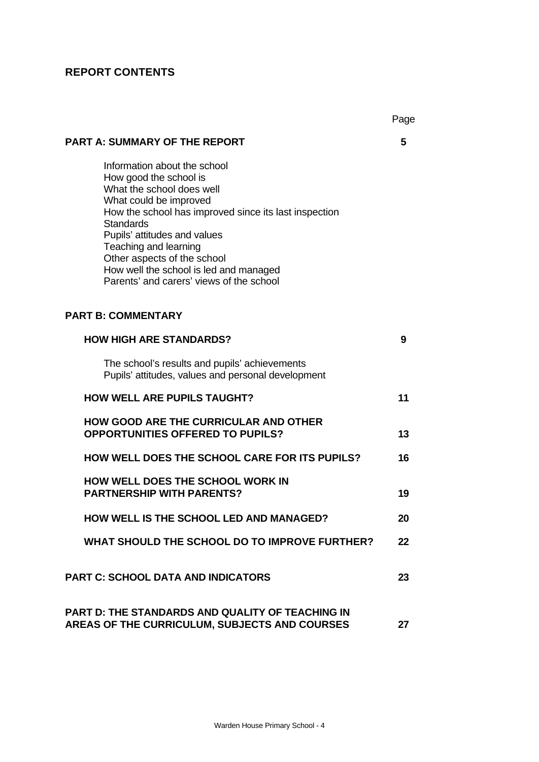## REPORT CONTENTS

| | Page |
|---|---|
| **PART A: SUMMARY OF THE REPORT** | **5** |
| Information about the school<br>How good the school is<br>What the school does well<br>What could be improved<br>How the school has improved since its last inspection<br>Standards<br>Pupils' attitudes and values<br>Teaching and learning<br>Other aspects of the school<br>How well the school is led and managed<br>Parents' and carers' views of the school | |
| **PART B: COMMENTARY** | |
| **HOW HIGH ARE STANDARDS?** | **9** |
| The school's results and pupils' achievements<br>Pupils' attitudes, values and personal development | |
| **HOW WELL ARE PUPILS TAUGHT?** | **11** |
| **HOW GOOD ARE THE CURRICULAR AND OTHER OPPORTUNITIES OFFERED TO PUPILS?** | **13** |
| **HOW WELL DOES THE SCHOOL CARE FOR ITS PUPILS?** | **16** |
| **HOW WELL DOES THE SCHOOL WORK IN PARTNERSHIP WITH PARENTS?** | **19** |
| **HOW WELL IS THE SCHOOL LED AND MANAGED?** | **20** |
| **WHAT SHOULD THE SCHOOL DO TO IMPROVE FURTHER?** | **22** |
| **PART C: SCHOOL DATA AND INDICATORS** | **23** |
| **PART D: THE STANDARDS AND QUALITY OF TEACHING IN AREAS OF THE CURRICULUM, SUBJECTS AND COURSES** | **27** |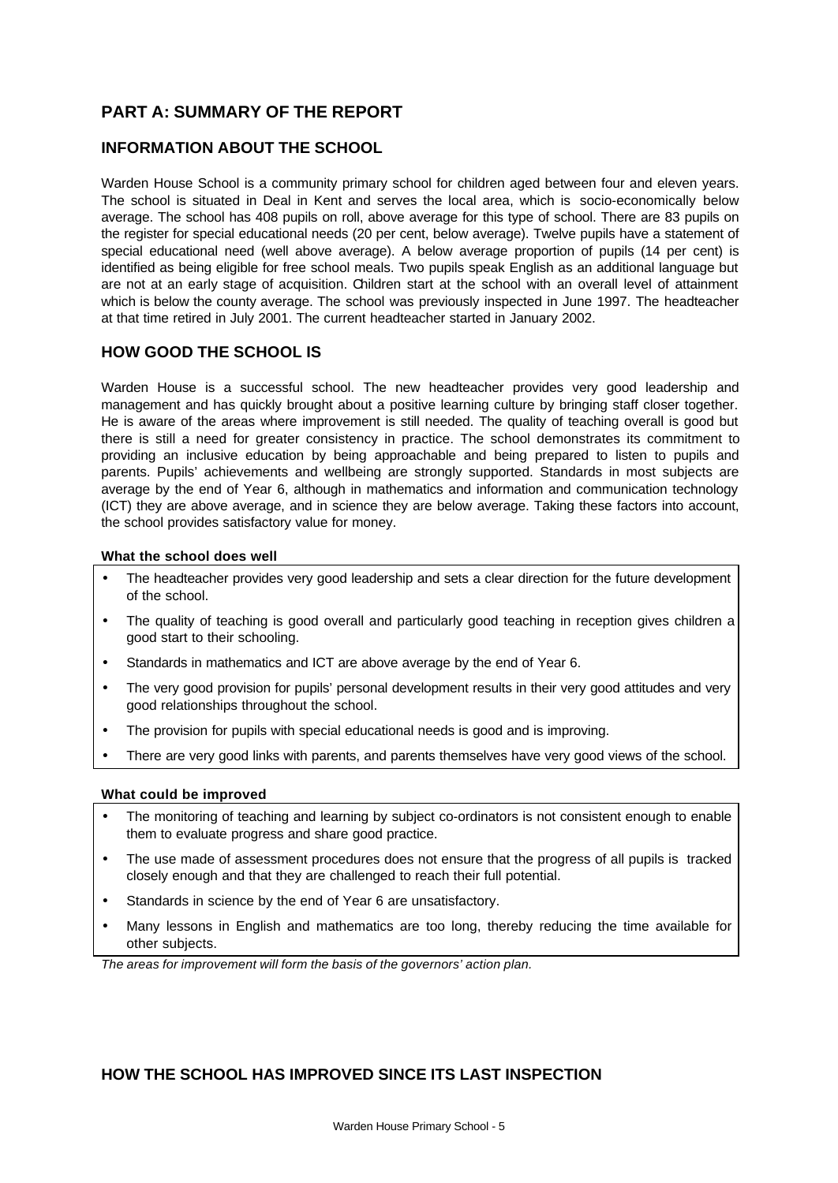## PART A: SUMMARY OF THE REPORT

## INFORMATION ABOUT THE SCHOOL

Warden House School is a community primary school for children aged between four and eleven years. The school is situated in Deal in Kent and serves the local area, which is socio-economically below average. The school has 408 pupils on roll, above average for this type of school. There are 83 pupils on the register for special educational needs (20 per cent, below average). Twelve pupils have a statement of special educational need (well above average). A below average proportion of pupils (14 per cent) is identified as being eligible for free school meals. Two pupils speak English as an additional language but are not at an early stage of acquisition. Children start at the school with an overall level of attainment which is below the county average. The school was previously inspected in June 1997. The headteacher at that time retired in July 2001. The current headteacher started in January 2002.

## HOW GOOD THE SCHOOL IS

Warden House is a successful school. The new headteacher provides very good leadership and management and has quickly brought about a positive learning culture by bringing staff closer together. He is aware of the areas where improvement is still needed. The quality of teaching overall is good but there is still a need for greater consistency in practice. The school demonstrates its commitment to providing an inclusive education by being approachable and being prepared to listen to pupils and parents. Pupils' achievements and wellbeing are strongly supported. Standards in most subjects are average by the end of Year 6, although in mathematics and information and communication technology (ICT) they are above average, and in science they are below average. Taking these factors into account, the school provides satisfactory value for money.

**What the school does well**

- The headteacher provides very good leadership and sets a clear direction for the future development of the school.
- The quality of teaching is good overall and particularly good teaching in reception gives children a good start to their schooling.
- Standards in mathematics and ICT are above average by the end of Year 6.
- The very good provision for pupils' personal development results in their very good attitudes and very good relationships throughout the school.
- The provision for pupils with special educational needs is good and is improving.
- There are very good links with parents, and parents themselves have very good views of the school.

**What could be improved**

- The monitoring of teaching and learning by subject co-ordinators is not consistent enough to enable them to evaluate progress and share good practice.
- The use made of assessment procedures does not ensure that the progress of all pupils is tracked closely enough and that they are challenged to reach their full potential.
- Standards in science by the end of Year 6 are unsatisfactory.
- Many lessons in English and mathematics are too long, thereby reducing the time available for other subjects.

*The areas for improvement will form the basis of the governors' action plan.*

## HOW THE SCHOOL HAS IMPROVED SINCE ITS LAST INSPECTION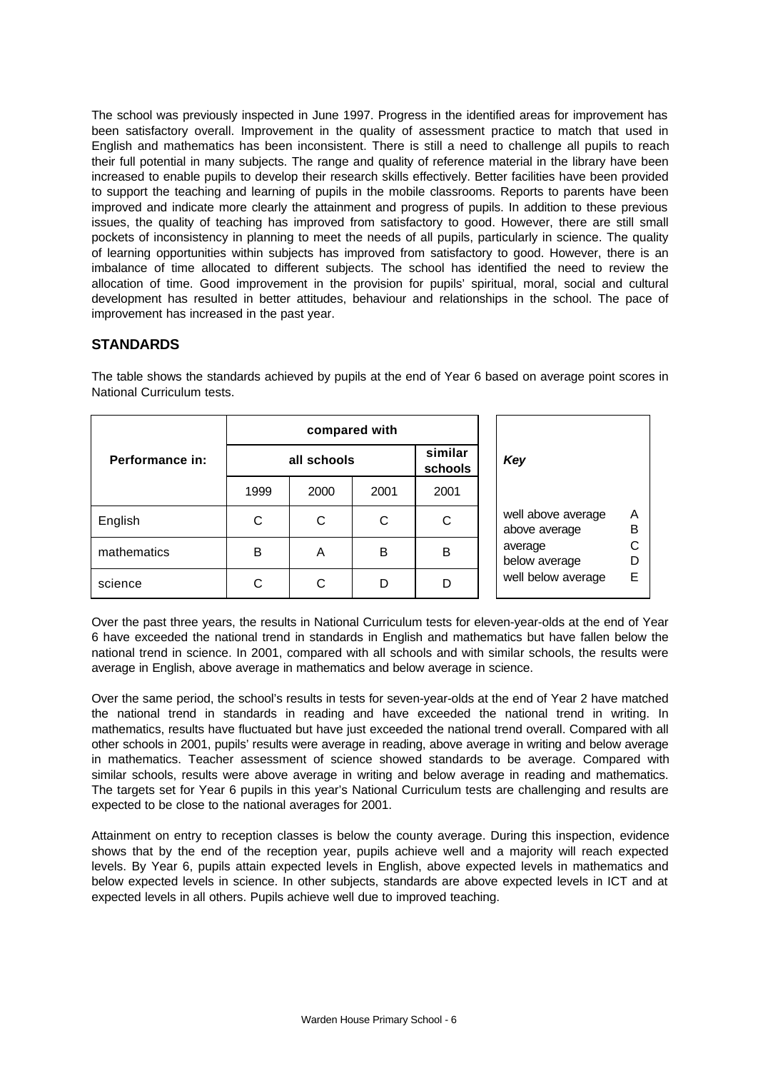The school was previously inspected in June 1997. Progress in the identified areas for improvement has been satisfactory overall. Improvement in the quality of assessment practice to match that used in English and mathematics has been inconsistent. There is still a need to challenge all pupils to reach their full potential in many subjects. The range and quality of reference material in the library have been increased to enable pupils to develop their research skills effectively. Better facilities have been provided to support the teaching and learning of pupils in the mobile classrooms. Reports to parents have been improved and indicate more clearly the attainment and progress of pupils. In addition to these previous issues, the quality of teaching has improved from satisfactory to good. However, there are still small pockets of inconsistency in planning to meet the needs of all pupils, particularly in science. The quality of learning opportunities within subjects has improved from satisfactory to good. However, there is an imbalance of time allocated to different subjects. The school has identified the need to review the allocation of time. Good improvement in the provision for pupils' spiritual, moral, social and cultural development has resulted in better attitudes, behaviour and relationships in the school. The pace of improvement has increased in the past year.

## STANDARDS

The table shows the standards achieved by pupils at the end of Year 6 based on average point scores in National Curriculum tests.

| Performance in: | compared with | | | |
|---|---|---|---|---|
| | all schools | | | similar schools |
| | 1999 | 2000 | 2001 | 2001 |
| English | C | C | C | C |
| mathematics | B | A | B | B |
| science | C | C | D | D |

| *Key* | |
|---|---|
| well above average | A |
| above average | B |
| average | C |
| below average | D |
| well below average | E |

Over the past three years, the results in National Curriculum tests for eleven-year-olds at the end of Year 6 have exceeded the national trend in standards in English and mathematics but have fallen below the national trend in science. In 2001, compared with all schools and with similar schools, the results were average in English, above average in mathematics and below average in science.

Over the same period, the school's results in tests for seven-year-olds at the end of Year 2 have matched the national trend in standards in reading and have exceeded the national trend in writing. In mathematics, results have fluctuated but have just exceeded the national trend overall. Compared with all other schools in 2001, pupils' results were average in reading, above average in writing and below average in mathematics. Teacher assessment of science showed standards to be average. Compared with similar schools, results were above average in writing and below average in reading and mathematics. The targets set for Year 6 pupils in this year's National Curriculum tests are challenging and results are expected to be close to the national averages for 2001.

Attainment on entry to reception classes is below the county average. During this inspection, evidence shows that by the end of the reception year, pupils achieve well and a majority will reach expected levels. By Year 6, pupils attain expected levels in English, above expected levels in mathematics and below expected levels in science. In other subjects, standards are above expected levels in ICT and at expected levels in all others. Pupils achieve well due to improved teaching.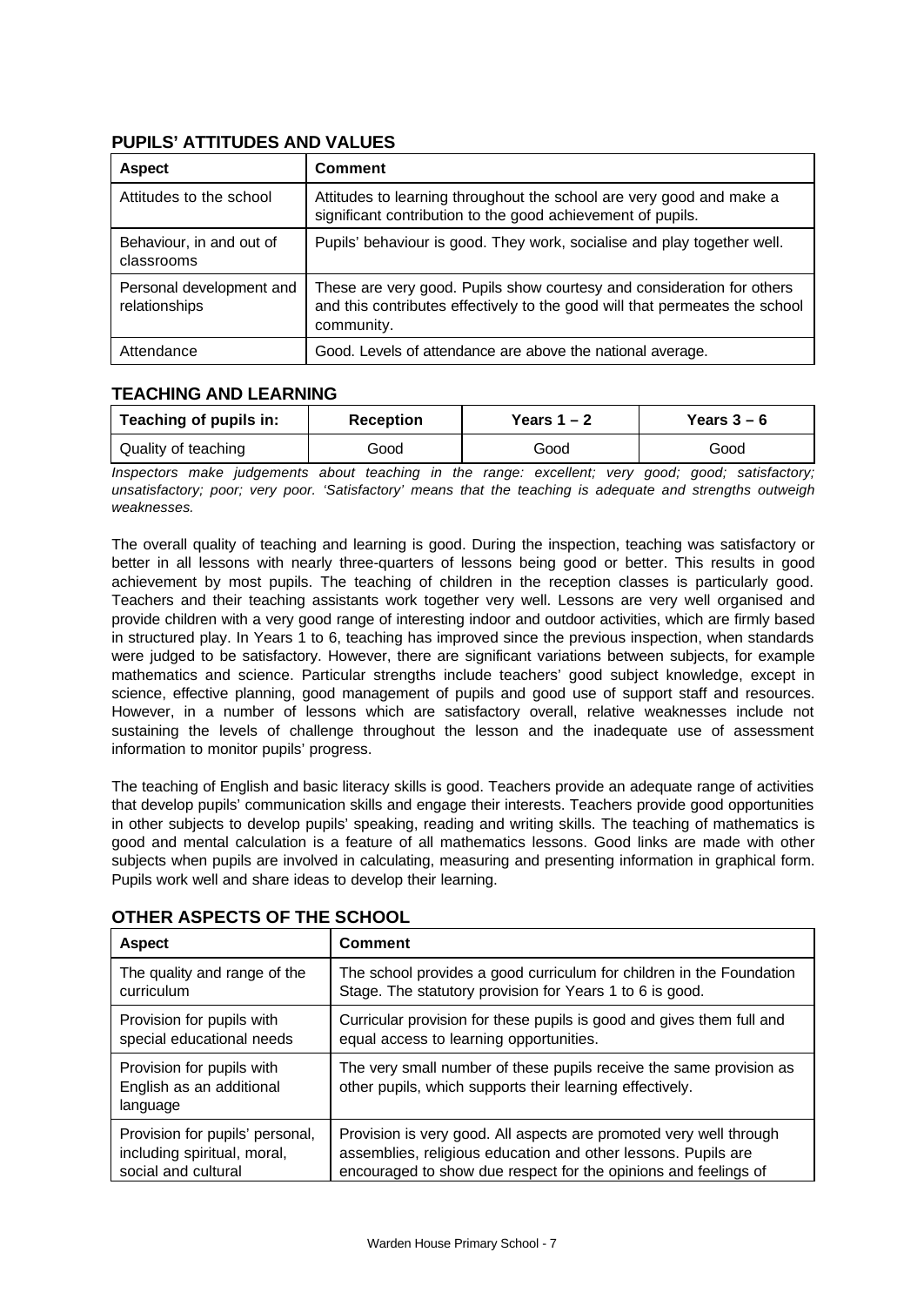## PUPILS' ATTITUDES AND VALUES

| Aspect | Comment |
|---|---|
| Attitudes to the school | Attitudes to learning throughout the school are very good and make a significant contribution to the good achievement of pupils. |
| Behaviour, in and out of classrooms | Pupils' behaviour is good. They work, socialise and play together well. |
| Personal development and relationships | These are very good. Pupils show courtesy and consideration for others and this contributes effectively to the good will that permeates the school community. |
| Attendance | Good. Levels of attendance are above the national average. |

## TEACHING AND LEARNING

| Teaching of pupils in: | Reception | Years 1 – 2 | Years 3 – 6 |
|---|---|---|---|
| Quality of teaching | Good | Good | Good |

*Inspectors make judgements about teaching in the range: excellent; very good; good; satisfactory; unsatisfactory; poor; very poor. 'Satisfactory' means that the teaching is adequate and strengths outweigh weaknesses.*

The overall quality of teaching and learning is good. During the inspection, teaching was satisfactory or better in all lessons with nearly three-quarters of lessons being good or better. This results in good achievement by most pupils. The teaching of children in the reception classes is particularly good. Teachers and their teaching assistants work together very well. Lessons are very well organised and provide children with a very good range of interesting indoor and outdoor activities, which are firmly based in structured play. In Years 1 to 6, teaching has improved since the previous inspection, when standards were judged to be satisfactory. However, there are significant variations between subjects, for example mathematics and science. Particular strengths include teachers' good subject knowledge, except in science, effective planning, good management of pupils and good use of support staff and resources. However, in a number of lessons which are satisfactory overall, relative weaknesses include not sustaining the levels of challenge throughout the lesson and the inadequate use of assessment information to monitor pupils' progress.

The teaching of English and basic literacy skills is good. Teachers provide an adequate range of activities that develop pupils' communication skills and engage their interests. Teachers provide good opportunities in other subjects to develop pupils' speaking, reading and writing skills. The teaching of mathematics is good and mental calculation is a feature of all mathematics lessons. Good links are made with other subjects when pupils are involved in calculating, measuring and presenting information in graphical form. Pupils work well and share ideas to develop their learning.

## OTHER ASPECTS OF THE SCHOOL

| Aspect | Comment |
|---|---|
| The quality and range of the curriculum | The school provides a good curriculum for children in the Foundation Stage. The statutory provision for Years 1 to 6 is good. |
| Provision for pupils with special educational needs | Curricular provision for these pupils is good and gives them full and equal access to learning opportunities. |
| Provision for pupils with English as an additional language | The very small number of these pupils receive the same provision as other pupils, which supports their learning effectively. |
| Provision for pupils' personal, including spiritual, moral, social and cultural | Provision is very good. All aspects are promoted very well through assemblies, religious education and other lessons. Pupils are encouraged to show due respect for the opinions and feelings of |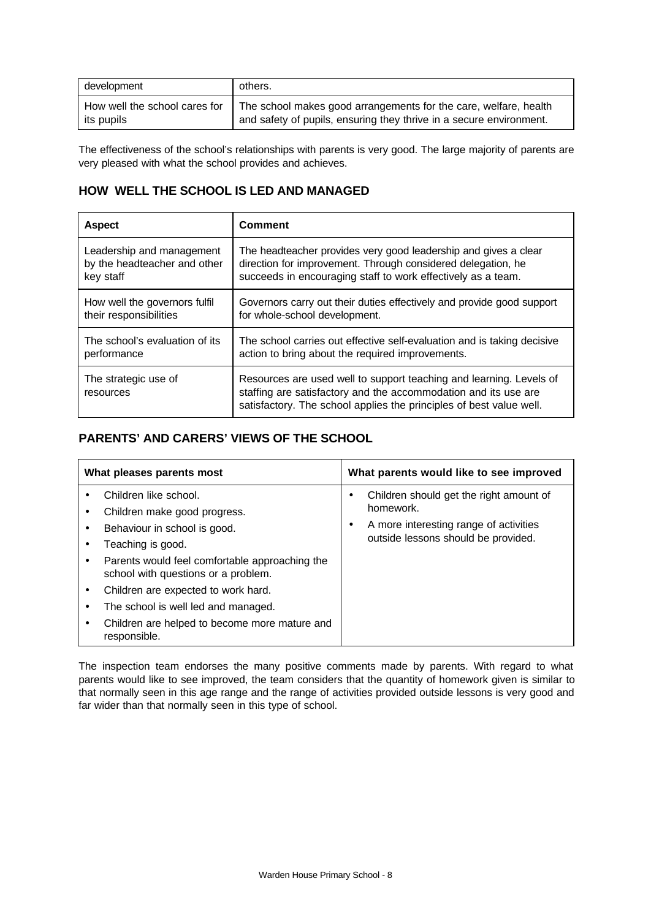| development | others. |
|---|---|
| How well the school cares for its pupils | The school makes good arrangements for the care, welfare, health and safety of pupils, ensuring they thrive in a secure environment. |

The effectiveness of the school's relationships with parents is very good. The large majority of parents are very pleased with what the school provides and achieves.

## HOW WELL THE SCHOOL IS LED AND MANAGED

| Aspect | Comment |
|---|---|
| Leadership and management by the headteacher and other key staff | The headteacher provides very good leadership and gives a clear direction for improvement. Through considered delegation, he succeeds in encouraging staff to work effectively as a team. |
| How well the governors fulfil their responsibilities | Governors carry out their duties effectively and provide good support for whole-school development. |
| The school's evaluation of its performance | The school carries out effective self-evaluation and is taking decisive action to bring about the required improvements. |
| The strategic use of resources | Resources are used well to support teaching and learning. Levels of staffing are satisfactory and the accommodation and its use are satisfactory. The school applies the principles of best value well. |

## PARENTS' AND CARERS' VIEWS OF THE SCHOOL

| What pleases parents most | What parents would like to see improved |
|---|---|
| • Children like school.<br>• Children make good progress.<br>• Behaviour in school is good.<br>• Teaching is good.<br>• Parents would feel comfortable approaching the school with questions or a problem.<br>• Children are expected to work hard.<br>• The school is well led and managed.<br>• Children are helped to become more mature and responsible. | • Children should get the right amount of homework.<br>• A more interesting range of activities outside lessons should be provided. |

The inspection team endorses the many positive comments made by parents. With regard to what parents would like to see improved, the team considers that the quantity of homework given is similar to that normally seen in this age range and the range of activities provided outside lessons is very good and far wider than that normally seen in this type of school.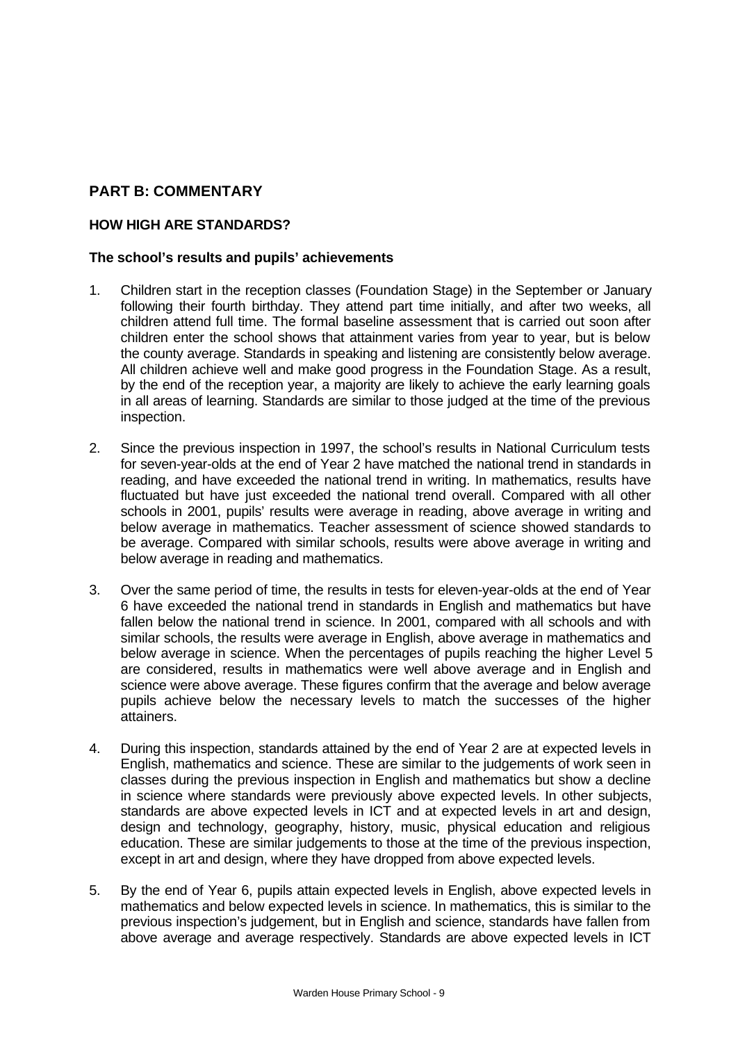## PART B: COMMENTARY

### HOW HIGH ARE STANDARDS?

#### The school's results and pupils' achievements

1. Children start in the reception classes (Foundation Stage) in the September or January following their fourth birthday. They attend part time initially, and after two weeks, all children attend full time. The formal baseline assessment that is carried out soon after children enter the school shows that attainment varies from year to year, but is below the county average. Standards in speaking and listening are consistently below average. All children achieve well and make good progress in the Foundation Stage. As a result, by the end of the reception year, a majority are likely to achieve the early learning goals in all areas of learning. Standards are similar to those judged at the time of the previous inspection.

2. Since the previous inspection in 1997, the school's results in National Curriculum tests for seven-year-olds at the end of Year 2 have matched the national trend in standards in reading, and have exceeded the national trend in writing. In mathematics, results have fluctuated but have just exceeded the national trend overall. Compared with all other schools in 2001, pupils' results were average in reading, above average in writing and below average in mathematics. Teacher assessment of science showed standards to be average. Compared with similar schools, results were above average in writing and below average in reading and mathematics.

3. Over the same period of time, the results in tests for eleven-year-olds at the end of Year 6 have exceeded the national trend in standards in English and mathematics but have fallen below the national trend in science. In 2001, compared with all schools and with similar schools, the results were average in English, above average in mathematics and below average in science. When the percentages of pupils reaching the higher Level 5 are considered, results in mathematics were well above average and in English and science were above average. These figures confirm that the average and below average pupils achieve below the necessary levels to match the successes of the higher attainers.

4. During this inspection, standards attained by the end of Year 2 are at expected levels in English, mathematics and science. These are similar to the judgements of work seen in classes during the previous inspection in English and mathematics but show a decline in science where standards were previously above expected levels. In other subjects, standards are above expected levels in ICT and at expected levels in art and design, design and technology, geography, history, music, physical education and religious education. These are similar judgements to those at the time of the previous inspection, except in art and design, where they have dropped from above expected levels.

5. By the end of Year 6, pupils attain expected levels in English, above expected levels in mathematics and below expected levels in science. In mathematics, this is similar to the previous inspection's judgement, but in English and science, standards have fallen from above average and average respectively. Standards are above expected levels in ICT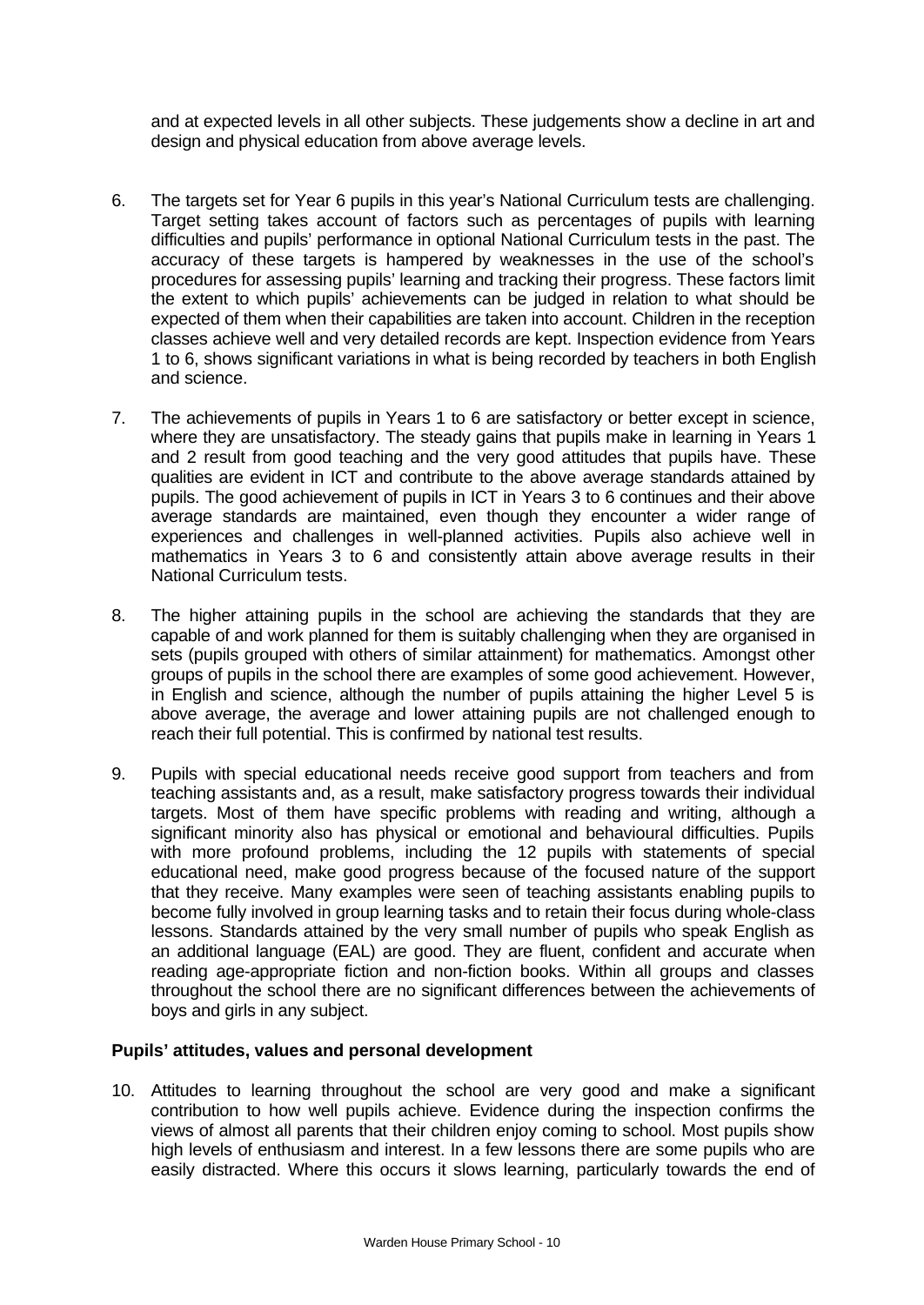and at expected levels in all other subjects. These judgements show a decline in art and design and physical education from above average levels.

6. The targets set for Year 6 pupils in this year's National Curriculum tests are challenging. Target setting takes account of factors such as percentages of pupils with learning difficulties and pupils' performance in optional National Curriculum tests in the past. The accuracy of these targets is hampered by weaknesses in the use of the school's procedures for assessing pupils' learning and tracking their progress. These factors limit the extent to which pupils' achievements can be judged in relation to what should be expected of them when their capabilities are taken into account. Children in the reception classes achieve well and very detailed records are kept. Inspection evidence from Years 1 to 6, shows significant variations in what is being recorded by teachers in both English and science.

7. The achievements of pupils in Years 1 to 6 are satisfactory or better except in science, where they are unsatisfactory. The steady gains that pupils make in learning in Years 1 and 2 result from good teaching and the very good attitudes that pupils have. These qualities are evident in ICT and contribute to the above average standards attained by pupils. The good achievement of pupils in ICT in Years 3 to 6 continues and their above average standards are maintained, even though they encounter a wider range of experiences and challenges in well-planned activities. Pupils also achieve well in mathematics in Years 3 to 6 and consistently attain above average results in their National Curriculum tests.

8. The higher attaining pupils in the school are achieving the standards that they are capable of and work planned for them is suitably challenging when they are organised in sets (pupils grouped with others of similar attainment) for mathematics. Amongst other groups of pupils in the school there are examples of some good achievement. However, in English and science, although the number of pupils attaining the higher Level 5 is above average, the average and lower attaining pupils are not challenged enough to reach their full potential. This is confirmed by national test results.

9. Pupils with special educational needs receive good support from teachers and from teaching assistants and, as a result, make satisfactory progress towards their individual targets. Most of them have specific problems with reading and writing, although a significant minority also has physical or emotional and behavioural difficulties. Pupils with more profound problems, including the 12 pupils with statements of special educational need, make good progress because of the focused nature of the support that they receive. Many examples were seen of teaching assistants enabling pupils to become fully involved in group learning tasks and to retain their focus during whole-class lessons. Standards attained by the very small number of pupils who speak English as an additional language (EAL) are good. They are fluent, confident and accurate when reading age-appropriate fiction and non-fiction books. Within all groups and classes throughout the school there are no significant differences between the achievements of boys and girls in any subject.

**Pupils' attitudes, values and personal development**

10. Attitudes to learning throughout the school are very good and make a significant contribution to how well pupils achieve. Evidence during the inspection confirms the views of almost all parents that their children enjoy coming to school. Most pupils show high levels of enthusiasm and interest. In a few lessons there are some pupils who are easily distracted. Where this occurs it slows learning, particularly towards the end of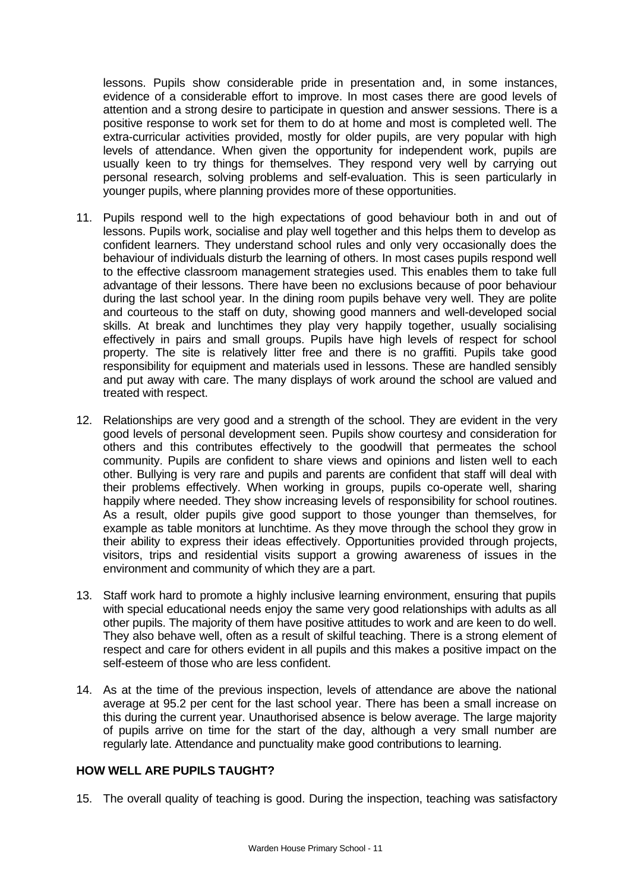lessons. Pupils show considerable pride in presentation and, in some instances, evidence of a considerable effort to improve. In most cases there are good levels of attention and a strong desire to participate in question and answer sessions. There is a positive response to work set for them to do at home and most is completed well. The extra-curricular activities provided, mostly for older pupils, are very popular with high levels of attendance. When given the opportunity for independent work, pupils are usually keen to try things for themselves. They respond very well by carrying out personal research, solving problems and self-evaluation. This is seen particularly in younger pupils, where planning provides more of these opportunities.

11. Pupils respond well to the high expectations of good behaviour both in and out of lessons. Pupils work, socialise and play well together and this helps them to develop as confident learners. They understand school rules and only very occasionally does the behaviour of individuals disturb the learning of others. In most cases pupils respond well to the effective classroom management strategies used. This enables them to take full advantage of their lessons. There have been no exclusions because of poor behaviour during the last school year. In the dining room pupils behave very well. They are polite and courteous to the staff on duty, showing good manners and well-developed social skills. At break and lunchtimes they play very happily together, usually socialising effectively in pairs and small groups. Pupils have high levels of respect for school property. The site is relatively litter free and there is no graffiti. Pupils take good responsibility for equipment and materials used in lessons. These are handled sensibly and put away with care. The many displays of work around the school are valued and treated with respect.

12. Relationships are very good and a strength of the school. They are evident in the very good levels of personal development seen. Pupils show courtesy and consideration for others and this contributes effectively to the goodwill that permeates the school community. Pupils are confident to share views and opinions and listen well to each other. Bullying is very rare and pupils and parents are confident that staff will deal with their problems effectively. When working in groups, pupils co-operate well, sharing happily where needed. They show increasing levels of responsibility for school routines. As a result, older pupils give good support to those younger than themselves, for example as table monitors at lunchtime. As they move through the school they grow in their ability to express their ideas effectively. Opportunities provided through projects, visitors, trips and residential visits support a growing awareness of issues in the environment and community of which they are a part.

13. Staff work hard to promote a highly inclusive learning environment, ensuring that pupils with special educational needs enjoy the same very good relationships with adults as all other pupils. The majority of them have positive attitudes to work and are keen to do well. They also behave well, often as a result of skilful teaching. There is a strong element of respect and care for others evident in all pupils and this makes a positive impact on the self-esteem of those who are less confident.

14. As at the time of the previous inspection, levels of attendance are above the national average at 95.2 per cent for the last school year. There has been a small increase on this during the current year. Unauthorised absence is below average. The large majority of pupils arrive on time for the start of the day, although a very small number are regularly late. Attendance and punctuality make good contributions to learning.

## HOW WELL ARE PUPILS TAUGHT?

15. The overall quality of teaching is good. During the inspection, teaching was satisfactory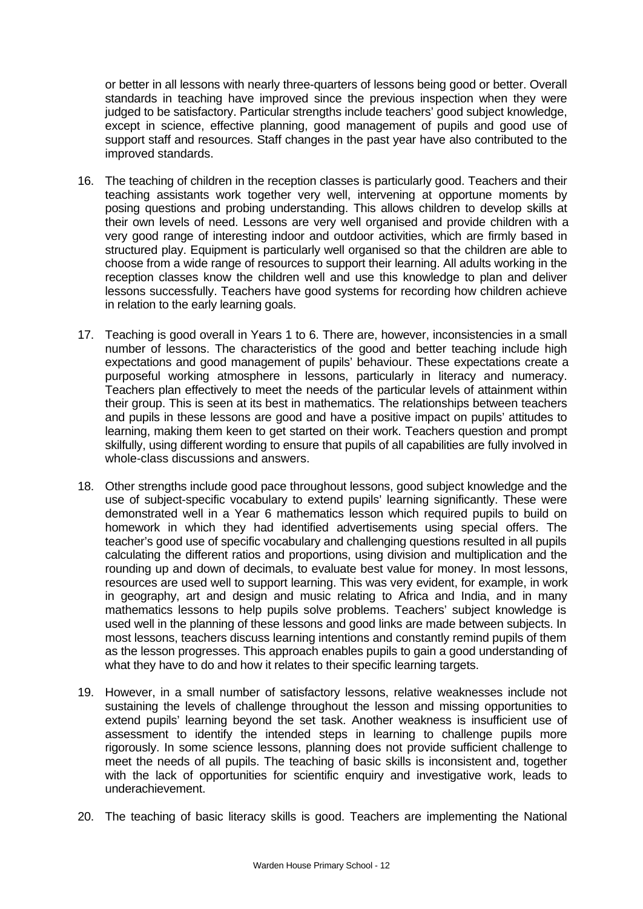or better in all lessons with nearly three-quarters of lessons being good or better. Overall standards in teaching have improved since the previous inspection when they were judged to be satisfactory. Particular strengths include teachers' good subject knowledge, except in science, effective planning, good management of pupils and good use of support staff and resources. Staff changes in the past year have also contributed to the improved standards.

16. The teaching of children in the reception classes is particularly good. Teachers and their teaching assistants work together very well, intervening at opportune moments by posing questions and probing understanding. This allows children to develop skills at their own levels of need. Lessons are very well organised and provide children with a very good range of interesting indoor and outdoor activities, which are firmly based in structured play. Equipment is particularly well organised so that the children are able to choose from a wide range of resources to support their learning. All adults working in the reception classes know the children well and use this knowledge to plan and deliver lessons successfully. Teachers have good systems for recording how children achieve in relation to the early learning goals.

17. Teaching is good overall in Years 1 to 6. There are, however, inconsistencies in a small number of lessons. The characteristics of the good and better teaching include high expectations and good management of pupils' behaviour. These expectations create a purposeful working atmosphere in lessons, particularly in literacy and numeracy. Teachers plan effectively to meet the needs of the particular levels of attainment within their group. This is seen at its best in mathematics. The relationships between teachers and pupils in these lessons are good and have a positive impact on pupils' attitudes to learning, making them keen to get started on their work. Teachers question and prompt skilfully, using different wording to ensure that pupils of all capabilities are fully involved in whole-class discussions and answers.

18. Other strengths include good pace throughout lessons, good subject knowledge and the use of subject-specific vocabulary to extend pupils' learning significantly. These were demonstrated well in a Year 6 mathematics lesson which required pupils to build on homework in which they had identified advertisements using special offers. The teacher's good use of specific vocabulary and challenging questions resulted in all pupils calculating the different ratios and proportions, using division and multiplication and the rounding up and down of decimals, to evaluate best value for money. In most lessons, resources are used well to support learning. This was very evident, for example, in work in geography, art and design and music relating to Africa and India, and in many mathematics lessons to help pupils solve problems. Teachers' subject knowledge is used well in the planning of these lessons and good links are made between subjects. In most lessons, teachers discuss learning intentions and constantly remind pupils of them as the lesson progresses. This approach enables pupils to gain a good understanding of what they have to do and how it relates to their specific learning targets.

19. However, in a small number of satisfactory lessons, relative weaknesses include not sustaining the levels of challenge throughout the lesson and missing opportunities to extend pupils' learning beyond the set task. Another weakness is insufficient use of assessment to identify the intended steps in learning to challenge pupils more rigorously. In some science lessons, planning does not provide sufficient challenge to meet the needs of all pupils. The teaching of basic skills is inconsistent and, together with the lack of opportunities for scientific enquiry and investigative work, leads to underachievement.

20. The teaching of basic literacy skills is good. Teachers are implementing the National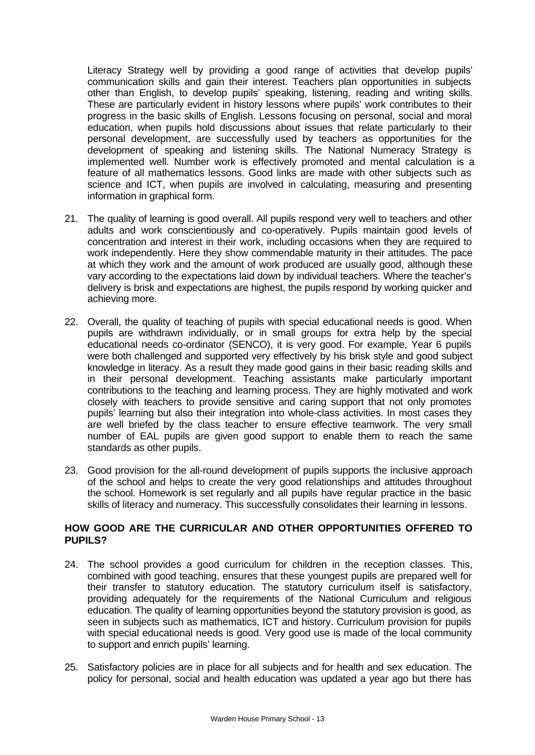Literacy Strategy well by providing a good range of activities that develop pupils' communication skills and gain their interest. Teachers plan opportunities in subjects other than English, to develop pupils' speaking, listening, reading and writing skills. These are particularly evident in history lessons where pupils' work contributes to their progress in the basic skills of English. Lessons focusing on personal, social and moral education, when pupils hold discussions about issues that relate particularly to their personal development, are successfully used by teachers as opportunities for the development of speaking and listening skills. The National Numeracy Strategy is implemented well. Number work is effectively promoted and mental calculation is a feature of all mathematics lessons. Good links are made with other subjects such as science and ICT, when pupils are involved in calculating, measuring and presenting information in graphical form.

21. The quality of learning is good overall. All pupils respond very well to teachers and other adults and work conscientiously and co-operatively. Pupils maintain good levels of concentration and interest in their work, including occasions when they are required to work independently. Here they show commendable maturity in their attitudes. The pace at which they work and the amount of work produced are usually good, although these vary according to the expectations laid down by individual teachers. Where the teacher's delivery is brisk and expectations are highest, the pupils respond by working quicker and achieving more.

22. Overall, the quality of teaching of pupils with special educational needs is good. When pupils are withdrawn individually, or in small groups for extra help by the special educational needs co-ordinator (SENCO), it is very good. For example, Year 6 pupils were both challenged and supported very effectively by his brisk style and good subject knowledge in literacy. As a result they made good gains in their basic reading skills and in their personal development. Teaching assistants make particularly important contributions to the teaching and learning process. They are highly motivated and work closely with teachers to provide sensitive and caring support that not only promotes pupils' learning but also their integration into whole-class activities. In most cases they are well briefed by the class teacher to ensure effective teamwork. The very small number of EAL pupils are given good support to enable them to reach the same standards as other pupils.

23. Good provision for the all-round development of pupils supports the inclusive approach of the school and helps to create the very good relationships and attitudes throughout the school. Homework is set regularly and all pupils have regular practice in the basic skills of literacy and numeracy. This successfully consolidates their learning in lessons.

## HOW GOOD ARE THE CURRICULAR AND OTHER OPPORTUNITIES OFFERED TO PUPILS?

24. The school provides a good curriculum for children in the reception classes. This, combined with good teaching, ensures that these youngest pupils are prepared well for their transfer to statutory education. The statutory curriculum itself is satisfactory, providing adequately for the requirements of the National Curriculum and religious education. The quality of learning opportunities beyond the statutory provision is good, as seen in subjects such as mathematics, ICT and history. Curriculum provision for pupils with special educational needs is good. Very good use is made of the local community to support and enrich pupils' learning.

25. Satisfactory policies are in place for all subjects and for health and sex education. The policy for personal, social and health education was updated a year ago but there has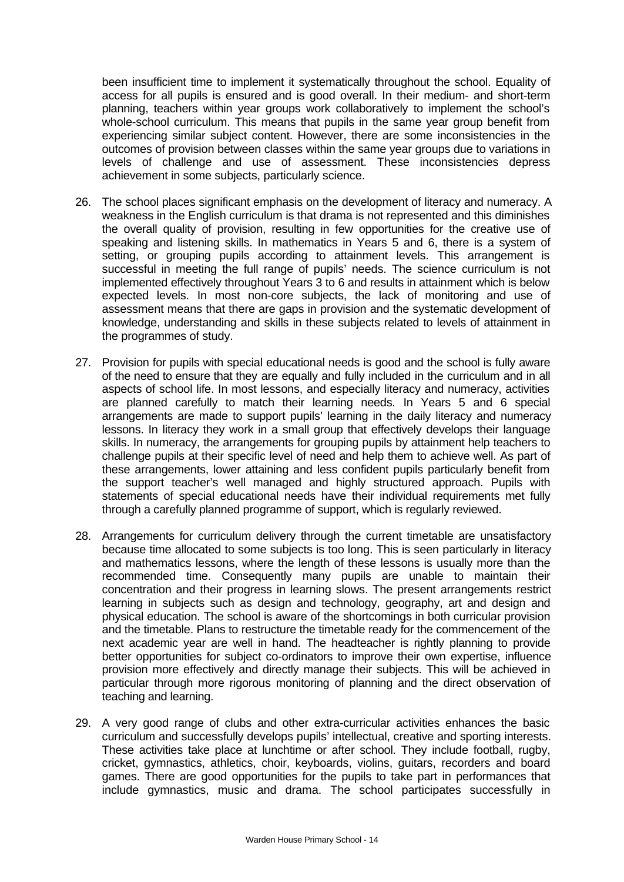been insufficient time to implement it systematically throughout the school. Equality of access for all pupils is ensured and is good overall. In their medium- and short-term planning, teachers within year groups work collaboratively to implement the school's whole-school curriculum. This means that pupils in the same year group benefit from experiencing similar subject content. However, there are some inconsistencies in the outcomes of provision between classes within the same year groups due to variations in levels of challenge and use of assessment. These inconsistencies depress achievement in some subjects, particularly science.

26. The school places significant emphasis on the development of literacy and numeracy. A weakness in the English curriculum is that drama is not represented and this diminishes the overall quality of provision, resulting in few opportunities for the creative use of speaking and listening skills. In mathematics in Years 5 and 6, there is a system of setting, or grouping pupils according to attainment levels. This arrangement is successful in meeting the full range of pupils' needs. The science curriculum is not implemented effectively throughout Years 3 to 6 and results in attainment which is below expected levels. In most non-core subjects, the lack of monitoring and use of assessment means that there are gaps in provision and the systematic development of knowledge, understanding and skills in these subjects related to levels of attainment in the programmes of study.

27. Provision for pupils with special educational needs is good and the school is fully aware of the need to ensure that they are equally and fully included in the curriculum and in all aspects of school life. In most lessons, and especially literacy and numeracy, activities are planned carefully to match their learning needs. In Years 5 and 6 special arrangements are made to support pupils' learning in the daily literacy and numeracy lessons. In literacy they work in a small group that effectively develops their language skills. In numeracy, the arrangements for grouping pupils by attainment help teachers to challenge pupils at their specific level of need and help them to achieve well. As part of these arrangements, lower attaining and less confident pupils particularly benefit from the support teacher's well managed and highly structured approach. Pupils with statements of special educational needs have their individual requirements met fully through a carefully planned programme of support, which is regularly reviewed.

28. Arrangements for curriculum delivery through the current timetable are unsatisfactory because time allocated to some subjects is too long. This is seen particularly in literacy and mathematics lessons, where the length of these lessons is usually more than the recommended time. Consequently many pupils are unable to maintain their concentration and their progress in learning slows. The present arrangements restrict learning in subjects such as design and technology, geography, art and design and physical education. The school is aware of the shortcomings in both curricular provision and the timetable. Plans to restructure the timetable ready for the commencement of the next academic year are well in hand. The headteacher is rightly planning to provide better opportunities for subject co-ordinators to improve their own expertise, influence provision more effectively and directly manage their subjects. This will be achieved in particular through more rigorous monitoring of planning and the direct observation of teaching and learning.

29. A very good range of clubs and other extra-curricular activities enhances the basic curriculum and successfully develops pupils' intellectual, creative and sporting interests. These activities take place at lunchtime or after school. They include football, rugby, cricket, gymnastics, athletics, choir, keyboards, violins, guitars, recorders and board games. There are good opportunities for the pupils to take part in performances that include gymnastics, music and drama. The school participates successfully in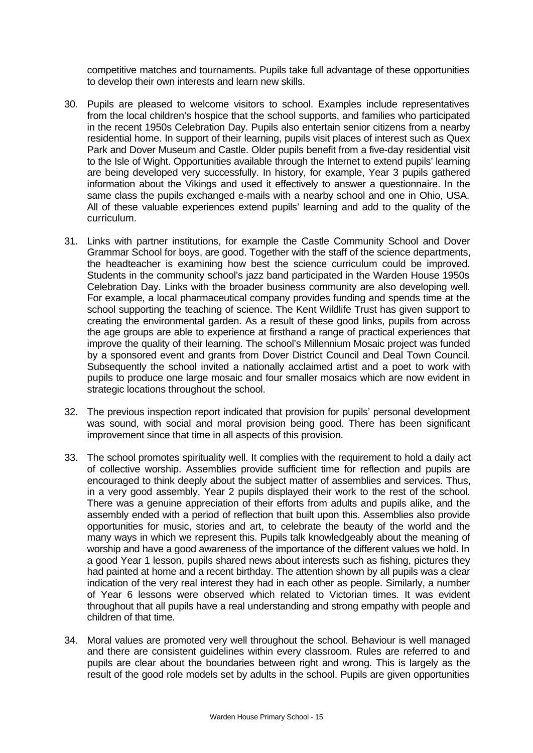competitive matches and tournaments. Pupils take full advantage of these opportunities to develop their own interests and learn new skills.

30. Pupils are pleased to welcome visitors to school. Examples include representatives from the local children's hospice that the school supports, and families who participated in the recent 1950s Celebration Day. Pupils also entertain senior citizens from a nearby residential home. In support of their learning, pupils visit places of interest such as Quex Park and Dover Museum and Castle. Older pupils benefit from a five-day residential visit to the Isle of Wight. Opportunities available through the Internet to extend pupils' learning are being developed very successfully. In history, for example, Year 3 pupils gathered information about the Vikings and used it effectively to answer a questionnaire. In the same class the pupils exchanged e-mails with a nearby school and one in Ohio, USA. All of these valuable experiences extend pupils' learning and add to the quality of the curriculum.

31. Links with partner institutions, for example the Castle Community School and Dover Grammar School for boys, are good. Together with the staff of the science departments, the headteacher is examining how best the science curriculum could be improved. Students in the community school's jazz band participated in the Warden House 1950s Celebration Day. Links with the broader business community are also developing well. For example, a local pharmaceutical company provides funding and spends time at the school supporting the teaching of science. The Kent Wildlife Trust has given support to creating the environmental garden. As a result of these good links, pupils from across the age groups are able to experience at firsthand a range of practical experiences that improve the quality of their learning. The school's Millennium Mosaic project was funded by a sponsored event and grants from Dover District Council and Deal Town Council. Subsequently the school invited a nationally acclaimed artist and a poet to work with pupils to produce one large mosaic and four smaller mosaics which are now evident in strategic locations throughout the school.

32. The previous inspection report indicated that provision for pupils' personal development was sound, with social and moral provision being good. There has been significant improvement since that time in all aspects of this provision.

33. The school promotes spirituality well. It complies with the requirement to hold a daily act of collective worship. Assemblies provide sufficient time for reflection and pupils are encouraged to think deeply about the subject matter of assemblies and services. Thus, in a very good assembly, Year 2 pupils displayed their work to the rest of the school. There was a genuine appreciation of their efforts from adults and pupils alike, and the assembly ended with a period of reflection that built upon this. Assemblies also provide opportunities for music, stories and art, to celebrate the beauty of the world and the many ways in which we represent this. Pupils talk knowledgeably about the meaning of worship and have a good awareness of the importance of the different values we hold. In a good Year 1 lesson, pupils shared news about interests such as fishing, pictures they had painted at home and a recent birthday. The attention shown by all pupils was a clear indication of the very real interest they had in each other as people. Similarly, a number of Year 6 lessons were observed which related to Victorian times. It was evident throughout that all pupils have a real understanding and strong empathy with people and children of that time.

34. Moral values are promoted very well throughout the school. Behaviour is well managed and there are consistent guidelines within every classroom. Rules are referred to and pupils are clear about the boundaries between right and wrong. This is largely as the result of the good role models set by adults in the school. Pupils are given opportunities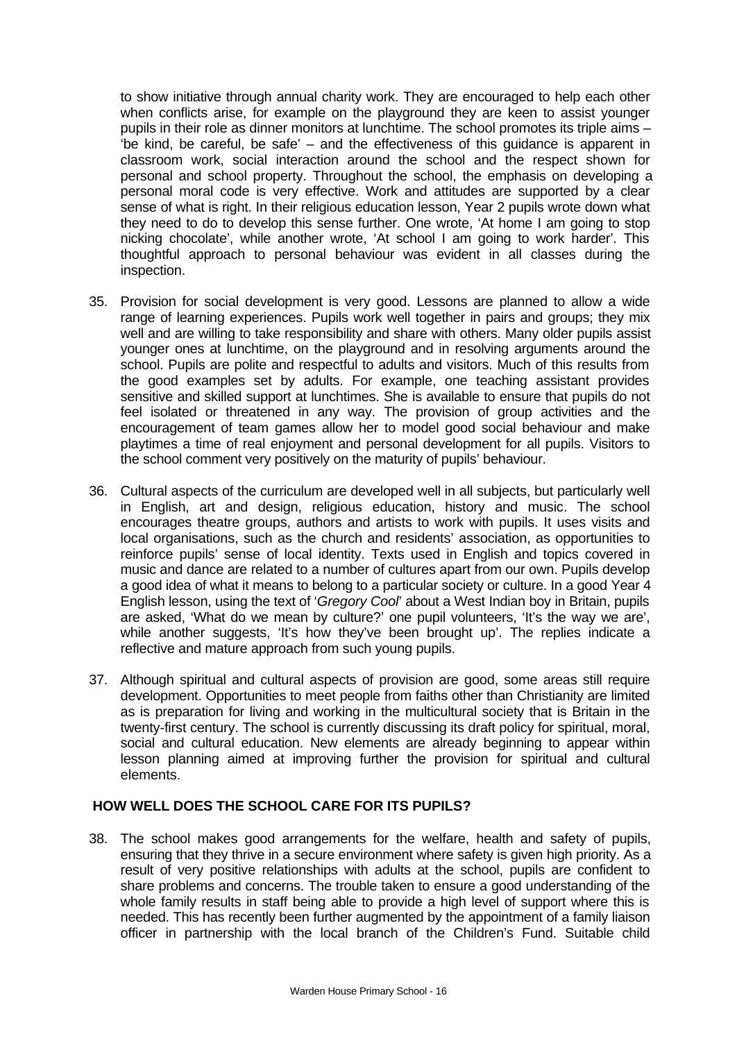to show initiative through annual charity work. They are encouraged to help each other when conflicts arise, for example on the playground they are keen to assist younger pupils in their role as dinner monitors at lunchtime. The school promotes its triple aims – 'be kind, be careful, be safe' – and the effectiveness of this guidance is apparent in classroom work, social interaction around the school and the respect shown for personal and school property. Throughout the school, the emphasis on developing a personal moral code is very effective. Work and attitudes are supported by a clear sense of what is right. In their religious education lesson, Year 2 pupils wrote down what they need to do to develop this sense further. One wrote, 'At home I am going to stop nicking chocolate', while another wrote, 'At school I am going to work harder'. This thoughtful approach to personal behaviour was evident in all classes during the inspection.

35. Provision for social development is very good. Lessons are planned to allow a wide range of learning experiences. Pupils work well together in pairs and groups; they mix well and are willing to take responsibility and share with others. Many older pupils assist younger ones at lunchtime, on the playground and in resolving arguments around the school. Pupils are polite and respectful to adults and visitors. Much of this results from the good examples set by adults. For example, one teaching assistant provides sensitive and skilled support at lunchtimes. She is available to ensure that pupils do not feel isolated or threatened in any way. The provision of group activities and the encouragement of team games allow her to model good social behaviour and make playtimes a time of real enjoyment and personal development for all pupils. Visitors to the school comment very positively on the maturity of pupils' behaviour.

36. Cultural aspects of the curriculum are developed well in all subjects, but particularly well in English, art and design, religious education, history and music. The school encourages theatre groups, authors and artists to work with pupils. It uses visits and local organisations, such as the church and residents' association, as opportunities to reinforce pupils' sense of local identity. Texts used in English and topics covered in music and dance are related to a number of cultures apart from our own. Pupils develop a good idea of what it means to belong to a particular society or culture. In a good Year 4 English lesson, using the text of '*Gregory Cool*' about a West Indian boy in Britain, pupils are asked, 'What do we mean by culture?' one pupil volunteers, 'It's the way we are', while another suggests, 'It's how they've been brought up'. The replies indicate a reflective and mature approach from such young pupils.

37. Although spiritual and cultural aspects of provision are good, some areas still require development. Opportunities to meet people from faiths other than Christianity are limited as is preparation for living and working in the multicultural society that is Britain in the twenty-first century. The school is currently discussing its draft policy for spiritual, moral, social and cultural education. New elements are already beginning to appear within lesson planning aimed at improving further the provision for spiritual and cultural elements.

## HOW WELL DOES THE SCHOOL CARE FOR ITS PUPILS?

38. The school makes good arrangements for the welfare, health and safety of pupils, ensuring that they thrive in a secure environment where safety is given high priority. As a result of very positive relationships with adults at the school, pupils are confident to share problems and concerns. The trouble taken to ensure a good understanding of the whole family results in staff being able to provide a high level of support where this is needed. This has recently been further augmented by the appointment of a family liaison officer in partnership with the local branch of the Children's Fund. Suitable child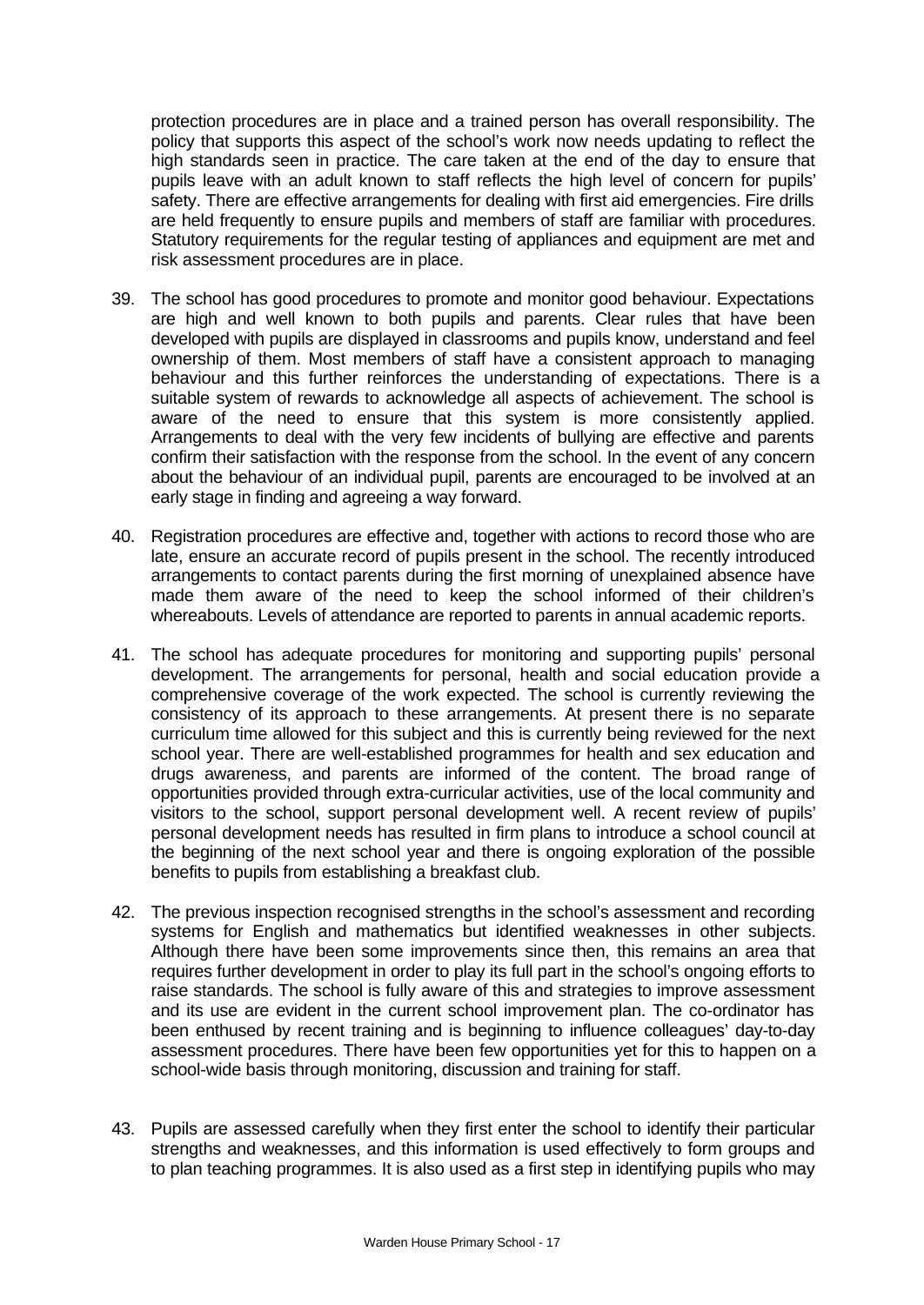protection procedures are in place and a trained person has overall responsibility. The policy that supports this aspect of the school's work now needs updating to reflect the high standards seen in practice. The care taken at the end of the day to ensure that pupils leave with an adult known to staff reflects the high level of concern for pupils' safety. There are effective arrangements for dealing with first aid emergencies. Fire drills are held frequently to ensure pupils and members of staff are familiar with procedures. Statutory requirements for the regular testing of appliances and equipment are met and risk assessment procedures are in place.

39. The school has good procedures to promote and monitor good behaviour. Expectations are high and well known to both pupils and parents. Clear rules that have been developed with pupils are displayed in classrooms and pupils know, understand and feel ownership of them. Most members of staff have a consistent approach to managing behaviour and this further reinforces the understanding of expectations. There is a suitable system of rewards to acknowledge all aspects of achievement. The school is aware of the need to ensure that this system is more consistently applied. Arrangements to deal with the very few incidents of bullying are effective and parents confirm their satisfaction with the response from the school. In the event of any concern about the behaviour of an individual pupil, parents are encouraged to be involved at an early stage in finding and agreeing a way forward.

40. Registration procedures are effective and, together with actions to record those who are late, ensure an accurate record of pupils present in the school. The recently introduced arrangements to contact parents during the first morning of unexplained absence have made them aware of the need to keep the school informed of their children's whereabouts. Levels of attendance are reported to parents in annual academic reports.

41. The school has adequate procedures for monitoring and supporting pupils' personal development. The arrangements for personal, health and social education provide a comprehensive coverage of the work expected. The school is currently reviewing the consistency of its approach to these arrangements. At present there is no separate curriculum time allowed for this subject and this is currently being reviewed for the next school year. There are well-established programmes for health and sex education and drugs awareness, and parents are informed of the content. The broad range of opportunities provided through extra-curricular activities, use of the local community and visitors to the school, support personal development well. A recent review of pupils' personal development needs has resulted in firm plans to introduce a school council at the beginning of the next school year and there is ongoing exploration of the possible benefits to pupils from establishing a breakfast club.

42. The previous inspection recognised strengths in the school's assessment and recording systems for English and mathematics but identified weaknesses in other subjects. Although there have been some improvements since then, this remains an area that requires further development in order to play its full part in the school's ongoing efforts to raise standards. The school is fully aware of this and strategies to improve assessment and its use are evident in the current school improvement plan. The co-ordinator has been enthused by recent training and is beginning to influence colleagues' day-to-day assessment procedures. There have been few opportunities yet for this to happen on a school-wide basis through monitoring, discussion and training for staff.

43. Pupils are assessed carefully when they first enter the school to identify their particular strengths and weaknesses, and this information is used effectively to form groups and to plan teaching programmes. It is also used as a first step in identifying pupils who may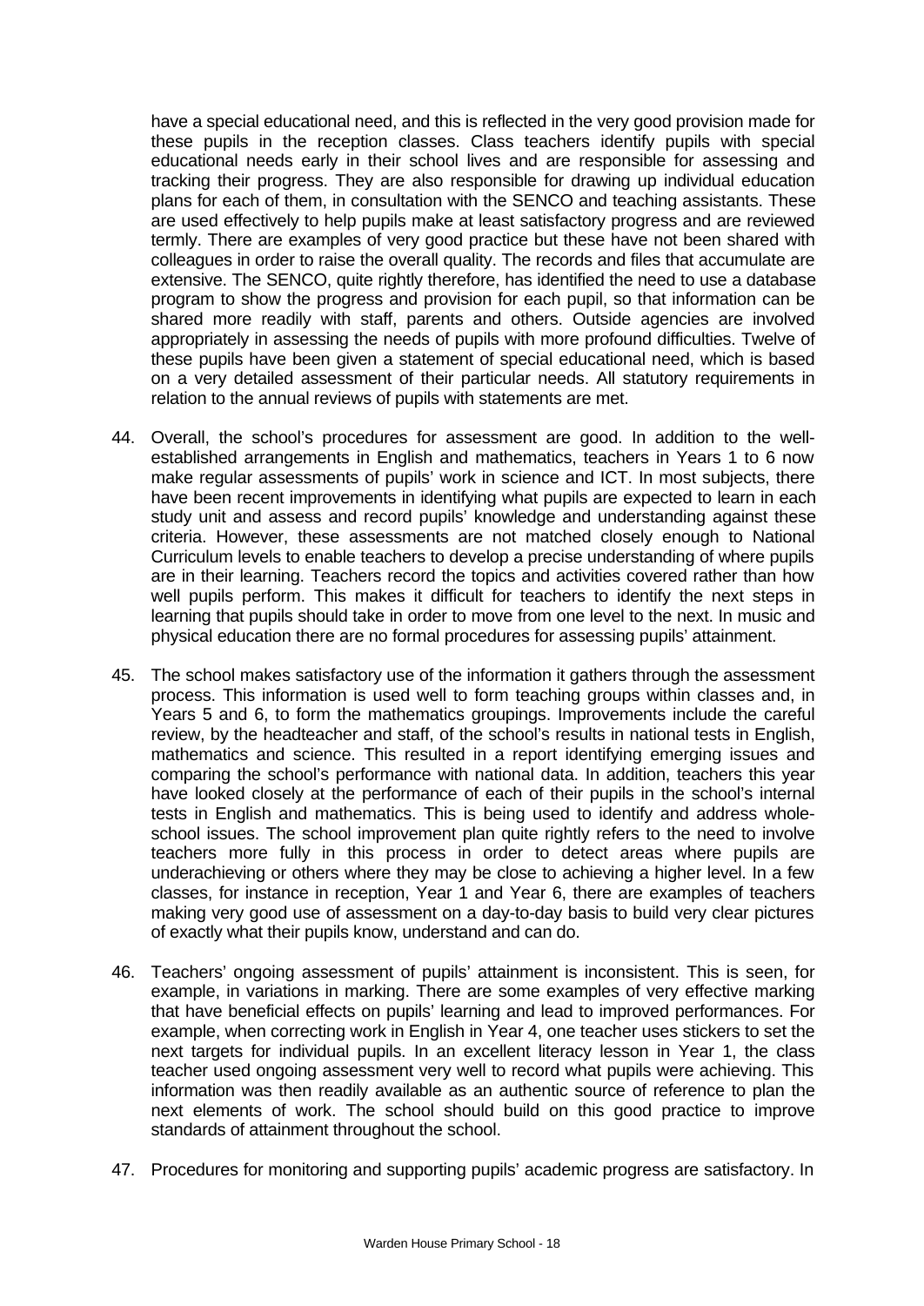have a special educational need, and this is reflected in the very good provision made for these pupils in the reception classes. Class teachers identify pupils with special educational needs early in their school lives and are responsible for assessing and tracking their progress. They are also responsible for drawing up individual education plans for each of them, in consultation with the SENCO and teaching assistants. These are used effectively to help pupils make at least satisfactory progress and are reviewed termly. There are examples of very good practice but these have not been shared with colleagues in order to raise the overall quality. The records and files that accumulate are extensive. The SENCO, quite rightly therefore, has identified the need to use a database program to show the progress and provision for each pupil, so that information can be shared more readily with staff, parents and others. Outside agencies are involved appropriately in assessing the needs of pupils with more profound difficulties. Twelve of these pupils have been given a statement of special educational need, which is based on a very detailed assessment of their particular needs. All statutory requirements in relation to the annual reviews of pupils with statements are met.

44. Overall, the school's procedures for assessment are good. In addition to the well-established arrangements in English and mathematics, teachers in Years 1 to 6 now make regular assessments of pupils' work in science and ICT. In most subjects, there have been recent improvements in identifying what pupils are expected to learn in each study unit and assess and record pupils' knowledge and understanding against these criteria. However, these assessments are not matched closely enough to National Curriculum levels to enable teachers to develop a precise understanding of where pupils are in their learning. Teachers record the topics and activities covered rather than how well pupils perform. This makes it difficult for teachers to identify the next steps in learning that pupils should take in order to move from one level to the next. In music and physical education there are no formal procedures for assessing pupils' attainment.

45. The school makes satisfactory use of the information it gathers through the assessment process. This information is used well to form teaching groups within classes and, in Years 5 and 6, to form the mathematics groupings. Improvements include the careful review, by the headteacher and staff, of the school's results in national tests in English, mathematics and science. This resulted in a report identifying emerging issues and comparing the school's performance with national data. In addition, teachers this year have looked closely at the performance of each of their pupils in the school's internal tests in English and mathematics. This is being used to identify and address whole-school issues. The school improvement plan quite rightly refers to the need to involve teachers more fully in this process in order to detect areas where pupils are underachieving or others where they may be close to achieving a higher level. In a few classes, for instance in reception, Year 1 and Year 6, there are examples of teachers making very good use of assessment on a day-to-day basis to build very clear pictures of exactly what their pupils know, understand and can do.

46. Teachers' ongoing assessment of pupils' attainment is inconsistent. This is seen, for example, in variations in marking. There are some examples of very effective marking that have beneficial effects on pupils' learning and lead to improved performances. For example, when correcting work in English in Year 4, one teacher uses stickers to set the next targets for individual pupils. In an excellent literacy lesson in Year 1, the class teacher used ongoing assessment very well to record what pupils were achieving. This information was then readily available as an authentic source of reference to plan the next elements of work. The school should build on this good practice to improve standards of attainment throughout the school.

47. Procedures for monitoring and supporting pupils' academic progress are satisfactory. In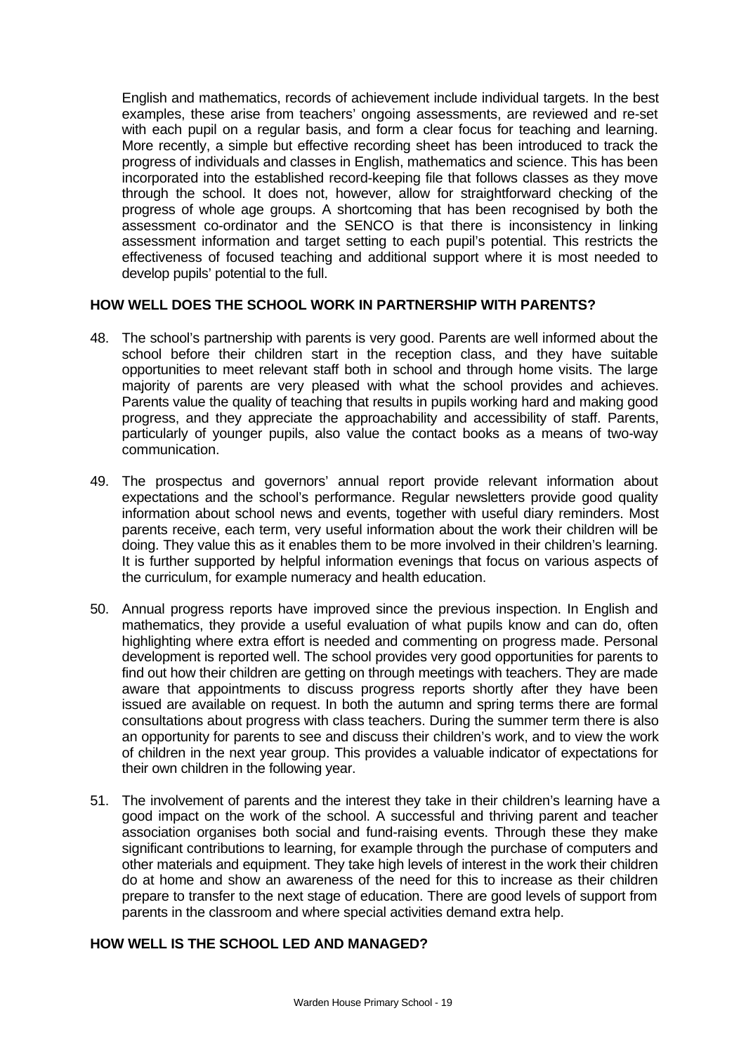English and mathematics, records of achievement include individual targets. In the best examples, these arise from teachers' ongoing assessments, are reviewed and re-set with each pupil on a regular basis, and form a clear focus for teaching and learning. More recently, a simple but effective recording sheet has been introduced to track the progress of individuals and classes in English, mathematics and science. This has been incorporated into the established record-keeping file that follows classes as they move through the school. It does not, however, allow for straightforward checking of the progress of whole age groups. A shortcoming that has been recognised by both the assessment co-ordinator and the SENCO is that there is inconsistency in linking assessment information and target setting to each pupil's potential. This restricts the effectiveness of focused teaching and additional support where it is most needed to develop pupils' potential to the full.

## HOW WELL DOES THE SCHOOL WORK IN PARTNERSHIP WITH PARENTS?

48. The school's partnership with parents is very good. Parents are well informed about the school before their children start in the reception class, and they have suitable opportunities to meet relevant staff both in school and through home visits. The large majority of parents are very pleased with what the school provides and achieves. Parents value the quality of teaching that results in pupils working hard and making good progress, and they appreciate the approachability and accessibility of staff. Parents, particularly of younger pupils, also value the contact books as a means of two-way communication.

49. The prospectus and governors' annual report provide relevant information about expectations and the school's performance. Regular newsletters provide good quality information about school news and events, together with useful diary reminders. Most parents receive, each term, very useful information about the work their children will be doing. They value this as it enables them to be more involved in their children's learning. It is further supported by helpful information evenings that focus on various aspects of the curriculum, for example numeracy and health education.

50. Annual progress reports have improved since the previous inspection. In English and mathematics, they provide a useful evaluation of what pupils know and can do, often highlighting where extra effort is needed and commenting on progress made. Personal development is reported well. The school provides very good opportunities for parents to find out how their children are getting on through meetings with teachers. They are made aware that appointments to discuss progress reports shortly after they have been issued are available on request. In both the autumn and spring terms there are formal consultations about progress with class teachers. During the summer term there is also an opportunity for parents to see and discuss their children's work, and to view the work of children in the next year group. This provides a valuable indicator of expectations for their own children in the following year.

51. The involvement of parents and the interest they take in their children's learning have a good impact on the work of the school. A successful and thriving parent and teacher association organises both social and fund-raising events. Through these they make significant contributions to learning, for example through the purchase of computers and other materials and equipment. They take high levels of interest in the work their children do at home and show an awareness of the need for this to increase as their children prepare to transfer to the next stage of education. There are good levels of support from parents in the classroom and where special activities demand extra help.

## HOW WELL IS THE SCHOOL LED AND MANAGED?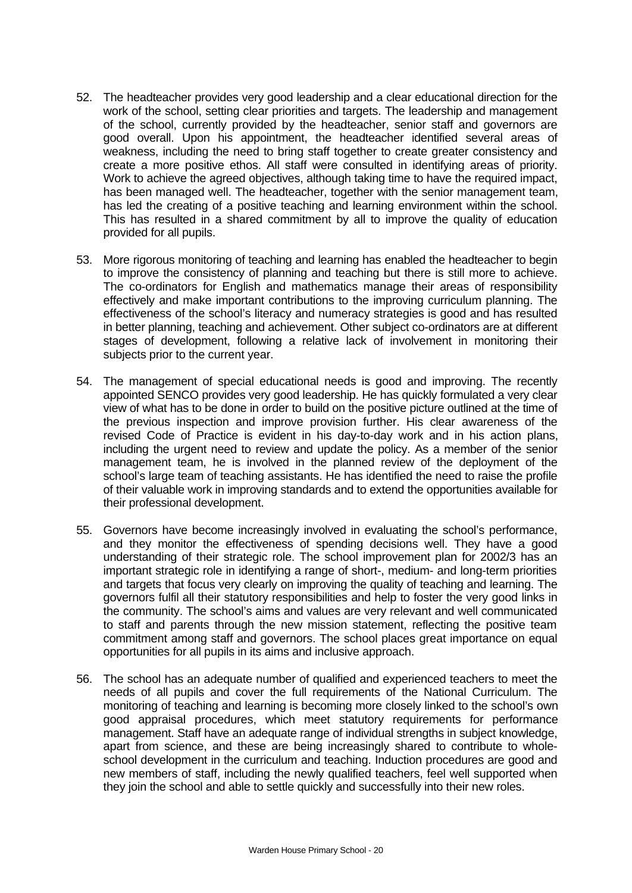52. The headteacher provides very good leadership and a clear educational direction for the work of the school, setting clear priorities and targets. The leadership and management of the school, currently provided by the headteacher, senior staff and governors are good overall. Upon his appointment, the headteacher identified several areas of weakness, including the need to bring staff together to create greater consistency and create a more positive ethos. All staff were consulted in identifying areas of priority. Work to achieve the agreed objectives, although taking time to have the required impact, has been managed well. The headteacher, together with the senior management team, has led the creating of a positive teaching and learning environment within the school. This has resulted in a shared commitment by all to improve the quality of education provided for all pupils.

53. More rigorous monitoring of teaching and learning has enabled the headteacher to begin to improve the consistency of planning and teaching but there is still more to achieve. The co-ordinators for English and mathematics manage their areas of responsibility effectively and make important contributions to the improving curriculum planning. The effectiveness of the school's literacy and numeracy strategies is good and has resulted in better planning, teaching and achievement. Other subject co-ordinators are at different stages of development, following a relative lack of involvement in monitoring their subjects prior to the current year.

54. The management of special educational needs is good and improving. The recently appointed SENCO provides very good leadership. He has quickly formulated a very clear view of what has to be done in order to build on the positive picture outlined at the time of the previous inspection and improve provision further. His clear awareness of the revised Code of Practice is evident in his day-to-day work and in his action plans, including the urgent need to review and update the policy. As a member of the senior management team, he is involved in the planned review of the deployment of the school's large team of teaching assistants. He has identified the need to raise the profile of their valuable work in improving standards and to extend the opportunities available for their professional development.

55. Governors have become increasingly involved in evaluating the school's performance, and they monitor the effectiveness of spending decisions well. They have a good understanding of their strategic role. The school improvement plan for 2002/3 has an important strategic role in identifying a range of short-, medium- and long-term priorities and targets that focus very clearly on improving the quality of teaching and learning. The governors fulfil all their statutory responsibilities and help to foster the very good links in the community. The school's aims and values are very relevant and well communicated to staff and parents through the new mission statement, reflecting the positive team commitment among staff and governors. The school places great importance on equal opportunities for all pupils in its aims and inclusive approach.

56. The school has an adequate number of qualified and experienced teachers to meet the needs of all pupils and cover the full requirements of the National Curriculum. The monitoring of teaching and learning is becoming more closely linked to the school's own good appraisal procedures, which meet statutory requirements for performance management. Staff have an adequate range of individual strengths in subject knowledge, apart from science, and these are being increasingly shared to contribute to whole-school development in the curriculum and teaching. Induction procedures are good and new members of staff, including the newly qualified teachers, feel well supported when they join the school and able to settle quickly and successfully into their new roles.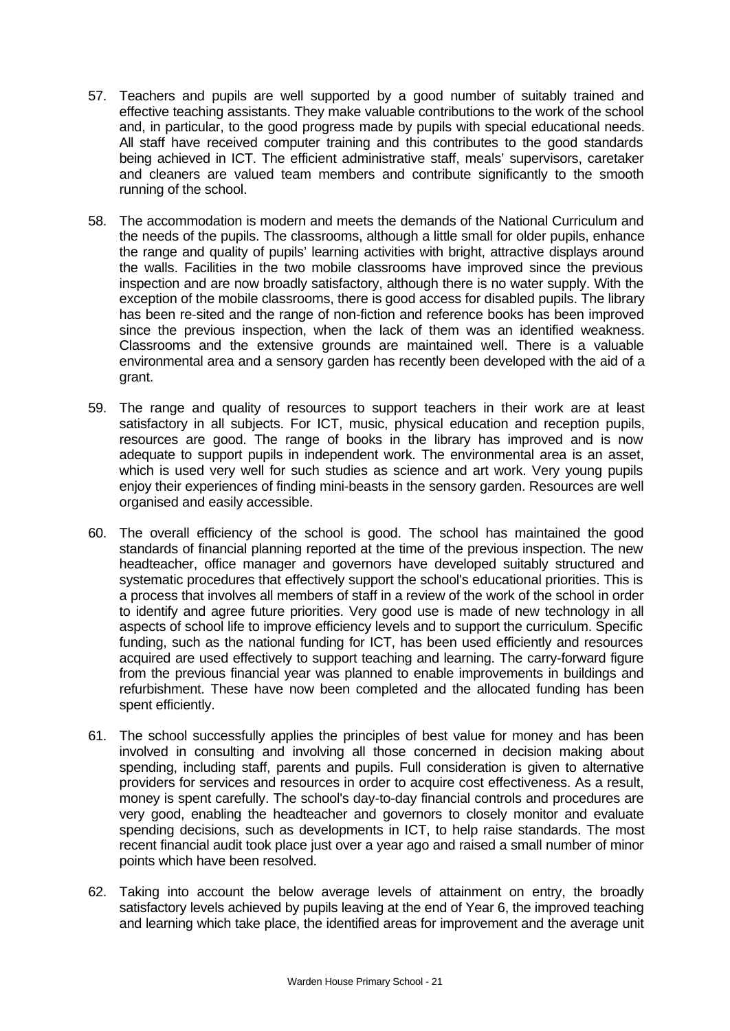57. Teachers and pupils are well supported by a good number of suitably trained and effective teaching assistants. They make valuable contributions to the work of the school and, in particular, to the good progress made by pupils with special educational needs. All staff have received computer training and this contributes to the good standards being achieved in ICT. The efficient administrative staff, meals' supervisors, caretaker and cleaners are valued team members and contribute significantly to the smooth running of the school.

58. The accommodation is modern and meets the demands of the National Curriculum and the needs of the pupils. The classrooms, although a little small for older pupils, enhance the range and quality of pupils' learning activities with bright, attractive displays around the walls. Facilities in the two mobile classrooms have improved since the previous inspection and are now broadly satisfactory, although there is no water supply. With the exception of the mobile classrooms, there is good access for disabled pupils. The library has been re-sited and the range of non-fiction and reference books has been improved since the previous inspection, when the lack of them was an identified weakness. Classrooms and the extensive grounds are maintained well. There is a valuable environmental area and a sensory garden has recently been developed with the aid of a grant.

59. The range and quality of resources to support teachers in their work are at least satisfactory in all subjects. For ICT, music, physical education and reception pupils, resources are good. The range of books in the library has improved and is now adequate to support pupils in independent work. The environmental area is an asset, which is used very well for such studies as science and art work. Very young pupils enjoy their experiences of finding mini-beasts in the sensory garden. Resources are well organised and easily accessible.

60. The overall efficiency of the school is good. The school has maintained the good standards of financial planning reported at the time of the previous inspection. The new headteacher, office manager and governors have developed suitably structured and systematic procedures that effectively support the school's educational priorities. This is a process that involves all members of staff in a review of the work of the school in order to identify and agree future priorities. Very good use is made of new technology in all aspects of school life to improve efficiency levels and to support the curriculum. Specific funding, such as the national funding for ICT, has been used efficiently and resources acquired are used effectively to support teaching and learning. The carry-forward figure from the previous financial year was planned to enable improvements in buildings and refurbishment. These have now been completed and the allocated funding has been spent efficiently.

61. The school successfully applies the principles of best value for money and has been involved in consulting and involving all those concerned in decision making about spending, including staff, parents and pupils. Full consideration is given to alternative providers for services and resources in order to acquire cost effectiveness. As a result, money is spent carefully. The school's day-to-day financial controls and procedures are very good, enabling the headteacher and governors to closely monitor and evaluate spending decisions, such as developments in ICT, to help raise standards. The most recent financial audit took place just over a year ago and raised a small number of minor points which have been resolved.

62. Taking into account the below average levels of attainment on entry, the broadly satisfactory levels achieved by pupils leaving at the end of Year 6, the improved teaching and learning which take place, the identified areas for improvement and the average unit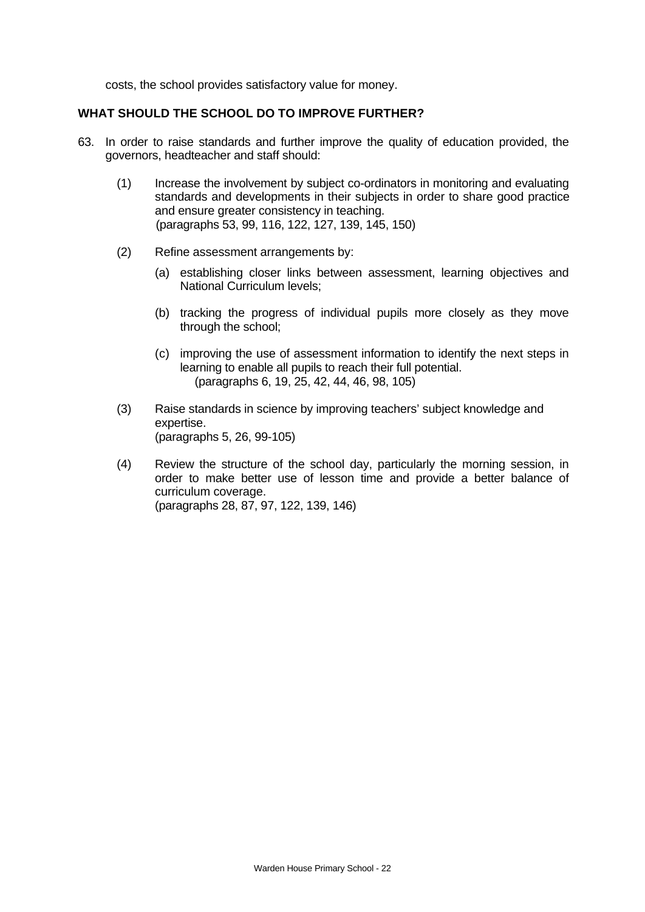costs, the school provides satisfactory value for money.

**WHAT SHOULD THE SCHOOL DO TO IMPROVE FURTHER?**

63. In order to raise standards and further improve the quality of education provided, the governors, headteacher and staff should:

    (1) Increase the involvement by subject co-ordinators in monitoring and evaluating standards and developments in their subjects in order to share good practice and ensure greater consistency in teaching.
    (paragraphs 53, 99, 116, 122, 127, 139, 145, 150)

    (2) Refine assessment arrangements by:

    (a) establishing closer links between assessment, learning objectives and National Curriculum levels;

    (b) tracking the progress of individual pupils more closely as they move through the school;

    (c) improving the use of assessment information to identify the next steps in learning to enable all pupils to reach their full potential.
    (paragraphs 6, 19, 25, 42, 44, 46, 98, 105)

    (3) Raise standards in science by improving teachers' subject knowledge and expertise.
    (paragraphs 5, 26, 99-105)

    (4) Review the structure of the school day, particularly the morning session, in order to make better use of lesson time and provide a better balance of curriculum coverage.
    (paragraphs 28, 87, 97, 122, 139, 146)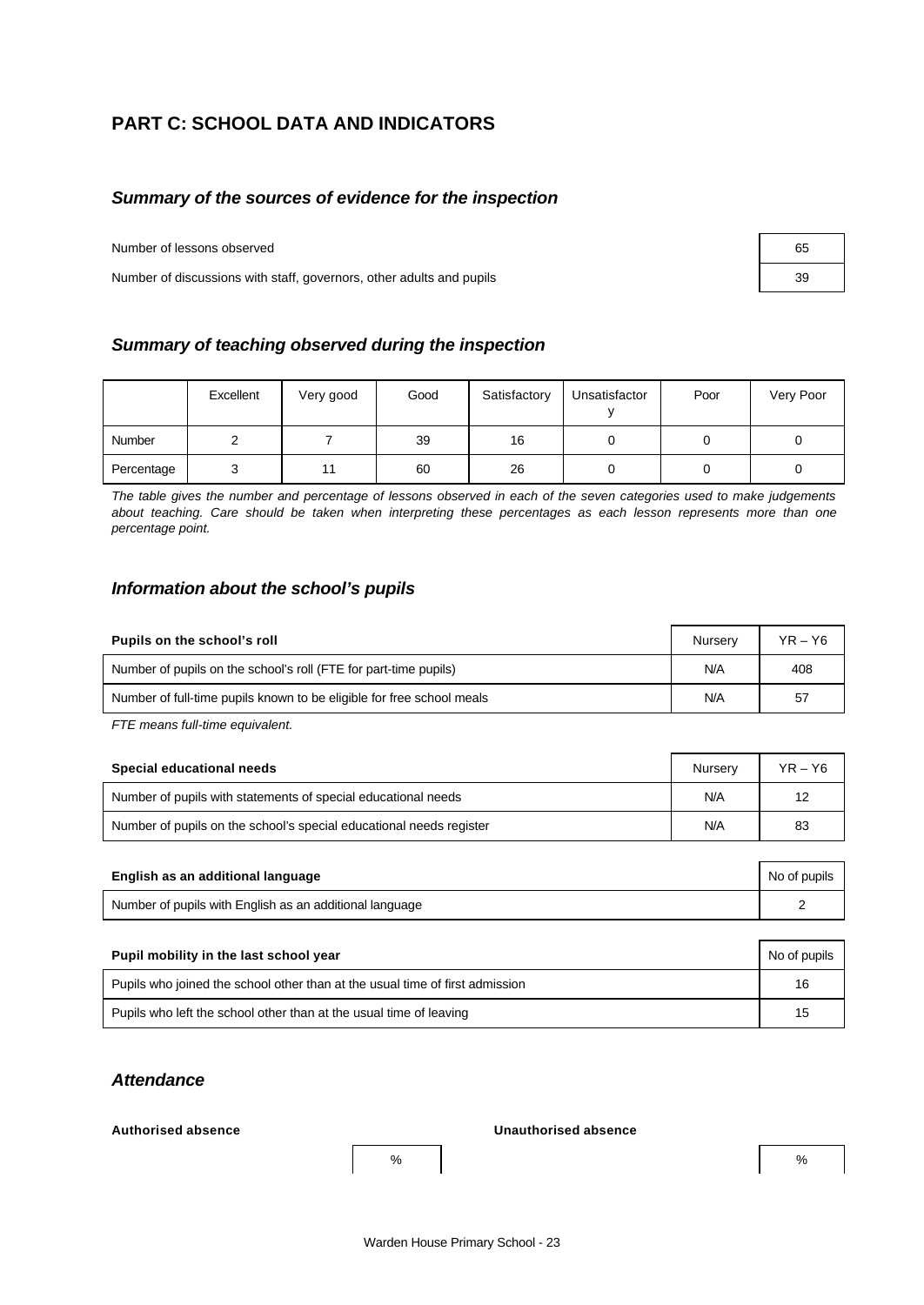## PART C: SCHOOL DATA AND INDICATORS

### *Summary of the sources of evidence for the inspection*

| | |
|---|---|
| Number of lessons observed | 65 |
| Number of discussions with staff, governors, other adults and pupils | 39 |

### *Summary of teaching observed during the inspection*

| | Excellent | Very good | Good | Satisfactory | Unsatisfactory | Poor | Very Poor |
|---|---|---|---|---|---|---|---|
| Number | 2 | 7 | 39 | 16 | 0 | 0 | 0 |
| Percentage | 3 | 11 | 60 | 26 | 0 | 0 | 0 |

*The table gives the number and percentage of lessons observed in each of the seven categories used to make judgements about teaching. Care should be taken when interpreting these percentages as each lesson represents more than one percentage point.*

### *Information about the school's pupils*

| **Pupils on the school's roll** | Nursery | YR – Y6 |
|---|---|---|
| Number of pupils on the school's roll (FTE for part-time pupils) | N/A | 408 |
| Number of full-time pupils known to be eligible for free school meals | N/A | 57 |

*FTE means full-time equivalent.*

| **Special educational needs** | Nursery | YR – Y6 |
|---|---|---|
| Number of pupils with statements of special educational needs | N/A | 12 |
| Number of pupils on the school's special educational needs register | N/A | 83 |

| **English as an additional language** | No of pupils |
|---|---|
| Number of pupils with English as an additional language | 2 |

| **Pupil mobility in the last school year** | No of pupils |
|---|---|
| Pupils who joined the school other than at the usual time of first admission | 16 |
| Pupils who left the school other than at the usual time of leaving | 15 |

### *Attendance*

| **Authorised absence** | % | **Unauthorised absence** | % |
|---|---|---|---|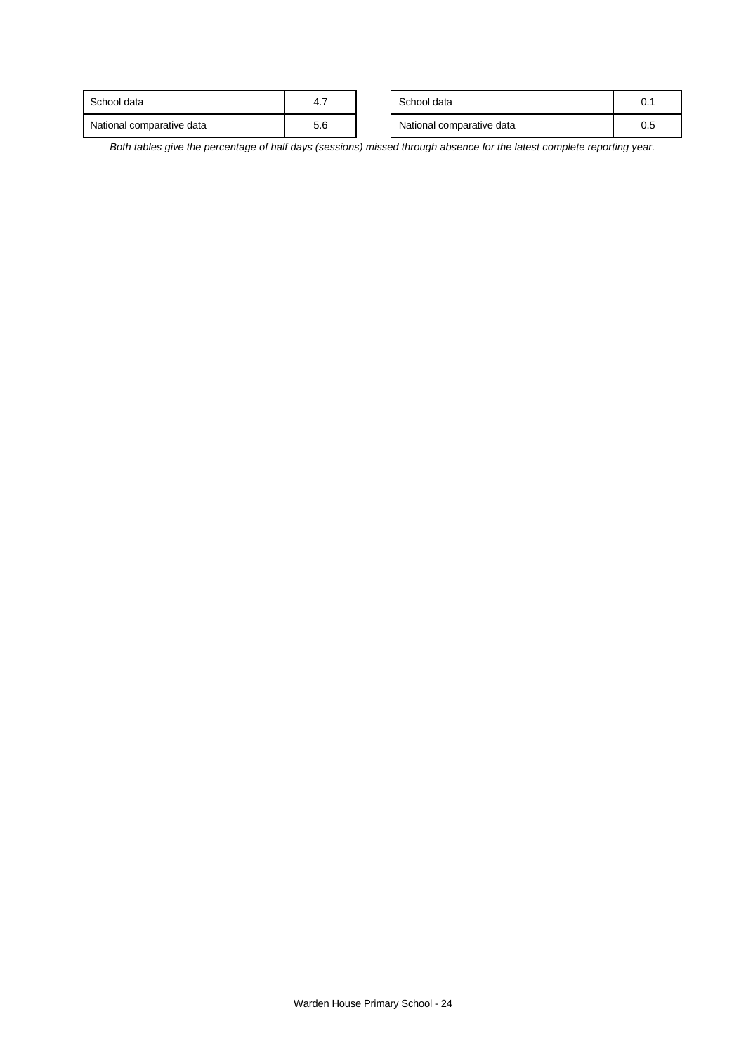| School data | 4.7 |
| --- | --- |
| National comparative data | 5.6 |

| School data | 0.1 |
| --- | --- |
| National comparative data | 0.5 |

*Both tables give the percentage of half days (sessions) missed through absence for the latest complete reporting year.*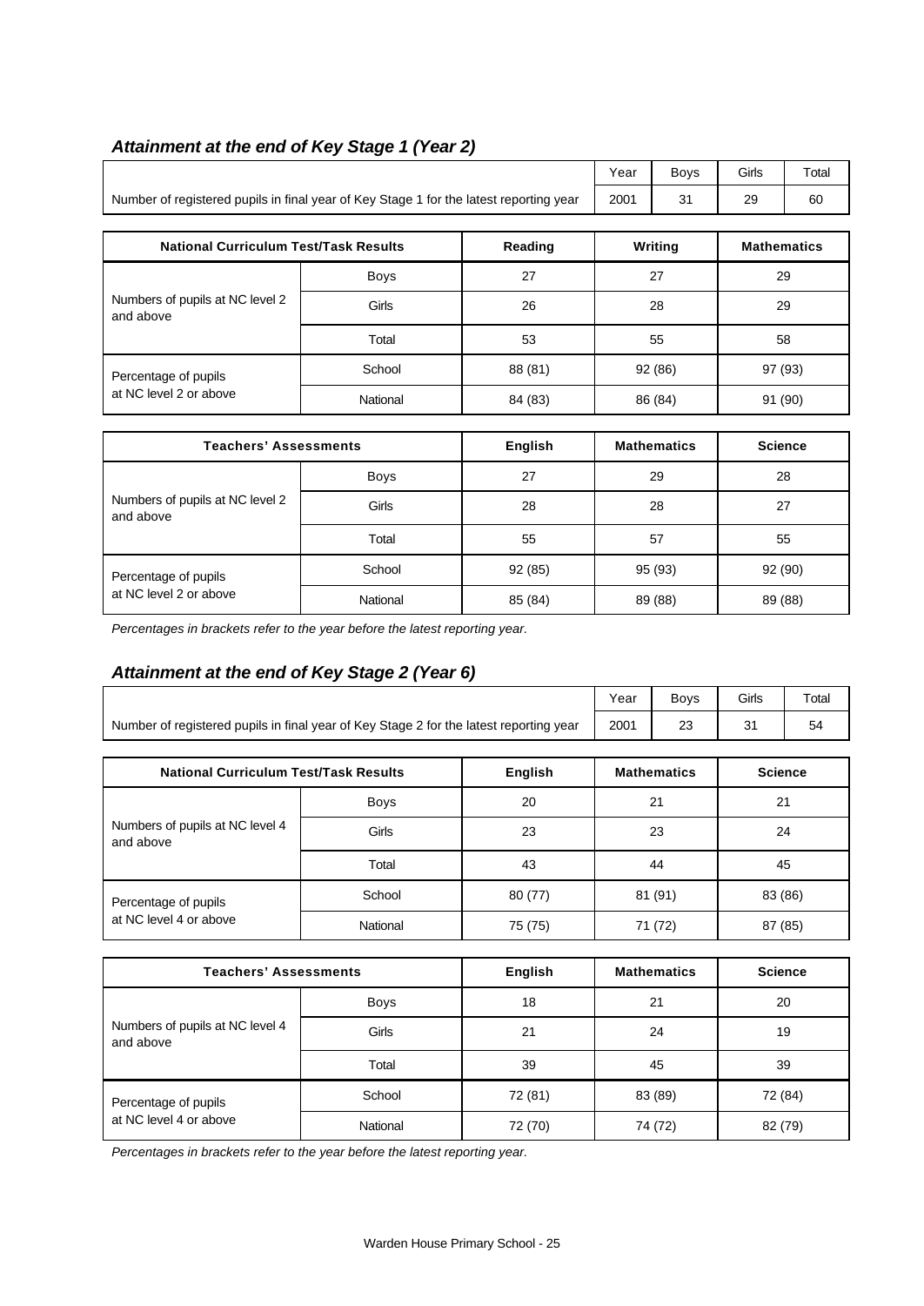### *Attainment at the end of Key Stage 1 (Year 2)*

| | Year | Boys | Girls | Total |
|---|---|---|---|---|
| Number of registered pupils in final year of Key Stage 1 for the latest reporting year | 2001 | 31 | 29 | 60 |

| National Curriculum Test/Task Results | | Reading | Writing | Mathematics |
|---|---|---|---|---|
| Numbers of pupils at NC level 2 and above | Boys | 27 | 27 | 29 |
| | Girls | 26 | 28 | 29 |
| | Total | 53 | 55 | 58 |
| Percentage of pupils at NC level 2 or above | School | 88 (81) | 92 (86) | 97 (93) |
| | National | 84 (83) | 86 (84) | 91 (90) |

| Teachers' Assessments | | English | Mathematics | Science |
|---|---|---|---|---|
| Numbers of pupils at NC level 2 and above | Boys | 27 | 29 | 28 |
| | Girls | 28 | 28 | 27 |
| | Total | 55 | 57 | 55 |
| Percentage of pupils at NC level 2 or above | School | 92 (85) | 95 (93) | 92 (90) |
| | National | 85 (84) | 89 (88) | 89 (88) |

*Percentages in brackets refer to the year before the latest reporting year.*

### *Attainment at the end of Key Stage 2 (Year 6)*

| | Year | Boys | Girls | Total |
|---|---|---|---|---|
| Number of registered pupils in final year of Key Stage 2 for the latest reporting year | 2001 | 23 | 31 | 54 |

| National Curriculum Test/Task Results | | English | Mathematics | Science |
|---|---|---|---|---|
| Numbers of pupils at NC level 4 and above | Boys | 20 | 21 | 21 |
| | Girls | 23 | 23 | 24 |
| | Total | 43 | 44 | 45 |
| Percentage of pupils at NC level 4 or above | School | 80 (77) | 81 (91) | 83 (86) |
| | National | 75 (75) | 71 (72) | 87 (85) |

| Teachers' Assessments | | English | Mathematics | Science |
|---|---|---|---|---|
| Numbers of pupils at NC level 4 and above | Boys | 18 | 21 | 20 |
| | Girls | 21 | 24 | 19 |
| | Total | 39 | 45 | 39 |
| Percentage of pupils at NC level 4 or above | School | 72 (81) | 83 (89) | 72 (84) |
| | National | 72 (70) | 74 (72) | 82 (79) |

*Percentages in brackets refer to the year before the latest reporting year.*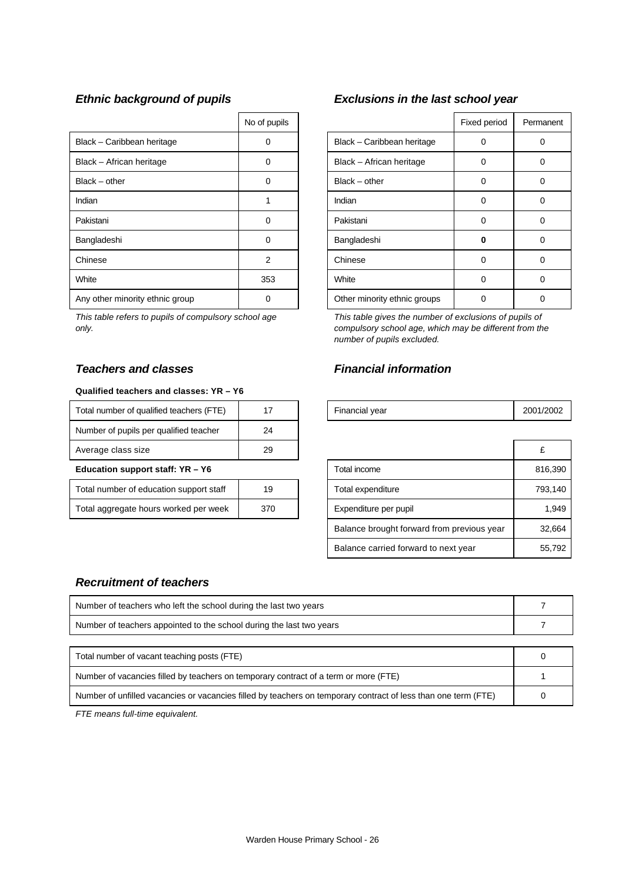### *Ethnic background of pupils*

| | No of pupils |
|---|---|
| Black – Caribbean heritage | 0 |
| Black – African heritage | 0 |
| Black – other | 0 |
| Indian | 1 |
| Pakistani | 0 |
| Bangladeshi | 0 |
| Chinese | 2 |
| White | 353 |
| Any other minority ethnic group | 0 |

*This table refers to pupils of compulsory school age only.*

### *Exclusions in the last school year*

| | Fixed period | Permanent |
|---|---|---|
| Black – Caribbean heritage | 0 | 0 |
| Black – African heritage | 0 | 0 |
| Black – other | 0 | 0 |
| Indian | 0 | 0 |
| Pakistani | 0 | 0 |
| Bangladeshi | **0** | 0 |
| Chinese | 0 | 0 |
| White | 0 | 0 |
| Other minority ethnic groups | 0 | 0 |

*This table gives the number of exclusions of pupils of compulsory school age, which may be different from the number of pupils excluded.*

### *Teachers and classes*

**Qualified teachers and classes: YR – Y6**

| | |
|---|---|
| Total number of qualified teachers (FTE) | 17 |
| Number of pupils per qualified teacher | 24 |
| Average class size | 29 |

**Education support staff: YR – Y6**

| | |
|---|---|
| Total number of education support staff | 19 |
| Total aggregate hours worked per week | 370 |

### *Financial information*

| | |
|---|---|
| Financial year | 2001/2002 |

| | £ |
|---|---|
| Total income | 816,390 |
| Total expenditure | 793,140 |
| Expenditure per pupil | 1,949 |
| Balance brought forward from previous year | 32,664 |
| Balance carried forward to next year | 55,792 |

### *Recruitment of teachers*

| | |
|---|---|
| Number of teachers who left the school during the last two years | 7 |
| Number of teachers appointed to the school during the last two years | 7 |

| | |
|---|---|
| Total number of vacant teaching posts (FTE) | 0 |
| Number of vacancies filled by teachers on temporary contract of a term or more (FTE) | 1 |
| Number of unfilled vacancies or vacancies filled by teachers on temporary contract of less than one term (FTE) | 0 |

*FTE means full-time equivalent.*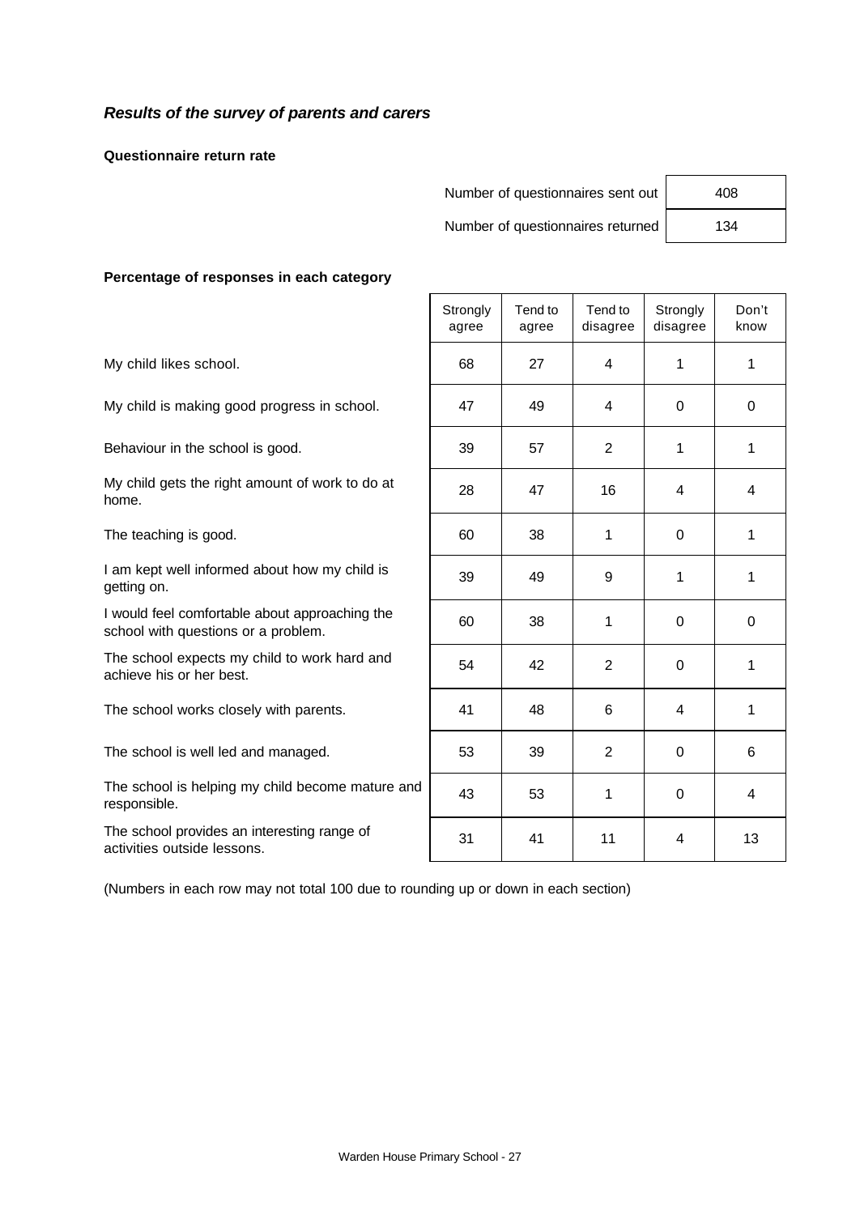## *Results of the survey of parents and carers*

**Questionnaire return rate**

| | |
|---|---|
| Number of questionnaires sent out | 408 |
| Number of questionnaires returned | 134 |

**Percentage of responses in each category**

| | Strongly agree | Tend to agree | Tend to disagree | Strongly disagree | Don't know |
|---|---|---|---|---|---|
| My child likes school. | 68 | 27 | 4 | 1 | 1 |
| My child is making good progress in school. | 47 | 49 | 4 | 0 | 0 |
| Behaviour in the school is good. | 39 | 57 | 2 | 1 | 1 |
| My child gets the right amount of work to do at home. | 28 | 47 | 16 | 4 | 4 |
| The teaching is good. | 60 | 38 | 1 | 0 | 1 |
| I am kept well informed about how my child is getting on. | 39 | 49 | 9 | 1 | 1 |
| I would feel comfortable about approaching the school with questions or a problem. | 60 | 38 | 1 | 0 | 0 |
| The school expects my child to work hard and achieve his or her best. | 54 | 42 | 2 | 0 | 1 |
| The school works closely with parents. | 41 | 48 | 6 | 4 | 1 |
| The school is well led and managed. | 53 | 39 | 2 | 0 | 6 |
| The school is helping my child become mature and responsible. | 43 | 53 | 1 | 0 | 4 |
| The school provides an interesting range of activities outside lessons. | 31 | 41 | 11 | 4 | 13 |

(Numbers in each row may not total 100 due to rounding up or down in each section)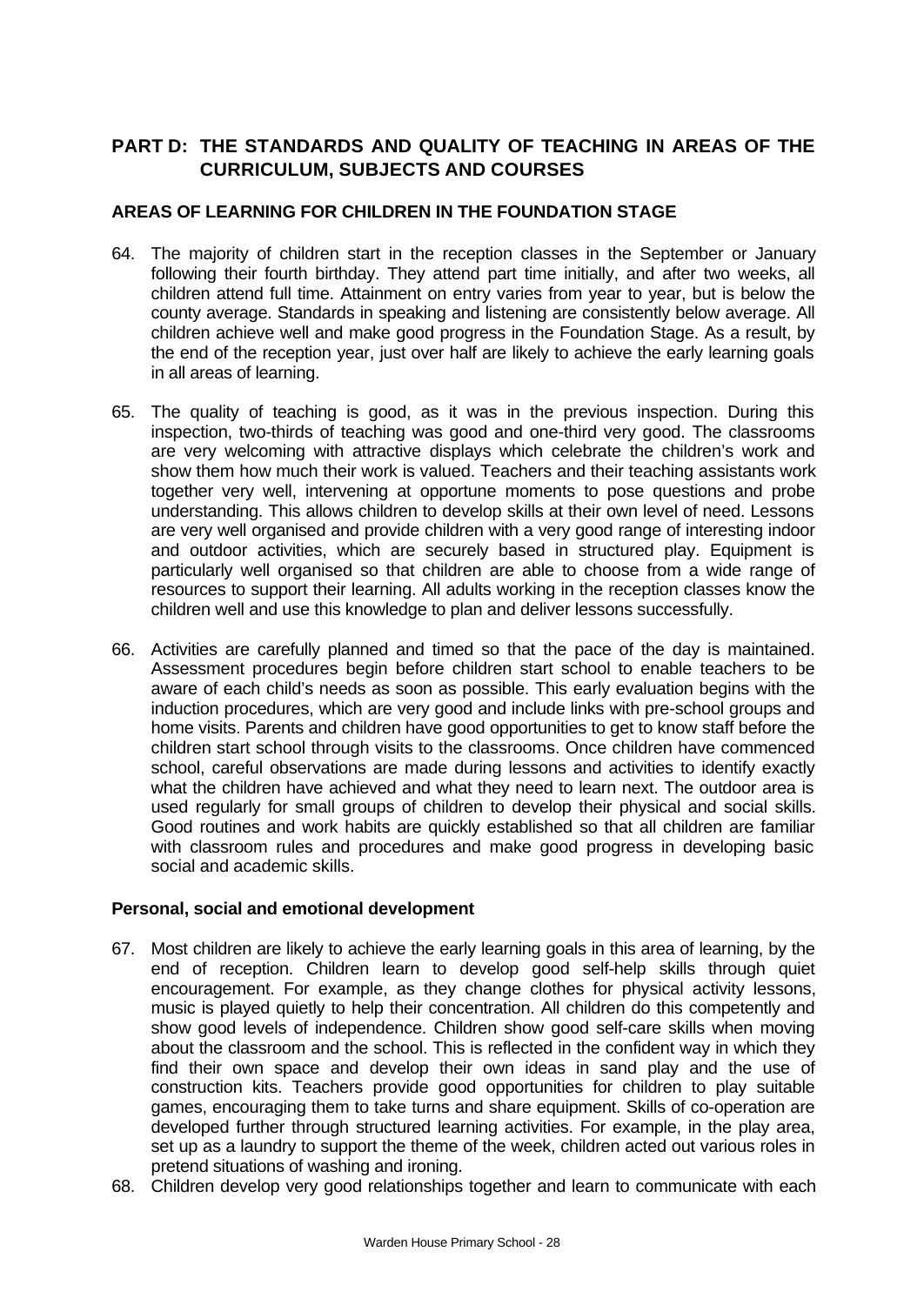## PART D: THE STANDARDS AND QUALITY OF TEACHING IN AREAS OF THE CURRICULUM, SUBJECTS AND COURSES

### AREAS OF LEARNING FOR CHILDREN IN THE FOUNDATION STAGE

64. The majority of children start in the reception classes in the September or January following their fourth birthday. They attend part time initially, and after two weeks, all children attend full time. Attainment on entry varies from year to year, but is below the county average. Standards in speaking and listening are consistently below average. All children achieve well and make good progress in the Foundation Stage. As a result, by the end of the reception year, just over half are likely to achieve the early learning goals in all areas of learning.

65. The quality of teaching is good, as it was in the previous inspection. During this inspection, two-thirds of teaching was good and one-third very good. The classrooms are very welcoming with attractive displays which celebrate the children's work and show them how much their work is valued. Teachers and their teaching assistants work together very well, intervening at opportune moments to pose questions and probe understanding. This allows children to develop skills at their own level of need. Lessons are very well organised and provide children with a very good range of interesting indoor and outdoor activities, which are securely based in structured play. Equipment is particularly well organised so that children are able to choose from a wide range of resources to support their learning. All adults working in the reception classes know the children well and use this knowledge to plan and deliver lessons successfully.

66. Activities are carefully planned and timed so that the pace of the day is maintained. Assessment procedures begin before children start school to enable teachers to be aware of each child's needs as soon as possible. This early evaluation begins with the induction procedures, which are very good and include links with pre-school groups and home visits. Parents and children have good opportunities to get to know staff before the children start school through visits to the classrooms. Once children have commenced school, careful observations are made during lessons and activities to identify exactly what the children have achieved and what they need to learn next. The outdoor area is used regularly for small groups of children to develop their physical and social skills. Good routines and work habits are quickly established so that all children are familiar with classroom rules and procedures and make good progress in developing basic social and academic skills.

#### Personal, social and emotional development

67. Most children are likely to achieve the early learning goals in this area of learning, by the end of reception. Children learn to develop good self-help skills through quiet encouragement. For example, as they change clothes for physical activity lessons, music is played quietly to help their concentration. All children do this competently and show good levels of independence. Children show good self-care skills when moving about the classroom and the school. This is reflected in the confident way in which they find their own space and develop their own ideas in sand play and the use of construction kits. Teachers provide good opportunities for children to play suitable games, encouraging them to take turns and share equipment. Skills of co-operation are developed further through structured learning activities. For example, in the play area, set up as a laundry to support the theme of the week, children acted out various roles in pretend situations of washing and ironing.

68. Children develop very good relationships together and learn to communicate with each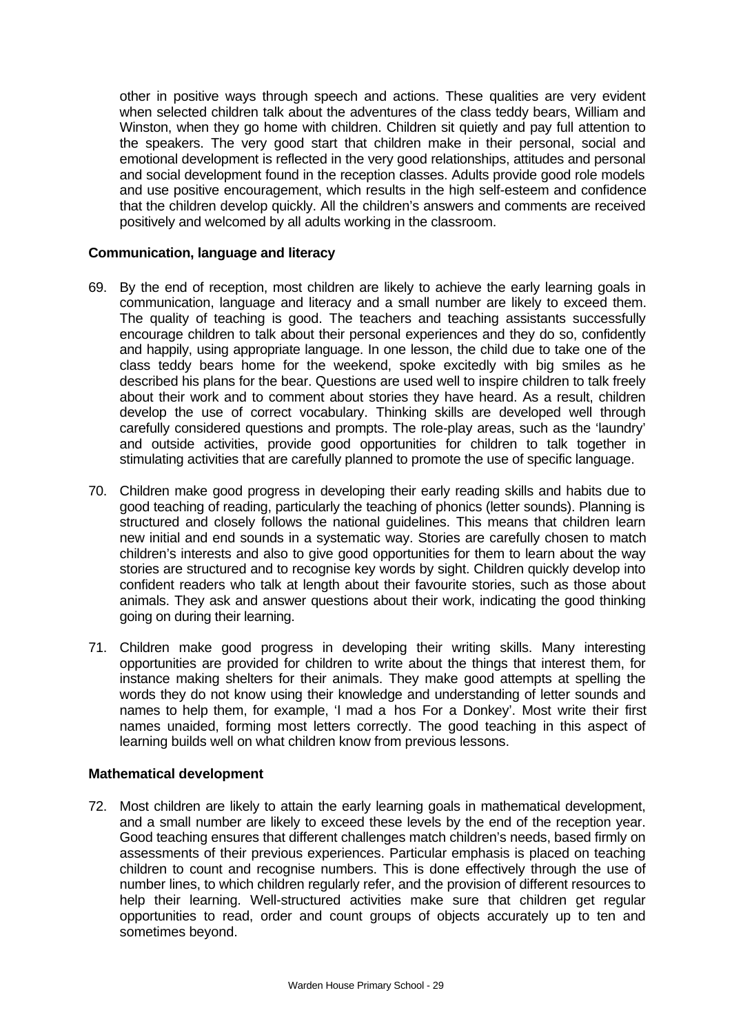other in positive ways through speech and actions. These qualities are very evident when selected children talk about the adventures of the class teddy bears, William and Winston, when they go home with children. Children sit quietly and pay full attention to the speakers. The very good start that children make in their personal, social and emotional development is reflected in the very good relationships, attitudes and personal and social development found in the reception classes. Adults provide good role models and use positive encouragement, which results in the high self-esteem and confidence that the children develop quickly. All the children's answers and comments are received positively and welcomed by all adults working in the classroom.

**Communication, language and literacy**

69. By the end of reception, most children are likely to achieve the early learning goals in communication, language and literacy and a small number are likely to exceed them. The quality of teaching is good. The teachers and teaching assistants successfully encourage children to talk about their personal experiences and they do so, confidently and happily, using appropriate language. In one lesson, the child due to take one of the class teddy bears home for the weekend, spoke excitedly with big smiles as he described his plans for the bear. Questions are used well to inspire children to talk freely about their work and to comment about stories they have heard. As a result, children develop the use of correct vocabulary. Thinking skills are developed well through carefully considered questions and prompts. The role-play areas, such as the 'laundry' and outside activities, provide good opportunities for children to talk together in stimulating activities that are carefully planned to promote the use of specific language.

70. Children make good progress in developing their early reading skills and habits due to good teaching of reading, particularly the teaching of phonics (letter sounds). Planning is structured and closely follows the national guidelines. This means that children learn new initial and end sounds in a systematic way. Stories are carefully chosen to match children's interests and also to give good opportunities for them to learn about the way stories are structured and to recognise key words by sight. Children quickly develop into confident readers who talk at length about their favourite stories, such as those about animals. They ask and answer questions about their work, indicating the good thinking going on during their learning.

71. Children make good progress in developing their writing skills. Many interesting opportunities are provided for children to write about the things that interest them, for instance making shelters for their animals. They make good attempts at spelling the words they do not know using their knowledge and understanding of letter sounds and names to help them, for example, 'I mad a hos For a Donkey'. Most write their first names unaided, forming most letters correctly. The good teaching in this aspect of learning builds well on what children know from previous lessons.

**Mathematical development**

72. Most children are likely to attain the early learning goals in mathematical development, and a small number are likely to exceed these levels by the end of the reception year. Good teaching ensures that different challenges match children's needs, based firmly on assessments of their previous experiences. Particular emphasis is placed on teaching children to count and recognise numbers. This is done effectively through the use of number lines, to which children regularly refer, and the provision of different resources to help their learning. Well-structured activities make sure that children get regular opportunities to read, order and count groups of objects accurately up to ten and sometimes beyond.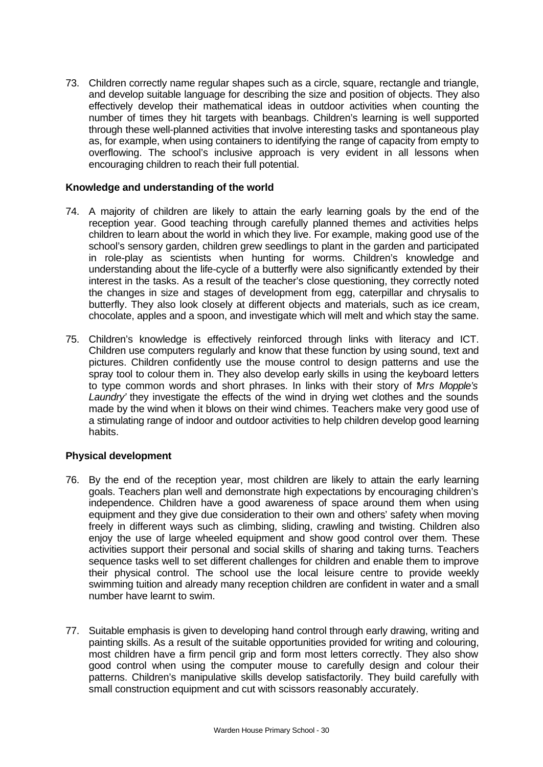73. Children correctly name regular shapes such as a circle, square, rectangle and triangle, and develop suitable language for describing the size and position of objects. They also effectively develop their mathematical ideas in outdoor activities when counting the number of times they hit targets with beanbags. Children's learning is well supported through these well-planned activities that involve interesting tasks and spontaneous play as, for example, when using containers to identifying the range of capacity from empty to overflowing. The school's inclusive approach is very evident in all lessons when encouraging children to reach their full potential.

**Knowledge and understanding of the world**

74. A majority of children are likely to attain the early learning goals by the end of the reception year. Good teaching through carefully planned themes and activities helps children to learn about the world in which they live. For example, making good use of the school's sensory garden, children grew seedlings to plant in the garden and participated in role-play as scientists when hunting for worms. Children's knowledge and understanding about the life-cycle of a butterfly were also significantly extended by their interest in the tasks. As a result of the teacher's close questioning, they correctly noted the changes in size and stages of development from egg, caterpillar and chrysalis to butterfly. They also look closely at different objects and materials, such as ice cream, chocolate, apples and a spoon, and investigate which will melt and which stay the same.

75. Children's knowledge is effectively reinforced through links with literacy and ICT. Children use computers regularly and know that these function by using sound, text and pictures. Children confidently use the mouse control to design patterns and use the spray tool to colour them in. They also develop early skills in using the keyboard letters to type common words and short phrases. In links with their story of '*Mrs Mopple's Laundry*' they investigate the effects of the wind in drying wet clothes and the sounds made by the wind when it blows on their wind chimes. Teachers make very good use of a stimulating range of indoor and outdoor activities to help children develop good learning habits.

**Physical development**

76. By the end of the reception year, most children are likely to attain the early learning goals. Teachers plan well and demonstrate high expectations by encouraging children's independence. Children have a good awareness of space around them when using equipment and they give due consideration to their own and others' safety when moving freely in different ways such as climbing, sliding, crawling and twisting. Children also enjoy the use of large wheeled equipment and show good control over them. These activities support their personal and social skills of sharing and taking turns. Teachers sequence tasks well to set different challenges for children and enable them to improve their physical control. The school use the local leisure centre to provide weekly swimming tuition and already many reception children are confident in water and a small number have learnt to swim.

77. Suitable emphasis is given to developing hand control through early drawing, writing and painting skills. As a result of the suitable opportunities provided for writing and colouring, most children have a firm pencil grip and form most letters correctly. They also show good control when using the computer mouse to carefully design and colour their patterns. Children's manipulative skills develop satisfactorily. They build carefully with small construction equipment and cut with scissors reasonably accurately.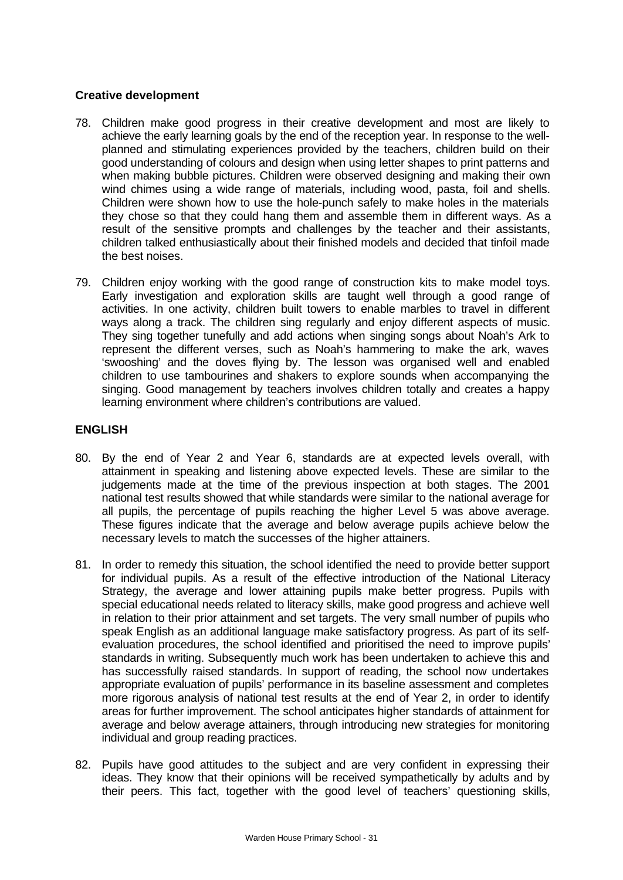### Creative development

78. Children make good progress in their creative development and most are likely to achieve the early learning goals by the end of the reception year. In response to the well-planned and stimulating experiences provided by the teachers, children build on their good understanding of colours and design when using letter shapes to print patterns and when making bubble pictures. Children were observed designing and making their own wind chimes using a wide range of materials, including wood, pasta, foil and shells. Children were shown how to use the hole-punch safely to make holes in the materials they chose so that they could hang them and assemble them in different ways. As a result of the sensitive prompts and challenges by the teacher and their assistants, children talked enthusiastically about their finished models and decided that tinfoil made the best noises.

79. Children enjoy working with the good range of construction kits to make model toys. Early investigation and exploration skills are taught well through a good range of activities. In one activity, children built towers to enable marbles to travel in different ways along a track. The children sing regularly and enjoy different aspects of music. They sing together tunefully and add actions when singing songs about Noah's Ark to represent the different verses, such as Noah's hammering to make the ark, waves 'swooshing' and the doves flying by. The lesson was organised well and enabled children to use tambourines and shakers to explore sounds when accompanying the singing. Good management by teachers involves children totally and creates a happy learning environment where children's contributions are valued.

## ENGLISH

80. By the end of Year 2 and Year 6, standards are at expected levels overall, with attainment in speaking and listening above expected levels. These are similar to the judgements made at the time of the previous inspection at both stages. The 2001 national test results showed that while standards were similar to the national average for all pupils, the percentage of pupils reaching the higher Level 5 was above average. These figures indicate that the average and below average pupils achieve below the necessary levels to match the successes of the higher attainers.

81. In order to remedy this situation, the school identified the need to provide better support for individual pupils. As a result of the effective introduction of the National Literacy Strategy, the average and lower attaining pupils make better progress. Pupils with special educational needs related to literacy skills, make good progress and achieve well in relation to their prior attainment and set targets. The very small number of pupils who speak English as an additional language make satisfactory progress. As part of its self-evaluation procedures, the school identified and prioritised the need to improve pupils' standards in writing. Subsequently much work has been undertaken to achieve this and has successfully raised standards. In support of reading, the school now undertakes appropriate evaluation of pupils' performance in its baseline assessment and completes more rigorous analysis of national test results at the end of Year 2, in order to identify areas for further improvement. The school anticipates higher standards of attainment for average and below average attainers, through introducing new strategies for monitoring individual and group reading practices.

82. Pupils have good attitudes to the subject and are very confident in expressing their ideas. They know that their opinions will be received sympathetically by adults and by their peers. This fact, together with the good level of teachers' questioning skills,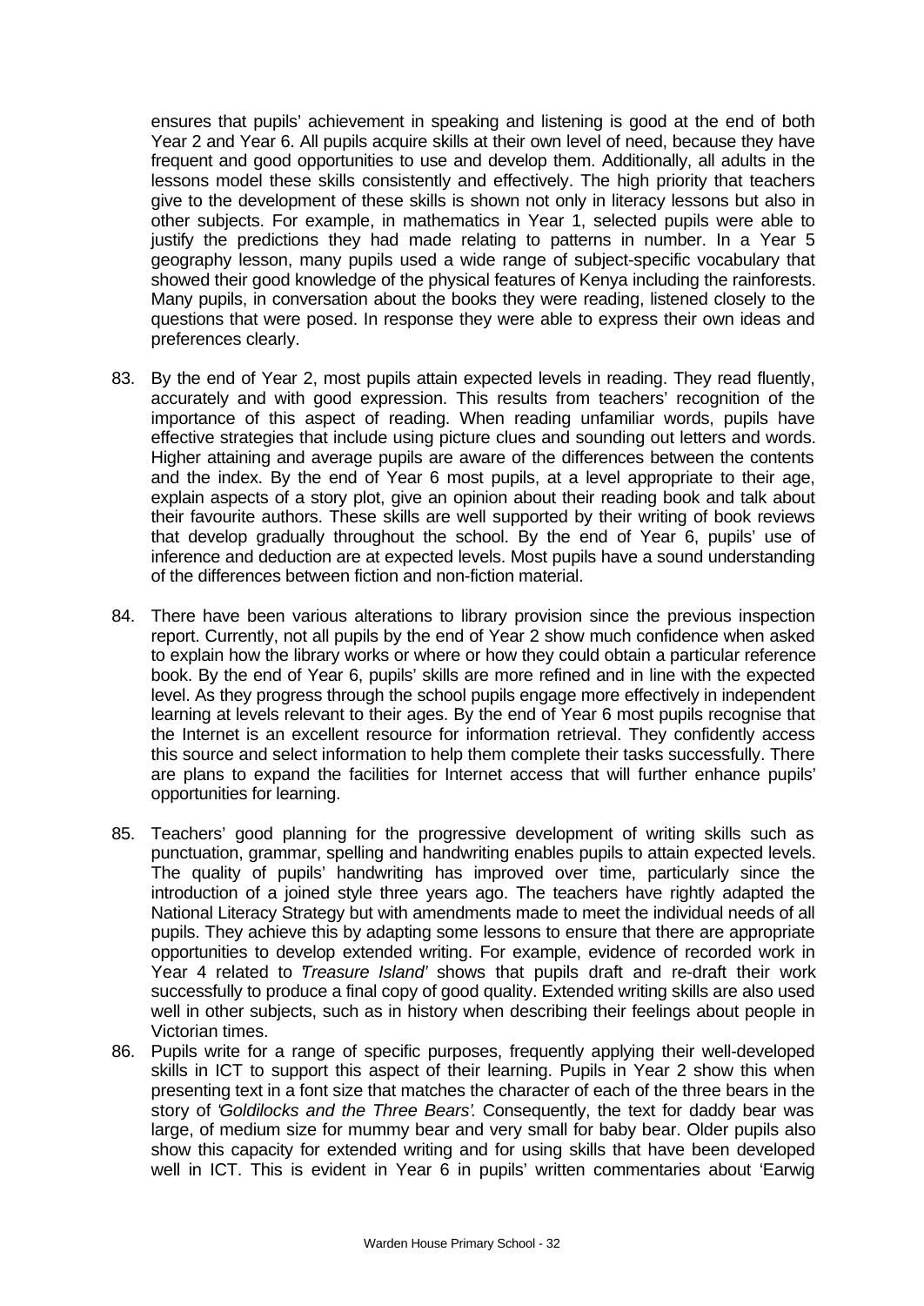ensures that pupils' achievement in speaking and listening is good at the end of both Year 2 and Year 6. All pupils acquire skills at their own level of need, because they have frequent and good opportunities to use and develop them. Additionally, all adults in the lessons model these skills consistently and effectively. The high priority that teachers give to the development of these skills is shown not only in literacy lessons but also in other subjects. For example, in mathematics in Year 1, selected pupils were able to justify the predictions they had made relating to patterns in number. In a Year 5 geography lesson, many pupils used a wide range of subject-specific vocabulary that showed their good knowledge of the physical features of Kenya including the rainforests. Many pupils, in conversation about the books they were reading, listened closely to the questions that were posed. In response they were able to express their own ideas and preferences clearly.

83. By the end of Year 2, most pupils attain expected levels in reading. They read fluently, accurately and with good expression. This results from teachers' recognition of the importance of this aspect of reading. When reading unfamiliar words, pupils have effective strategies that include using picture clues and sounding out letters and words. Higher attaining and average pupils are aware of the differences between the contents and the index. By the end of Year 6 most pupils, at a level appropriate to their age, explain aspects of a story plot, give an opinion about their reading book and talk about their favourite authors. These skills are well supported by their writing of book reviews that develop gradually throughout the school. By the end of Year 6, pupils' use of inference and deduction are at expected levels. Most pupils have a sound understanding of the differences between fiction and non-fiction material.

84. There have been various alterations to library provision since the previous inspection report. Currently, not all pupils by the end of Year 2 show much confidence when asked to explain how the library works or where or how they could obtain a particular reference book. By the end of Year 6, pupils' skills are more refined and in line with the expected level. As they progress through the school pupils engage more effectively in independent learning at levels relevant to their ages. By the end of Year 6 most pupils recognise that the Internet is an excellent resource for information retrieval. They confidently access this source and select information to help them complete their tasks successfully. There are plans to expand the facilities for Internet access that will further enhance pupils' opportunities for learning.

85. Teachers' good planning for the progressive development of writing skills such as punctuation, grammar, spelling and handwriting enables pupils to attain expected levels. The quality of pupils' handwriting has improved over time, particularly since the introduction of a joined style three years ago. The teachers have rightly adapted the National Literacy Strategy but with amendments made to meet the individual needs of all pupils. They achieve this by adapting some lessons to ensure that there are appropriate opportunities to develop extended writing. For example, evidence of recorded work in Year 4 related to '*Treasure Island*' shows that pupils draft and re-draft their work successfully to produce a final copy of good quality. Extended writing skills are also used well in other subjects, such as in history when describing their feelings about people in Victorian times.

86. Pupils write for a range of specific purposes, frequently applying their well-developed skills in ICT to support this aspect of their learning. Pupils in Year 2 show this when presenting text in a font size that matches the character of each of the three bears in the story of '*Goldilocks and the Three Bears*'. Consequently, the text for daddy bear was large, of medium size for mummy bear and very small for baby bear. Older pupils also show this capacity for extended writing and for using skills that have been developed well in ICT. This is evident in Year 6 in pupils' written commentaries about 'Earwig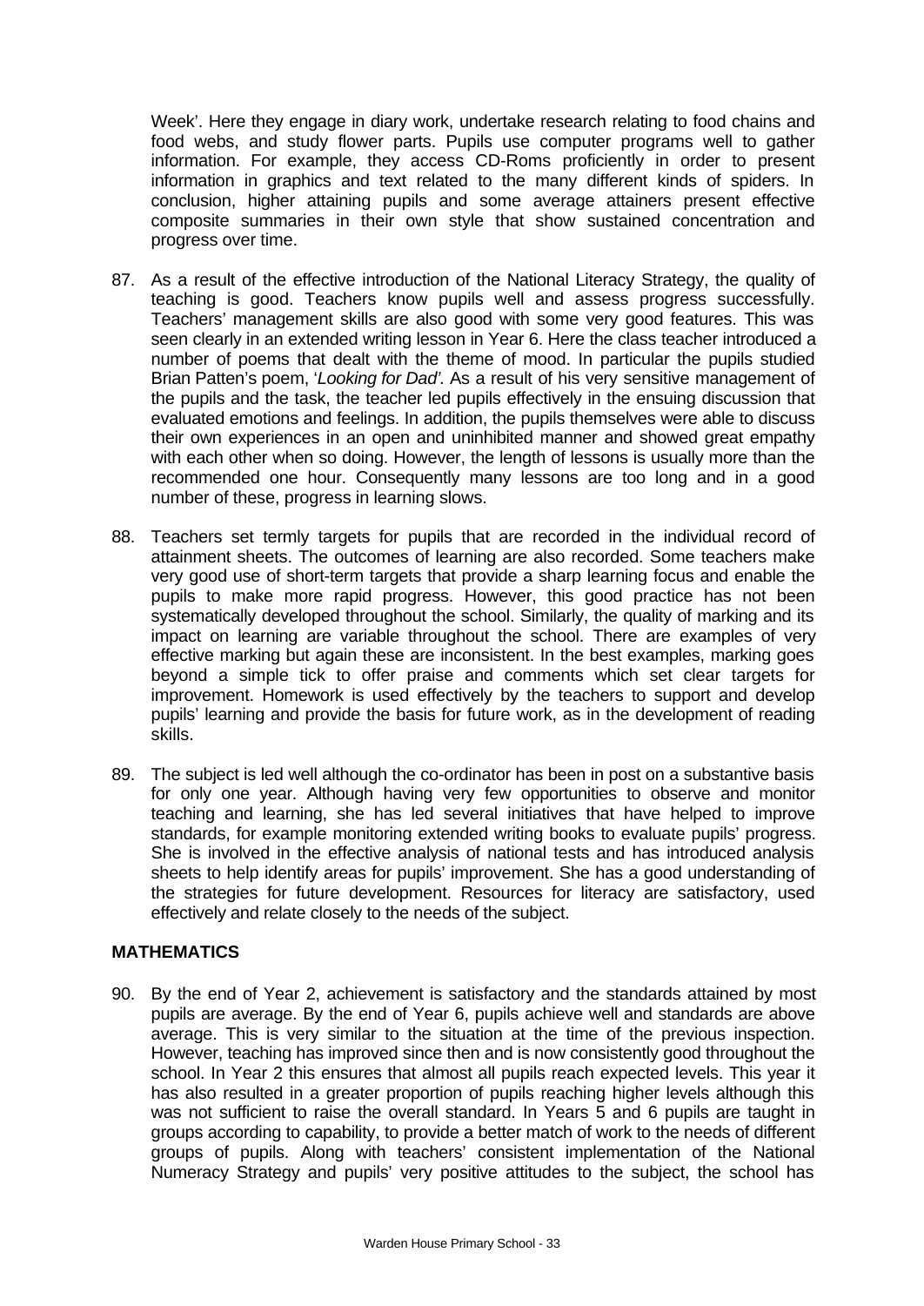Week'. Here they engage in diary work, undertake research relating to food chains and food webs, and study flower parts. Pupils use computer programs well to gather information. For example, they access CD-Roms proficiently in order to present information in graphics and text related to the many different kinds of spiders. In conclusion, higher attaining pupils and some average attainers present effective composite summaries in their own style that show sustained concentration and progress over time.

87. As a result of the effective introduction of the National Literacy Strategy, the quality of teaching is good. Teachers know pupils well and assess progress successfully. Teachers' management skills are also good with some very good features. This was seen clearly in an extended writing lesson in Year 6. Here the class teacher introduced a number of poems that dealt with the theme of mood. In particular the pupils studied Brian Patten's poem, '*Looking for Dad'*. As a result of his very sensitive management of the pupils and the task, the teacher led pupils effectively in the ensuing discussion that evaluated emotions and feelings. In addition, the pupils themselves were able to discuss their own experiences in an open and uninhibited manner and showed great empathy with each other when so doing. However, the length of lessons is usually more than the recommended one hour. Consequently many lessons are too long and in a good number of these, progress in learning slows.

88. Teachers set termly targets for pupils that are recorded in the individual record of attainment sheets. The outcomes of learning are also recorded. Some teachers make very good use of short-term targets that provide a sharp learning focus and enable the pupils to make more rapid progress. However, this good practice has not been systematically developed throughout the school. Similarly, the quality of marking and its impact on learning are variable throughout the school. There are examples of very effective marking but again these are inconsistent. In the best examples, marking goes beyond a simple tick to offer praise and comments which set clear targets for improvement. Homework is used effectively by the teachers to support and develop pupils' learning and provide the basis for future work, as in the development of reading skills.

89. The subject is led well although the co-ordinator has been in post on a substantive basis for only one year. Although having very few opportunities to observe and monitor teaching and learning, she has led several initiatives that have helped to improve standards, for example monitoring extended writing books to evaluate pupils' progress. She is involved in the effective analysis of national tests and has introduced analysis sheets to help identify areas for pupils' improvement. She has a good understanding of the strategies for future development. Resources for literacy are satisfactory, used effectively and relate closely to the needs of the subject.

## MATHEMATICS

90. By the end of Year 2, achievement is satisfactory and the standards attained by most pupils are average. By the end of Year 6, pupils achieve well and standards are above average. This is very similar to the situation at the time of the previous inspection. However, teaching has improved since then and is now consistently good throughout the school. In Year 2 this ensures that almost all pupils reach expected levels. This year it has also resulted in a greater proportion of pupils reaching higher levels although this was not sufficient to raise the overall standard. In Years 5 and 6 pupils are taught in groups according to capability, to provide a better match of work to the needs of different groups of pupils. Along with teachers' consistent implementation of the National Numeracy Strategy and pupils' very positive attitudes to the subject, the school has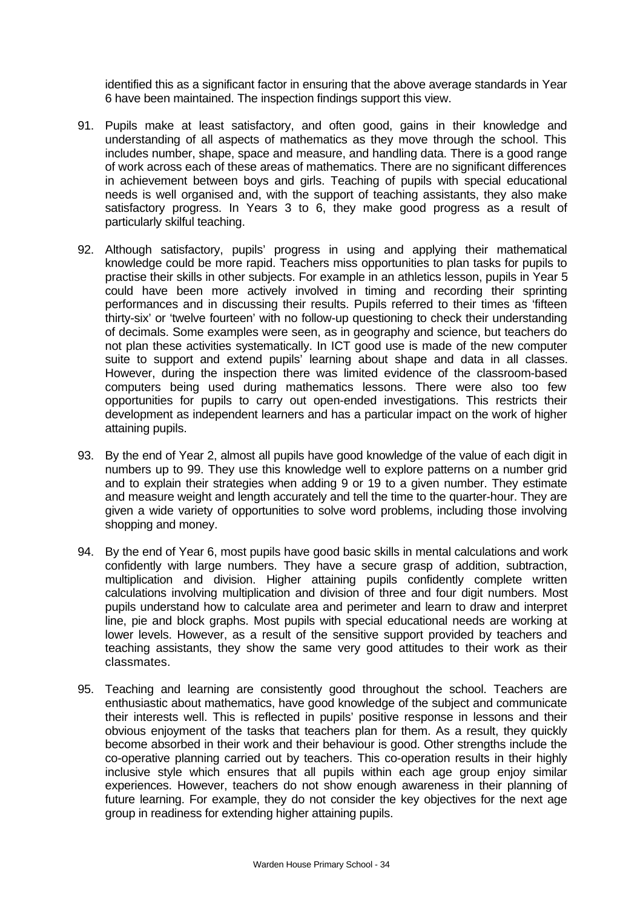identified this as a significant factor in ensuring that the above average standards in Year 6 have been maintained. The inspection findings support this view.

91. Pupils make at least satisfactory, and often good, gains in their knowledge and understanding of all aspects of mathematics as they move through the school. This includes number, shape, space and measure, and handling data. There is a good range of work across each of these areas of mathematics. There are no significant differences in achievement between boys and girls. Teaching of pupils with special educational needs is well organised and, with the support of teaching assistants, they also make satisfactory progress. In Years 3 to 6, they make good progress as a result of particularly skilful teaching.

92. Although satisfactory, pupils' progress in using and applying their mathematical knowledge could be more rapid. Teachers miss opportunities to plan tasks for pupils to practise their skills in other subjects. For example in an athletics lesson, pupils in Year 5 could have been more actively involved in timing and recording their sprinting performances and in discussing their results. Pupils referred to their times as 'fifteen thirty-six' or 'twelve fourteen' with no follow-up questioning to check their understanding of decimals. Some examples were seen, as in geography and science, but teachers do not plan these activities systematically. In ICT good use is made of the new computer suite to support and extend pupils' learning about shape and data in all classes. However, during the inspection there was limited evidence of the classroom-based computers being used during mathematics lessons. There were also too few opportunities for pupils to carry out open-ended investigations. This restricts their development as independent learners and has a particular impact on the work of higher attaining pupils.

93. By the end of Year 2, almost all pupils have good knowledge of the value of each digit in numbers up to 99. They use this knowledge well to explore patterns on a number grid and to explain their strategies when adding 9 or 19 to a given number. They estimate and measure weight and length accurately and tell the time to the quarter-hour. They are given a wide variety of opportunities to solve word problems, including those involving shopping and money.

94. By the end of Year 6, most pupils have good basic skills in mental calculations and work confidently with large numbers. They have a secure grasp of addition, subtraction, multiplication and division. Higher attaining pupils confidently complete written calculations involving multiplication and division of three and four digit numbers. Most pupils understand how to calculate area and perimeter and learn to draw and interpret line, pie and block graphs. Most pupils with special educational needs are working at lower levels. However, as a result of the sensitive support provided by teachers and teaching assistants, they show the same very good attitudes to their work as their classmates.

95. Teaching and learning are consistently good throughout the school. Teachers are enthusiastic about mathematics, have good knowledge of the subject and communicate their interests well. This is reflected in pupils' positive response in lessons and their obvious enjoyment of the tasks that teachers plan for them. As a result, they quickly become absorbed in their work and their behaviour is good. Other strengths include the co-operative planning carried out by teachers. This co-operation results in their highly inclusive style which ensures that all pupils within each age group enjoy similar experiences. However, teachers do not show enough awareness in their planning of future learning. For example, they do not consider the key objectives for the next age group in readiness for extending higher attaining pupils.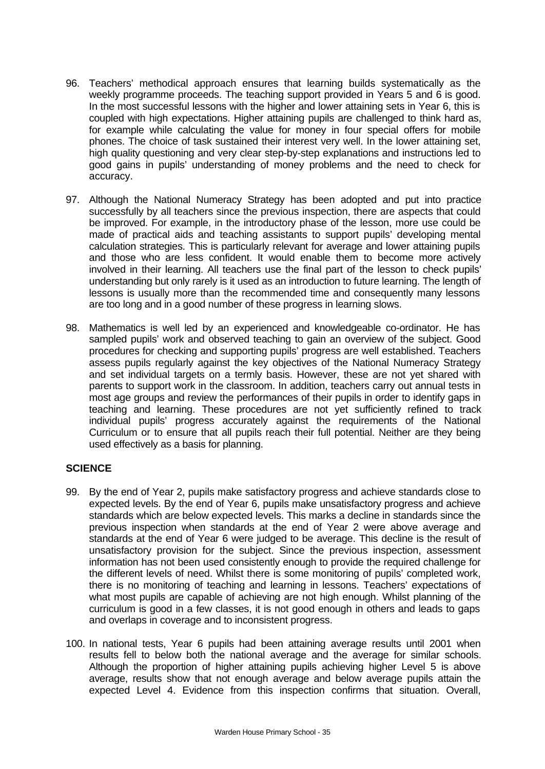96. Teachers' methodical approach ensures that learning builds systematically as the weekly programme proceeds. The teaching support provided in Years 5 and 6 is good. In the most successful lessons with the higher and lower attaining sets in Year 6, this is coupled with high expectations. Higher attaining pupils are challenged to think hard as, for example while calculating the value for money in four special offers for mobile phones. The choice of task sustained their interest very well. In the lower attaining set, high quality questioning and very clear step-by-step explanations and instructions led to good gains in pupils' understanding of money problems and the need to check for accuracy.

97. Although the National Numeracy Strategy has been adopted and put into practice successfully by all teachers since the previous inspection, there are aspects that could be improved. For example, in the introductory phase of the lesson, more use could be made of practical aids and teaching assistants to support pupils' developing mental calculation strategies. This is particularly relevant for average and lower attaining pupils and those who are less confident. It would enable them to become more actively involved in their learning. All teachers use the final part of the lesson to check pupils' understanding but only rarely is it used as an introduction to future learning. The length of lessons is usually more than the recommended time and consequently many lessons are too long and in a good number of these progress in learning slows.

98. Mathematics is well led by an experienced and knowledgeable co-ordinator. He has sampled pupils' work and observed teaching to gain an overview of the subject. Good procedures for checking and supporting pupils' progress are well established. Teachers assess pupils regularly against the key objectives of the National Numeracy Strategy and set individual targets on a termly basis. However, these are not yet shared with parents to support work in the classroom. In addition, teachers carry out annual tests in most age groups and review the performances of their pupils in order to identify gaps in teaching and learning. These procedures are not yet sufficiently refined to track individual pupils' progress accurately against the requirements of the National Curriculum or to ensure that all pupils reach their full potential. Neither are they being used effectively as a basis for planning.

## SCIENCE

99. By the end of Year 2, pupils make satisfactory progress and achieve standards close to expected levels. By the end of Year 6, pupils make unsatisfactory progress and achieve standards which are below expected levels. This marks a decline in standards since the previous inspection when standards at the end of Year 2 were above average and standards at the end of Year 6 were judged to be average. This decline is the result of unsatisfactory provision for the subject. Since the previous inspection, assessment information has not been used consistently enough to provide the required challenge for the different levels of need. Whilst there is some monitoring of pupils' completed work, there is no monitoring of teaching and learning in lessons. Teachers' expectations of what most pupils are capable of achieving are not high enough. Whilst planning of the curriculum is good in a few classes, it is not good enough in others and leads to gaps and overlaps in coverage and to inconsistent progress.

100. In national tests, Year 6 pupils had been attaining average results until 2001 when results fell to below both the national average and the average for similar schools. Although the proportion of higher attaining pupils achieving higher Level 5 is above average, results show that not enough average and below average pupils attain the expected Level 4. Evidence from this inspection confirms that situation. Overall,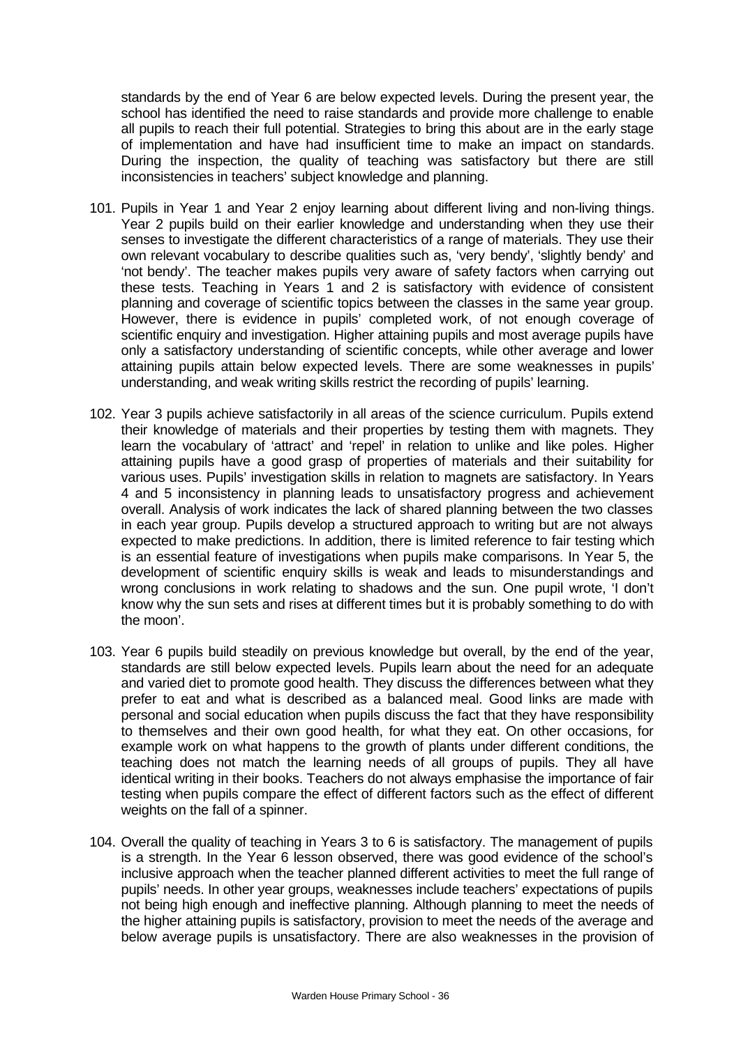standards by the end of Year 6 are below expected levels. During the present year, the school has identified the need to raise standards and provide more challenge to enable all pupils to reach their full potential. Strategies to bring this about are in the early stage of implementation and have had insufficient time to make an impact on standards. During the inspection, the quality of teaching was satisfactory but there are still inconsistencies in teachers' subject knowledge and planning.

101. Pupils in Year 1 and Year 2 enjoy learning about different living and non-living things. Year 2 pupils build on their earlier knowledge and understanding when they use their senses to investigate the different characteristics of a range of materials. They use their own relevant vocabulary to describe qualities such as, 'very bendy', 'slightly bendy' and 'not bendy'. The teacher makes pupils very aware of safety factors when carrying out these tests. Teaching in Years 1 and 2 is satisfactory with evidence of consistent planning and coverage of scientific topics between the classes in the same year group. However, there is evidence in pupils' completed work, of not enough coverage of scientific enquiry and investigation. Higher attaining pupils and most average pupils have only a satisfactory understanding of scientific concepts, while other average and lower attaining pupils attain below expected levels. There are some weaknesses in pupils' understanding, and weak writing skills restrict the recording of pupils' learning.

102. Year 3 pupils achieve satisfactorily in all areas of the science curriculum. Pupils extend their knowledge of materials and their properties by testing them with magnets. They learn the vocabulary of 'attract' and 'repel' in relation to unlike and like poles. Higher attaining pupils have a good grasp of properties of materials and their suitability for various uses. Pupils' investigation skills in relation to magnets are satisfactory. In Years 4 and 5 inconsistency in planning leads to unsatisfactory progress and achievement overall. Analysis of work indicates the lack of shared planning between the two classes in each year group. Pupils develop a structured approach to writing but are not always expected to make predictions. In addition, there is limited reference to fair testing which is an essential feature of investigations when pupils make comparisons. In Year 5, the development of scientific enquiry skills is weak and leads to misunderstandings and wrong conclusions in work relating to shadows and the sun. One pupil wrote, 'I don't know why the sun sets and rises at different times but it is probably something to do with the moon'.

103. Year 6 pupils build steadily on previous knowledge but overall, by the end of the year, standards are still below expected levels. Pupils learn about the need for an adequate and varied diet to promote good health. They discuss the differences between what they prefer to eat and what is described as a balanced meal. Good links are made with personal and social education when pupils discuss the fact that they have responsibility to themselves and their own good health, for what they eat. On other occasions, for example work on what happens to the growth of plants under different conditions, the teaching does not match the learning needs of all groups of pupils. They all have identical writing in their books. Teachers do not always emphasise the importance of fair testing when pupils compare the effect of different factors such as the effect of different weights on the fall of a spinner.

104. Overall the quality of teaching in Years 3 to 6 is satisfactory. The management of pupils is a strength. In the Year 6 lesson observed, there was good evidence of the school's inclusive approach when the teacher planned different activities to meet the full range of pupils' needs. In other year groups, weaknesses include teachers' expectations of pupils not being high enough and ineffective planning. Although planning to meet the needs of the higher attaining pupils is satisfactory, provision to meet the needs of the average and below average pupils is unsatisfactory. There are also weaknesses in the provision of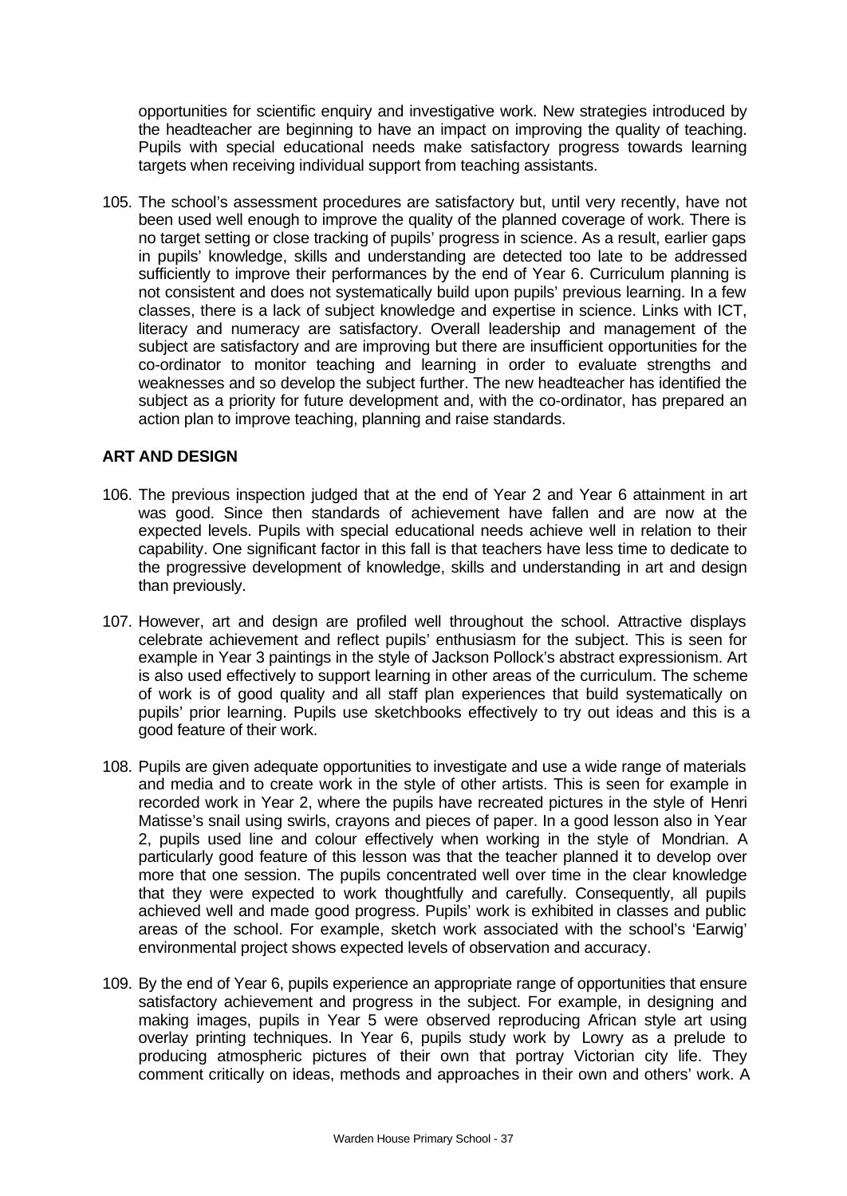opportunities for scientific enquiry and investigative work. New strategies introduced by the headteacher are beginning to have an impact on improving the quality of teaching. Pupils with special educational needs make satisfactory progress towards learning targets when receiving individual support from teaching assistants.

105. The school's assessment procedures are satisfactory but, until very recently, have not been used well enough to improve the quality of the planned coverage of work. There is no target setting or close tracking of pupils' progress in science. As a result, earlier gaps in pupils' knowledge, skills and understanding are detected too late to be addressed sufficiently to improve their performances by the end of Year 6. Curriculum planning is not consistent and does not systematically build upon pupils' previous learning. In a few classes, there is a lack of subject knowledge and expertise in science. Links with ICT, literacy and numeracy are satisfactory. Overall leadership and management of the subject are satisfactory and are improving but there are insufficient opportunities for the co-ordinator to monitor teaching and learning in order to evaluate strengths and weaknesses and so develop the subject further. The new headteacher has identified the subject as a priority for future development and, with the co-ordinator, has prepared an action plan to improve teaching, planning and raise standards.

## ART AND DESIGN

106. The previous inspection judged that at the end of Year 2 and Year 6 attainment in art was good. Since then standards of achievement have fallen and are now at the expected levels. Pupils with special educational needs achieve well in relation to their capability. One significant factor in this fall is that teachers have less time to dedicate to the progressive development of knowledge, skills and understanding in art and design than previously.

107. However, art and design are profiled well throughout the school. Attractive displays celebrate achievement and reflect pupils' enthusiasm for the subject. This is seen for example in Year 3 paintings in the style of Jackson Pollock's abstract expressionism. Art is also used effectively to support learning in other areas of the curriculum. The scheme of work is of good quality and all staff plan experiences that build systematically on pupils' prior learning. Pupils use sketchbooks effectively to try out ideas and this is a good feature of their work.

108. Pupils are given adequate opportunities to investigate and use a wide range of materials and media and to create work in the style of other artists. This is seen for example in recorded work in Year 2, where the pupils have recreated pictures in the style of Henri Matisse's snail using swirls, crayons and pieces of paper. In a good lesson also in Year 2, pupils used line and colour effectively when working in the style of Mondrian. A particularly good feature of this lesson was that the teacher planned it to develop over more that one session. The pupils concentrated well over time in the clear knowledge that they were expected to work thoughtfully and carefully. Consequently, all pupils achieved well and made good progress. Pupils' work is exhibited in classes and public areas of the school. For example, sketch work associated with the school's 'Earwig' environmental project shows expected levels of observation and accuracy.

109. By the end of Year 6, pupils experience an appropriate range of opportunities that ensure satisfactory achievement and progress in the subject. For example, in designing and making images, pupils in Year 5 were observed reproducing African style art using overlay printing techniques. In Year 6, pupils study work by Lowry as a prelude to producing atmospheric pictures of their own that portray Victorian city life. They comment critically on ideas, methods and approaches in their own and others' work. A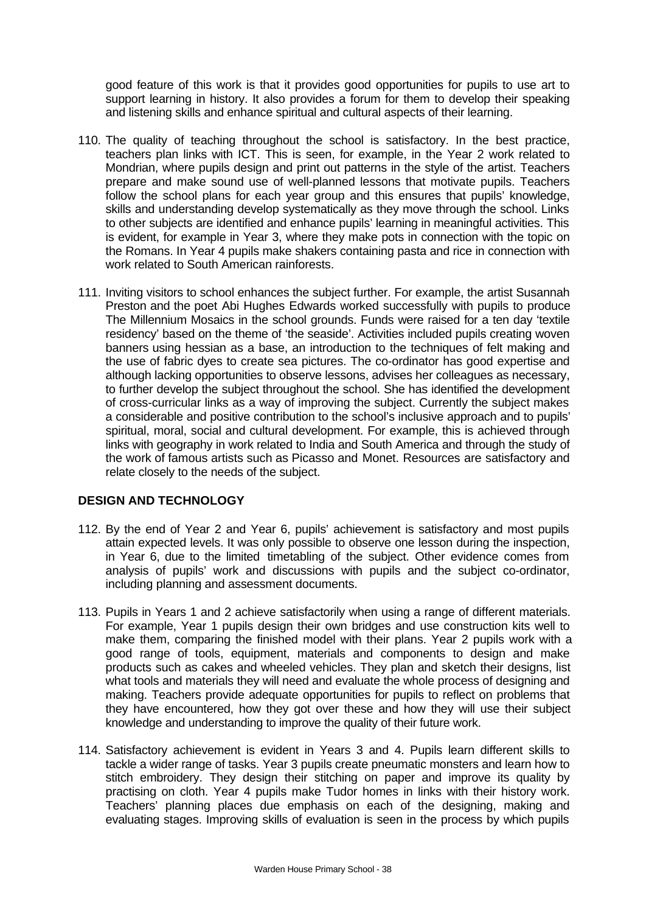good feature of this work is that it provides good opportunities for pupils to use art to support learning in history. It also provides a forum for them to develop their speaking and listening skills and enhance spiritual and cultural aspects of their learning.

110. The quality of teaching throughout the school is satisfactory. In the best practice, teachers plan links with ICT. This is seen, for example, in the Year 2 work related to Mondrian, where pupils design and print out patterns in the style of the artist. Teachers prepare and make sound use of well-planned lessons that motivate pupils. Teachers follow the school plans for each year group and this ensures that pupils' knowledge, skills and understanding develop systematically as they move through the school. Links to other subjects are identified and enhance pupils' learning in meaningful activities. This is evident, for example in Year 3, where they make pots in connection with the topic on the Romans. In Year 4 pupils make shakers containing pasta and rice in connection with work related to South American rainforests.

111. Inviting visitors to school enhances the subject further. For example, the artist Susannah Preston and the poet Abi Hughes Edwards worked successfully with pupils to produce The Millennium Mosaics in the school grounds. Funds were raised for a ten day 'textile residency' based on the theme of 'the seaside'. Activities included pupils creating woven banners using hessian as a base, an introduction to the techniques of felt making and the use of fabric dyes to create sea pictures. The co-ordinator has good expertise and although lacking opportunities to observe lessons, advises her colleagues as necessary, to further develop the subject throughout the school. She has identified the development of cross-curricular links as a way of improving the subject. Currently the subject makes a considerable and positive contribution to the school's inclusive approach and to pupils' spiritual, moral, social and cultural development. For example, this is achieved through links with geography in work related to India and South America and through the study of the work of famous artists such as Picasso and Monet. Resources are satisfactory and relate closely to the needs of the subject.

## DESIGN AND TECHNOLOGY

112. By the end of Year 2 and Year 6, pupils' achievement is satisfactory and most pupils attain expected levels. It was only possible to observe one lesson during the inspection, in Year 6, due to the limited timetabling of the subject. Other evidence comes from analysis of pupils' work and discussions with pupils and the subject co-ordinator, including planning and assessment documents.

113. Pupils in Years 1 and 2 achieve satisfactorily when using a range of different materials. For example, Year 1 pupils design their own bridges and use construction kits well to make them, comparing the finished model with their plans. Year 2 pupils work with a good range of tools, equipment, materials and components to design and make products such as cakes and wheeled vehicles. They plan and sketch their designs, list what tools and materials they will need and evaluate the whole process of designing and making. Teachers provide adequate opportunities for pupils to reflect on problems that they have encountered, how they got over these and how they will use their subject knowledge and understanding to improve the quality of their future work.

114. Satisfactory achievement is evident in Years 3 and 4. Pupils learn different skills to tackle a wider range of tasks. Year 3 pupils create pneumatic monsters and learn how to stitch embroidery. They design their stitching on paper and improve its quality by practising on cloth. Year 4 pupils make Tudor homes in links with their history work. Teachers' planning places due emphasis on each of the designing, making and evaluating stages. Improving skills of evaluation is seen in the process by which pupils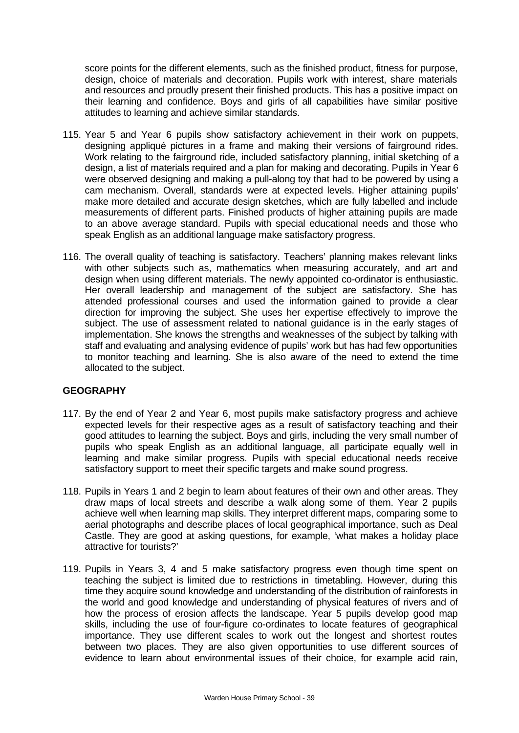score points for the different elements, such as the finished product, fitness for purpose, design, choice of materials and decoration. Pupils work with interest, share materials and resources and proudly present their finished products. This has a positive impact on their learning and confidence. Boys and girls of all capabilities have similar positive attitudes to learning and achieve similar standards.

115. Year 5 and Year 6 pupils show satisfactory achievement in their work on puppets, designing appliqué pictures in a frame and making their versions of fairground rides. Work relating to the fairground ride, included satisfactory planning, initial sketching of a design, a list of materials required and a plan for making and decorating. Pupils in Year 6 were observed designing and making a pull-along toy that had to be powered by using a cam mechanism. Overall, standards were at expected levels. Higher attaining pupils' make more detailed and accurate design sketches, which are fully labelled and include measurements of different parts. Finished products of higher attaining pupils are made to an above average standard. Pupils with special educational needs and those who speak English as an additional language make satisfactory progress.

116. The overall quality of teaching is satisfactory. Teachers' planning makes relevant links with other subjects such as, mathematics when measuring accurately, and art and design when using different materials. The newly appointed co-ordinator is enthusiastic. Her overall leadership and management of the subject are satisfactory. She has attended professional courses and used the information gained to provide a clear direction for improving the subject. She uses her expertise effectively to improve the subject. The use of assessment related to national guidance is in the early stages of implementation. She knows the strengths and weaknesses of the subject by talking with staff and evaluating and analysing evidence of pupils' work but has had few opportunities to monitor teaching and learning. She is also aware of the need to extend the time allocated to the subject.

## GEOGRAPHY

117. By the end of Year 2 and Year 6, most pupils make satisfactory progress and achieve expected levels for their respective ages as a result of satisfactory teaching and their good attitudes to learning the subject. Boys and girls, including the very small number of pupils who speak English as an additional language, all participate equally well in learning and make similar progress. Pupils with special educational needs receive satisfactory support to meet their specific targets and make sound progress.

118. Pupils in Years 1 and 2 begin to learn about features of their own and other areas. They draw maps of local streets and describe a walk along some of them. Year 2 pupils achieve well when learning map skills. They interpret different maps, comparing some to aerial photographs and describe places of local geographical importance, such as Deal Castle. They are good at asking questions, for example, 'what makes a holiday place attractive for tourists?'

119. Pupils in Years 3, 4 and 5 make satisfactory progress even though time spent on teaching the subject is limited due to restrictions in timetabling. However, during this time they acquire sound knowledge and understanding of the distribution of rainforests in the world and good knowledge and understanding of physical features of rivers and of how the process of erosion affects the landscape. Year 5 pupils develop good map skills, including the use of four-figure co-ordinates to locate features of geographical importance. They use different scales to work out the longest and shortest routes between two places. They are also given opportunities to use different sources of evidence to learn about environmental issues of their choice, for example acid rain,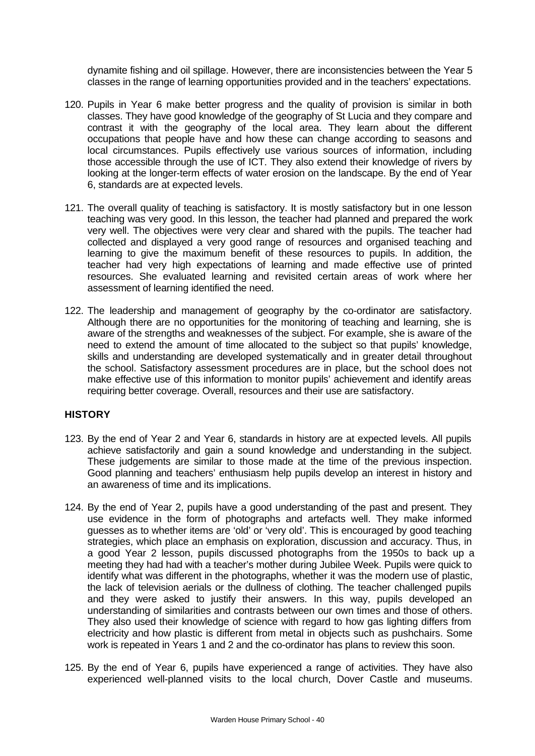dynamite fishing and oil spillage. However, there are inconsistencies between the Year 5 classes in the range of learning opportunities provided and in the teachers' expectations.

120. Pupils in Year 6 make better progress and the quality of provision is similar in both classes. They have good knowledge of the geography of St Lucia and they compare and contrast it with the geography of the local area. They learn about the different occupations that people have and how these can change according to seasons and local circumstances. Pupils effectively use various sources of information, including those accessible through the use of ICT. They also extend their knowledge of rivers by looking at the longer-term effects of water erosion on the landscape. By the end of Year 6, standards are at expected levels.

121. The overall quality of teaching is satisfactory. It is mostly satisfactory but in one lesson teaching was very good. In this lesson, the teacher had planned and prepared the work very well. The objectives were very clear and shared with the pupils. The teacher had collected and displayed a very good range of resources and organised teaching and learning to give the maximum benefit of these resources to pupils. In addition, the teacher had very high expectations of learning and made effective use of printed resources. She evaluated learning and revisited certain areas of work where her assessment of learning identified the need.

122. The leadership and management of geography by the co-ordinator are satisfactory. Although there are no opportunities for the monitoring of teaching and learning, she is aware of the strengths and weaknesses of the subject. For example, she is aware of the need to extend the amount of time allocated to the subject so that pupils' knowledge, skills and understanding are developed systematically and in greater detail throughout the school. Satisfactory assessment procedures are in place, but the school does not make effective use of this information to monitor pupils' achievement and identify areas requiring better coverage. Overall, resources and their use are satisfactory.

## HISTORY

123. By the end of Year 2 and Year 6, standards in history are at expected levels. All pupils achieve satisfactorily and gain a sound knowledge and understanding in the subject. These judgements are similar to those made at the time of the previous inspection. Good planning and teachers' enthusiasm help pupils develop an interest in history and an awareness of time and its implications.

124. By the end of Year 2, pupils have a good understanding of the past and present. They use evidence in the form of photographs and artefacts well. They make informed guesses as to whether items are 'old' or 'very old'. This is encouraged by good teaching strategies, which place an emphasis on exploration, discussion and accuracy. Thus, in a good Year 2 lesson, pupils discussed photographs from the 1950s to back up a meeting they had had with a teacher's mother during Jubilee Week. Pupils were quick to identify what was different in the photographs, whether it was the modern use of plastic, the lack of television aerials or the dullness of clothing. The teacher challenged pupils and they were asked to justify their answers. In this way, pupils developed an understanding of similarities and contrasts between our own times and those of others. They also used their knowledge of science with regard to how gas lighting differs from electricity and how plastic is different from metal in objects such as pushchairs. Some work is repeated in Years 1 and 2 and the co-ordinator has plans to review this soon.

125. By the end of Year 6, pupils have experienced a range of activities. They have also experienced well-planned visits to the local church, Dover Castle and museums.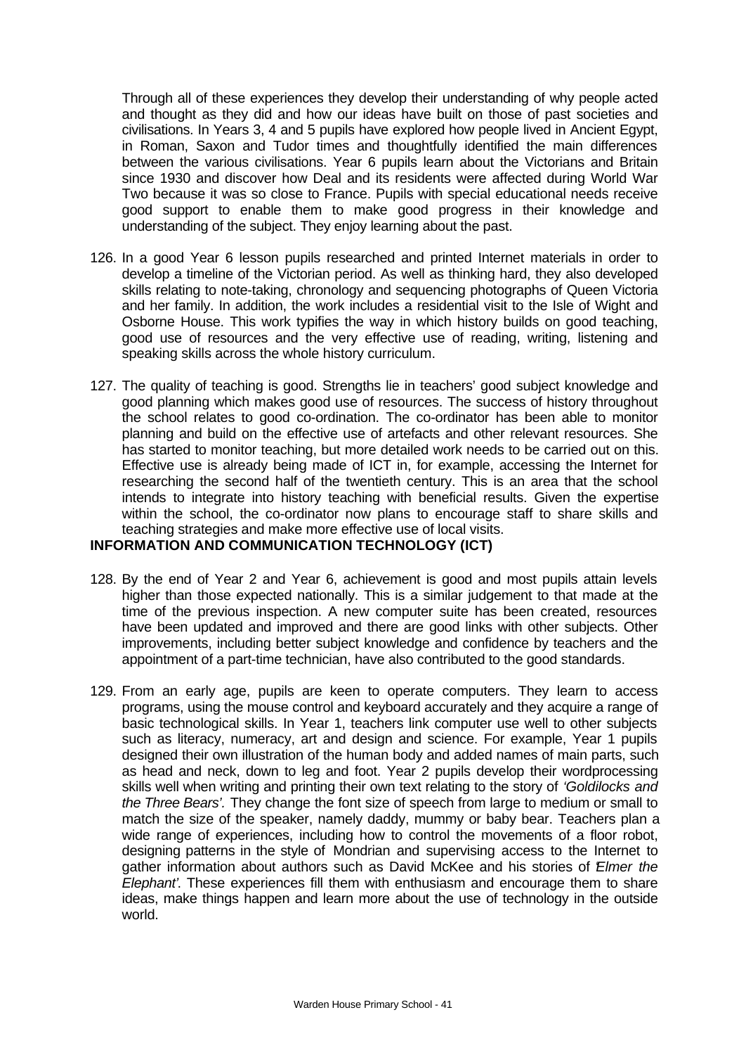Through all of these experiences they develop their understanding of why people acted and thought as they did and how our ideas have built on those of past societies and civilisations. In Years 3, 4 and 5 pupils have explored how people lived in Ancient Egypt, in Roman, Saxon and Tudor times and thoughtfully identified the main differences between the various civilisations. Year 6 pupils learn about the Victorians and Britain since 1930 and discover how Deal and its residents were affected during World War Two because it was so close to France. Pupils with special educational needs receive good support to enable them to make good progress in their knowledge and understanding of the subject. They enjoy learning about the past.

126. In a good Year 6 lesson pupils researched and printed Internet materials in order to develop a timeline of the Victorian period. As well as thinking hard, they also developed skills relating to note-taking, chronology and sequencing photographs of Queen Victoria and her family. In addition, the work includes a residential visit to the Isle of Wight and Osborne House. This work typifies the way in which history builds on good teaching, good use of resources and the very effective use of reading, writing, listening and speaking skills across the whole history curriculum.

127. The quality of teaching is good. Strengths lie in teachers' good subject knowledge and good planning which makes good use of resources. The success of history throughout the school relates to good co-ordination. The co-ordinator has been able to monitor planning and build on the effective use of artefacts and other relevant resources. She has started to monitor teaching, but more detailed work needs to be carried out on this. Effective use is already being made of ICT in, for example, accessing the Internet for researching the second half of the twentieth century. This is an area that the school intends to integrate into history teaching with beneficial results. Given the expertise within the school, the co-ordinator now plans to encourage staff to share skills and teaching strategies and make more effective use of local visits.

## INFORMATION AND COMMUNICATION TECHNOLOGY (ICT)

128. By the end of Year 2 and Year 6, achievement is good and most pupils attain levels higher than those expected nationally. This is a similar judgement to that made at the time of the previous inspection. A new computer suite has been created, resources have been updated and improved and there are good links with other subjects. Other improvements, including better subject knowledge and confidence by teachers and the appointment of a part-time technician, have also contributed to the good standards.

129. From an early age, pupils are keen to operate computers. They learn to access programs, using the mouse control and keyboard accurately and they acquire a range of basic technological skills. In Year 1, teachers link computer use well to other subjects such as literacy, numeracy, art and design and science. For example, Year 1 pupils designed their own illustration of the human body and added names of main parts, such as head and neck, down to leg and foot. Year 2 pupils develop their wordprocessing skills well when writing and printing their own text relating to the story of *'Goldilocks and the Three Bears'.* They change the font size of speech from large to medium or small to match the size of the speaker, namely daddy, mummy or baby bear. Teachers plan a wide range of experiences, including how to control the movements of a floor robot, designing patterns in the style of Mondrian and supervising access to the Internet to gather information about authors such as David McKee and his stories of *'Elmer the Elephant'*. These experiences fill them with enthusiasm and encourage them to share ideas, make things happen and learn more about the use of technology in the outside world.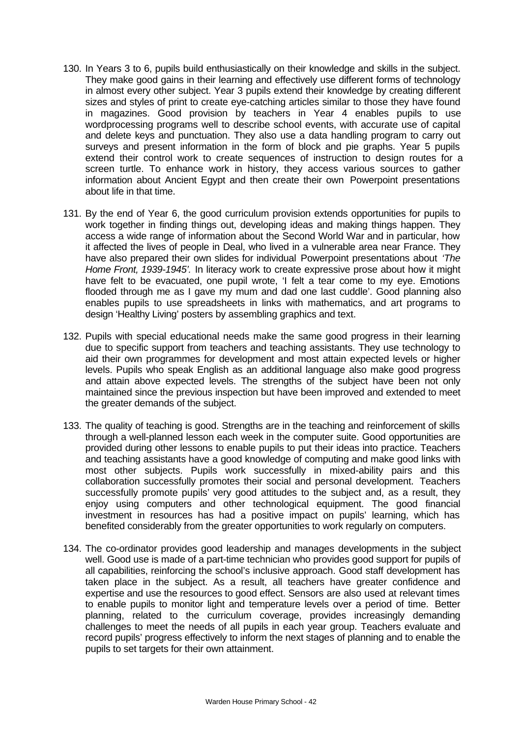130. In Years 3 to 6, pupils build enthusiastically on their knowledge and skills in the subject. They make good gains in their learning and effectively use different forms of technology in almost every other subject. Year 3 pupils extend their knowledge by creating different sizes and styles of print to create eye-catching articles similar to those they have found in magazines. Good provision by teachers in Year 4 enables pupils to use wordprocessing programs well to describe school events, with accurate use of capital and delete keys and punctuation. They also use a data handling program to carry out surveys and present information in the form of block and pie graphs. Year 5 pupils extend their control work to create sequences of instruction to design routes for a screen turtle. To enhance work in history, they access various sources to gather information about Ancient Egypt and then create their own Powerpoint presentations about life in that time.

131. By the end of Year 6, the good curriculum provision extends opportunities for pupils to work together in finding things out, developing ideas and making things happen. They access a wide range of information about the Second World War and in particular, how it affected the lives of people in Deal, who lived in a vulnerable area near France. They have also prepared their own slides for individual Powerpoint presentations about *'The Home Front, 1939-1945'.* In literacy work to create expressive prose about how it might have felt to be evacuated, one pupil wrote, 'I felt a tear come to my eye. Emotions flooded through me as I gave my mum and dad one last cuddle'. Good planning also enables pupils to use spreadsheets in links with mathematics, and art programs to design 'Healthy Living' posters by assembling graphics and text.

132. Pupils with special educational needs make the same good progress in their learning due to specific support from teachers and teaching assistants. They use technology to aid their own programmes for development and most attain expected levels or higher levels. Pupils who speak English as an additional language also make good progress and attain above expected levels. The strengths of the subject have been not only maintained since the previous inspection but have been improved and extended to meet the greater demands of the subject.

133. The quality of teaching is good. Strengths are in the teaching and reinforcement of skills through a well-planned lesson each week in the computer suite. Good opportunities are provided during other lessons to enable pupils to put their ideas into practice. Teachers and teaching assistants have a good knowledge of computing and make good links with most other subjects. Pupils work successfully in mixed-ability pairs and this collaboration successfully promotes their social and personal development. Teachers successfully promote pupils' very good attitudes to the subject and, as a result, they enjoy using computers and other technological equipment. The good financial investment in resources has had a positive impact on pupils' learning, which has benefited considerably from the greater opportunities to work regularly on computers.

134. The co-ordinator provides good leadership and manages developments in the subject well. Good use is made of a part-time technician who provides good support for pupils of all capabilities, reinforcing the school's inclusive approach. Good staff development has taken place in the subject. As a result, all teachers have greater confidence and expertise and use the resources to good effect. Sensors are also used at relevant times to enable pupils to monitor light and temperature levels over a period of time. Better planning, related to the curriculum coverage, provides increasingly demanding challenges to meet the needs of all pupils in each year group. Teachers evaluate and record pupils' progress effectively to inform the next stages of planning and to enable the pupils to set targets for their own attainment.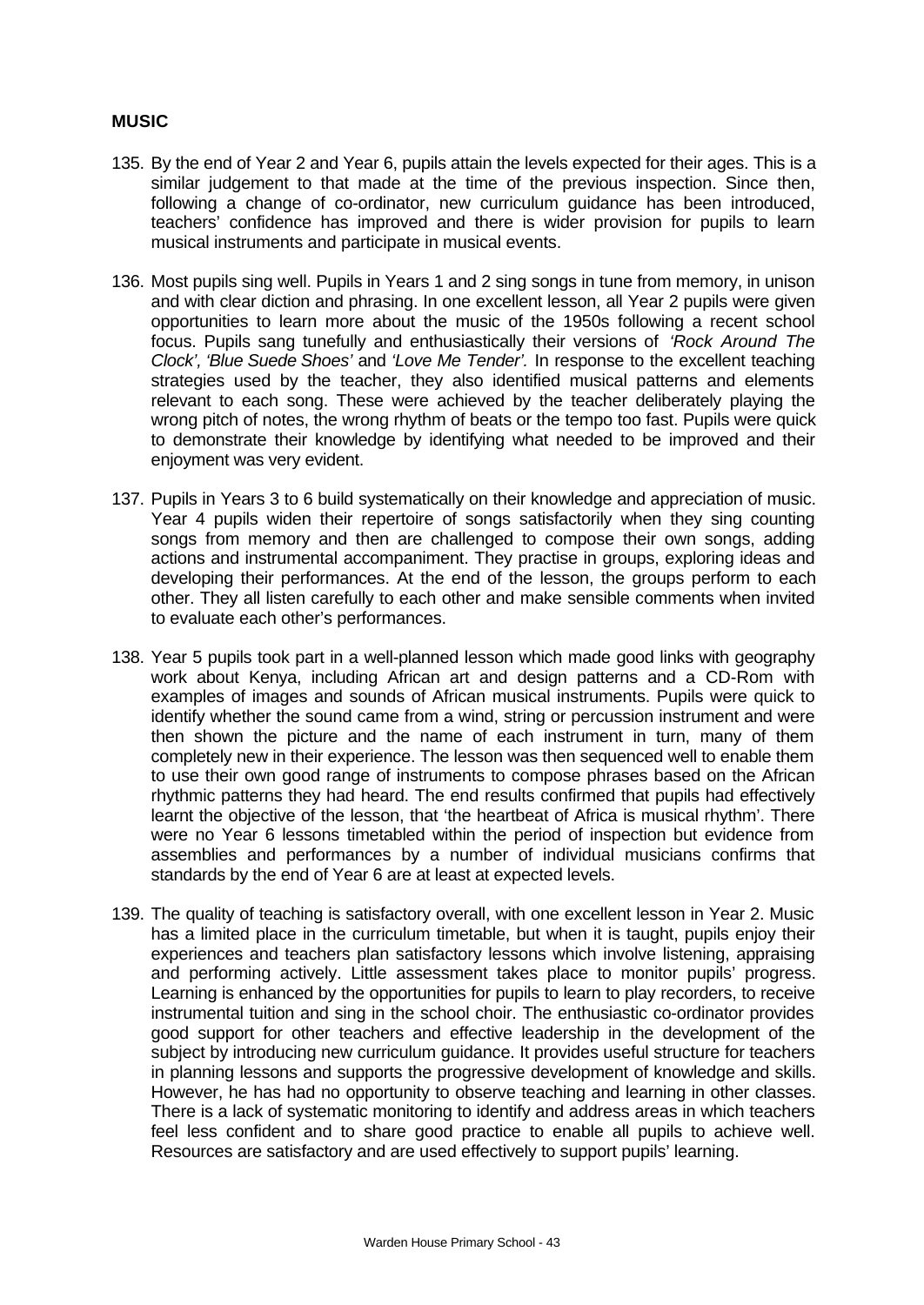**MUSIC**

135. By the end of Year 2 and Year 6, pupils attain the levels expected for their ages. This is a similar judgement to that made at the time of the previous inspection. Since then, following a change of co-ordinator, new curriculum guidance has been introduced, teachers' confidence has improved and there is wider provision for pupils to learn musical instruments and participate in musical events.

136. Most pupils sing well. Pupils in Years 1 and 2 sing songs in tune from memory, in unison and with clear diction and phrasing. In one excellent lesson, all Year 2 pupils were given opportunities to learn more about the music of the 1950s following a recent school focus. Pupils sang tunefully and enthusiastically their versions of *'Rock Around The Clock', 'Blue Suede Shoes'* and *'Love Me Tender'.* In response to the excellent teaching strategies used by the teacher, they also identified musical patterns and elements relevant to each song. These were achieved by the teacher deliberately playing the wrong pitch of notes, the wrong rhythm of beats or the tempo too fast. Pupils were quick to demonstrate their knowledge by identifying what needed to be improved and their enjoyment was very evident.

137. Pupils in Years 3 to 6 build systematically on their knowledge and appreciation of music. Year 4 pupils widen their repertoire of songs satisfactorily when they sing counting songs from memory and then are challenged to compose their own songs, adding actions and instrumental accompaniment. They practise in groups, exploring ideas and developing their performances. At the end of the lesson, the groups perform to each other. They all listen carefully to each other and make sensible comments when invited to evaluate each other's performances.

138. Year 5 pupils took part in a well-planned lesson which made good links with geography work about Kenya, including African art and design patterns and a CD-Rom with examples of images and sounds of African musical instruments. Pupils were quick to identify whether the sound came from a wind, string or percussion instrument and were then shown the picture and the name of each instrument in turn, many of them completely new in their experience. The lesson was then sequenced well to enable them to use their own good range of instruments to compose phrases based on the African rhythmic patterns they had heard. The end results confirmed that pupils had effectively learnt the objective of the lesson, that 'the heartbeat of Africa is musical rhythm'. There were no Year 6 lessons timetabled within the period of inspection but evidence from assemblies and performances by a number of individual musicians confirms that standards by the end of Year 6 are at least at expected levels.

139. The quality of teaching is satisfactory overall, with one excellent lesson in Year 2. Music has a limited place in the curriculum timetable, but when it is taught, pupils enjoy their experiences and teachers plan satisfactory lessons which involve listening, appraising and performing actively. Little assessment takes place to monitor pupils' progress. Learning is enhanced by the opportunities for pupils to learn to play recorders, to receive instrumental tuition and sing in the school choir. The enthusiastic co-ordinator provides good support for other teachers and effective leadership in the development of the subject by introducing new curriculum guidance. It provides useful structure for teachers in planning lessons and supports the progressive development of knowledge and skills. However, he has had no opportunity to observe teaching and learning in other classes. There is a lack of systematic monitoring to identify and address areas in which teachers feel less confident and to share good practice to enable all pupils to achieve well. Resources are satisfactory and are used effectively to support pupils' learning.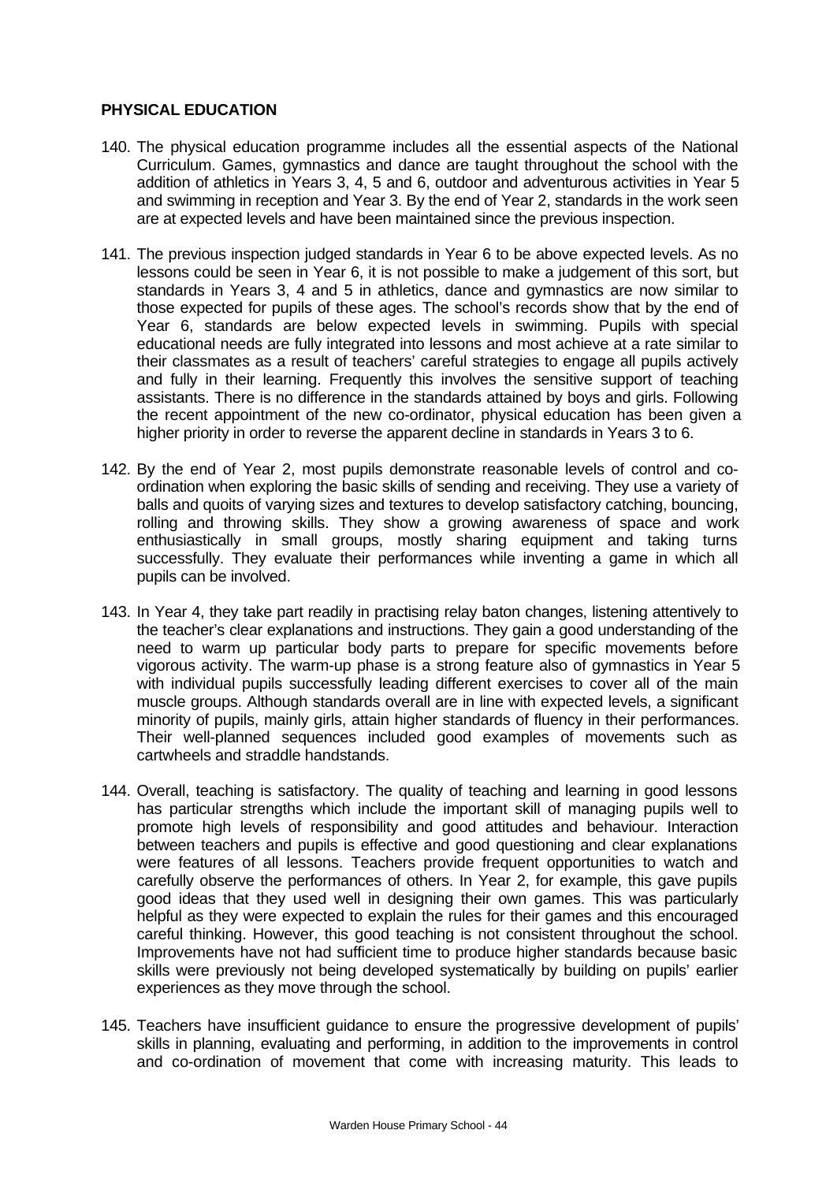**PHYSICAL EDUCATION**

140. The physical education programme includes all the essential aspects of the National Curriculum. Games, gymnastics and dance are taught throughout the school with the addition of athletics in Years 3, 4, 5 and 6, outdoor and adventurous activities in Year 5 and swimming in reception and Year 3. By the end of Year 2, standards in the work seen are at expected levels and have been maintained since the previous inspection.

141. The previous inspection judged standards in Year 6 to be above expected levels. As no lessons could be seen in Year 6, it is not possible to make a judgement of this sort, but standards in Years 3, 4 and 5 in athletics, dance and gymnastics are now similar to those expected for pupils of these ages. The school's records show that by the end of Year 6, standards are below expected levels in swimming. Pupils with special educational needs are fully integrated into lessons and most achieve at a rate similar to their classmates as a result of teachers' careful strategies to engage all pupils actively and fully in their learning. Frequently this involves the sensitive support of teaching assistants. There is no difference in the standards attained by boys and girls. Following the recent appointment of the new co-ordinator, physical education has been given a higher priority in order to reverse the apparent decline in standards in Years 3 to 6.

142. By the end of Year 2, most pupils demonstrate reasonable levels of control and co-ordination when exploring the basic skills of sending and receiving. They use a variety of balls and quoits of varying sizes and textures to develop satisfactory catching, bouncing, rolling and throwing skills. They show a growing awareness of space and work enthusiastically in small groups, mostly sharing equipment and taking turns successfully. They evaluate their performances while inventing a game in which all pupils can be involved.

143. In Year 4, they take part readily in practising relay baton changes, listening attentively to the teacher's clear explanations and instructions. They gain a good understanding of the need to warm up particular body parts to prepare for specific movements before vigorous activity. The warm-up phase is a strong feature also of gymnastics in Year 5 with individual pupils successfully leading different exercises to cover all of the main muscle groups. Although standards overall are in line with expected levels, a significant minority of pupils, mainly girls, attain higher standards of fluency in their performances. Their well-planned sequences included good examples of movements such as cartwheels and straddle handstands.

144. Overall, teaching is satisfactory. The quality of teaching and learning in good lessons has particular strengths which include the important skill of managing pupils well to promote high levels of responsibility and good attitudes and behaviour. Interaction between teachers and pupils is effective and good questioning and clear explanations were features of all lessons. Teachers provide frequent opportunities to watch and carefully observe the performances of others. In Year 2, for example, this gave pupils good ideas that they used well in designing their own games. This was particularly helpful as they were expected to explain the rules for their games and this encouraged careful thinking. However, this good teaching is not consistent throughout the school. Improvements have not had sufficient time to produce higher standards because basic skills were previously not being developed systematically by building on pupils' earlier experiences as they move through the school.

145. Teachers have insufficient guidance to ensure the progressive development of pupils' skills in planning, evaluating and performing, in addition to the improvements in control and co-ordination of movement that come with increasing maturity. This leads to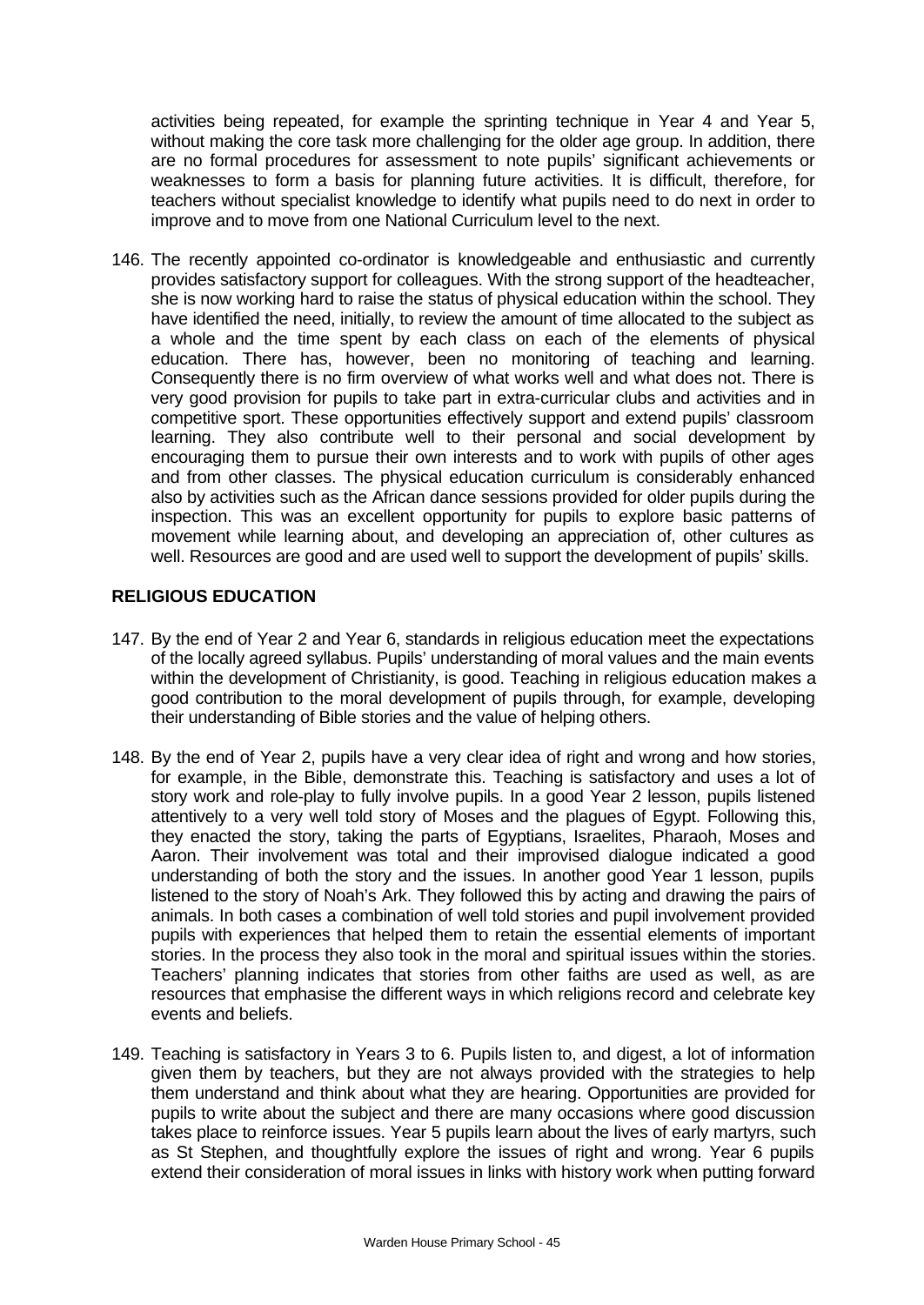activities being repeated, for example the sprinting technique in Year 4 and Year 5, without making the core task more challenging for the older age group. In addition, there are no formal procedures for assessment to note pupils' significant achievements or weaknesses to form a basis for planning future activities. It is difficult, therefore, for teachers without specialist knowledge to identify what pupils need to do next in order to improve and to move from one National Curriculum level to the next.

146. The recently appointed co-ordinator is knowledgeable and enthusiastic and currently provides satisfactory support for colleagues. With the strong support of the headteacher, she is now working hard to raise the status of physical education within the school. They have identified the need, initially, to review the amount of time allocated to the subject as a whole and the time spent by each class on each of the elements of physical education. There has, however, been no monitoring of teaching and learning. Consequently there is no firm overview of what works well and what does not. There is very good provision for pupils to take part in extra-curricular clubs and activities and in competitive sport. These opportunities effectively support and extend pupils' classroom learning. They also contribute well to their personal and social development by encouraging them to pursue their own interests and to work with pupils of other ages and from other classes. The physical education curriculum is considerably enhanced also by activities such as the African dance sessions provided for older pupils during the inspection. This was an excellent opportunity for pupils to explore basic patterns of movement while learning about, and developing an appreciation of, other cultures as well. Resources are good and are used well to support the development of pupils' skills.

## RELIGIOUS EDUCATION

147. By the end of Year 2 and Year 6, standards in religious education meet the expectations of the locally agreed syllabus. Pupils' understanding of moral values and the main events within the development of Christianity, is good. Teaching in religious education makes a good contribution to the moral development of pupils through, for example, developing their understanding of Bible stories and the value of helping others.

148. By the end of Year 2, pupils have a very clear idea of right and wrong and how stories, for example, in the Bible, demonstrate this. Teaching is satisfactory and uses a lot of story work and role-play to fully involve pupils. In a good Year 2 lesson, pupils listened attentively to a very well told story of Moses and the plagues of Egypt. Following this, they enacted the story, taking the parts of Egyptians, Israelites, Pharaoh, Moses and Aaron. Their involvement was total and their improvised dialogue indicated a good understanding of both the story and the issues. In another good Year 1 lesson, pupils listened to the story of Noah's Ark. They followed this by acting and drawing the pairs of animals. In both cases a combination of well told stories and pupil involvement provided pupils with experiences that helped them to retain the essential elements of important stories. In the process they also took in the moral and spiritual issues within the stories. Teachers' planning indicates that stories from other faiths are used as well, as are resources that emphasise the different ways in which religions record and celebrate key events and beliefs.

149. Teaching is satisfactory in Years 3 to 6. Pupils listen to, and digest, a lot of information given them by teachers, but they are not always provided with the strategies to help them understand and think about what they are hearing. Opportunities are provided for pupils to write about the subject and there are many occasions where good discussion takes place to reinforce issues. Year 5 pupils learn about the lives of early martyrs, such as St Stephen, and thoughtfully explore the issues of right and wrong. Year 6 pupils extend their consideration of moral issues in links with history work when putting forward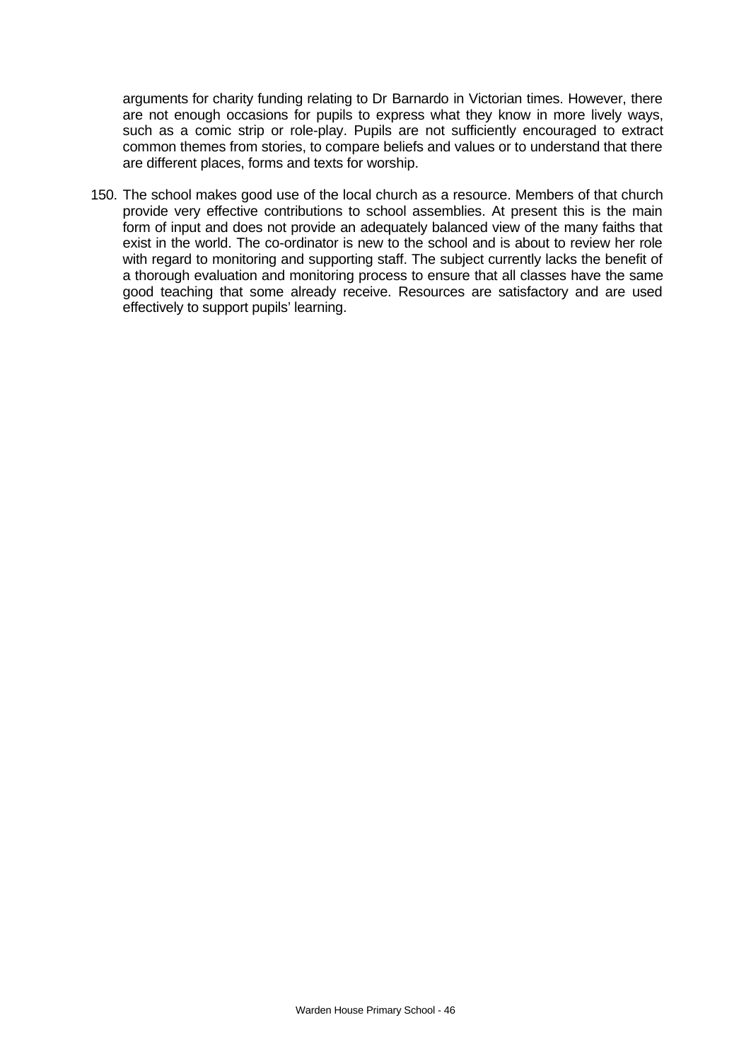arguments for charity funding relating to Dr Barnardo in Victorian times. However, there are not enough occasions for pupils to express what they know in more lively ways, such as a comic strip or role-play. Pupils are not sufficiently encouraged to extract common themes from stories, to compare beliefs and values or to understand that there are different places, forms and texts for worship.

150. The school makes good use of the local church as a resource. Members of that church provide very effective contributions to school assemblies. At present this is the main form of input and does not provide an adequately balanced view of the many faiths that exist in the world. The co-ordinator is new to the school and is about to review her role with regard to monitoring and supporting staff. The subject currently lacks the benefit of a thorough evaluation and monitoring process to ensure that all classes have the same good teaching that some already receive. Resources are satisfactory and are used effectively to support pupils' learning.